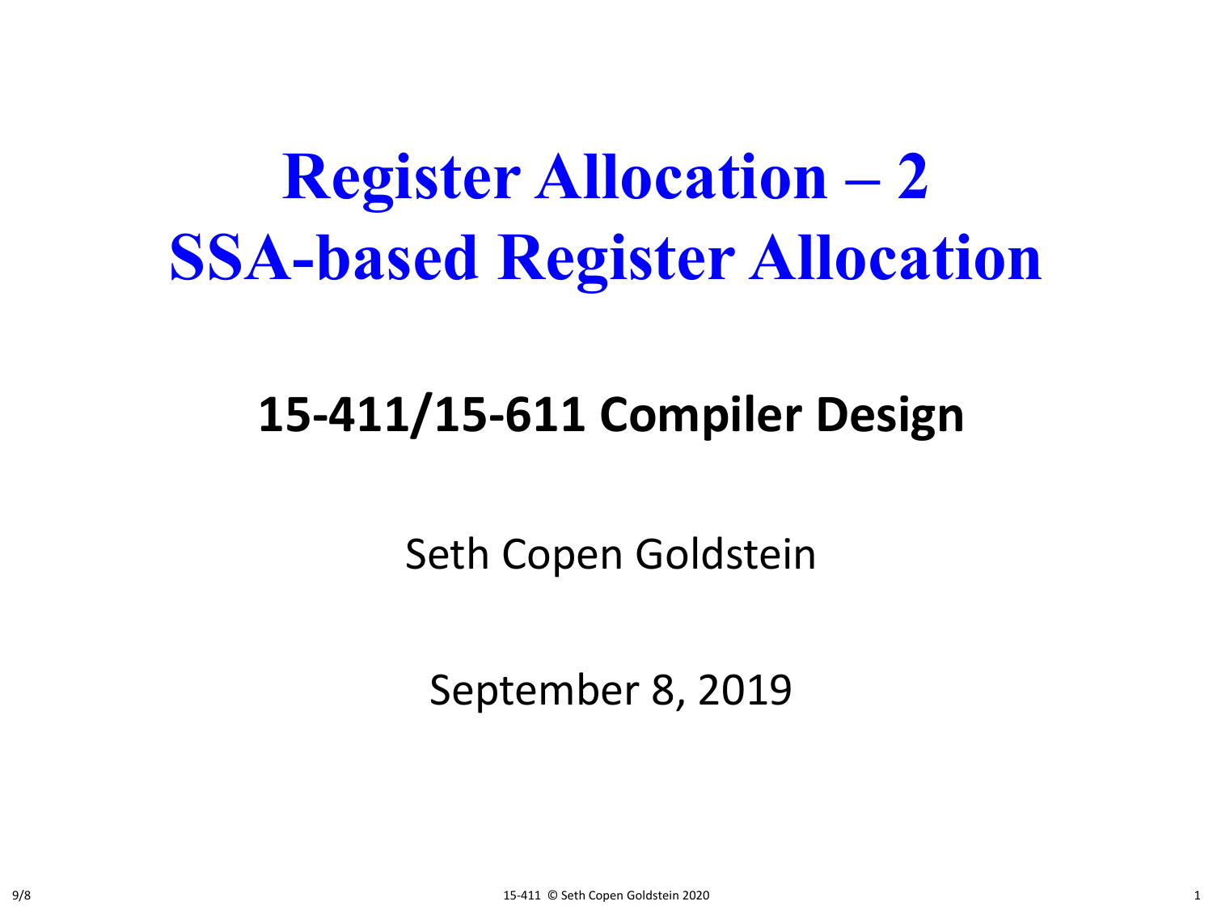# Register Allocation – 2
# SSA-based Register Allocation

## 15-411/15-611 Compiler Design

Seth Copen Goldstein

September 8, 2019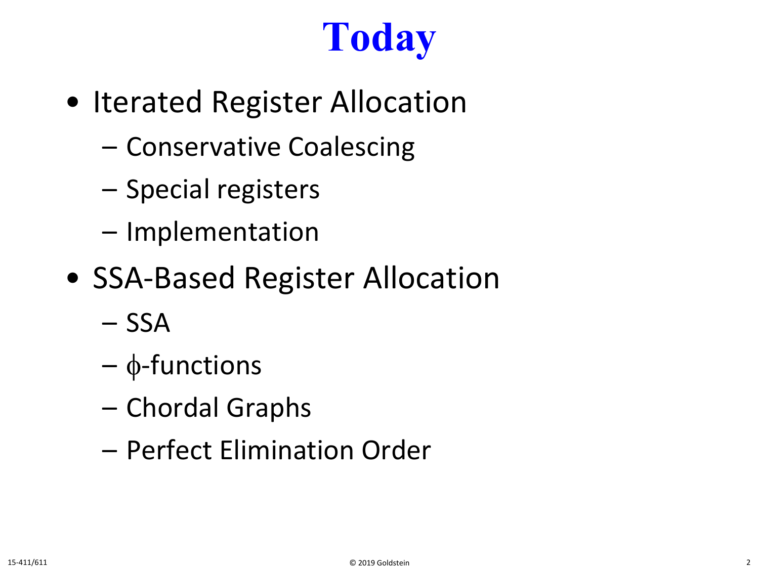# Today

- Iterated Register Allocation
  - Conservative Coalescing
  - Special registers
  - Implementation
- SSA-Based Register Allocation
  - SSA
  - $\phi$-functions
  - Chordal Graphs
  - Perfect Elimination Order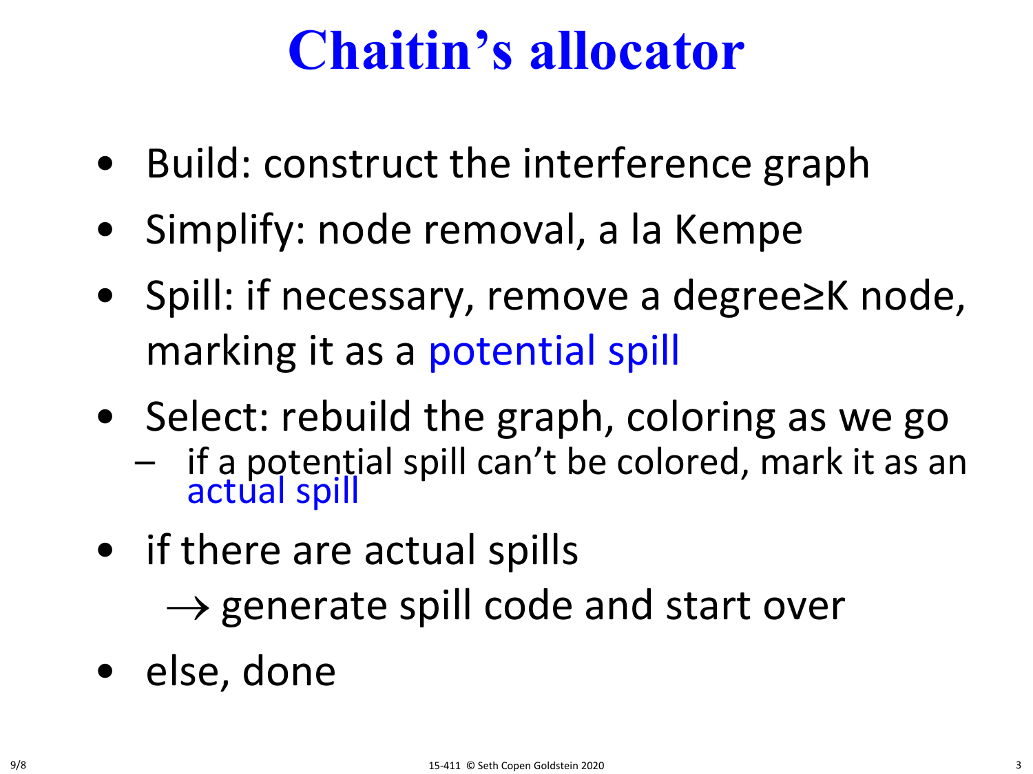# Chaitin's allocator

- Build: construct the interference graph
- Simplify: node removal, a la Kempe
- Spill: if necessary, remove a degree≥K node, marking it as a potential spill
- Select: rebuild the graph, coloring as we go
  - if a potential spill can't be colored, mark it as an actual spill
- if there are actual spills
  
  $\rightarrow$ generate spill code and start over
- else, done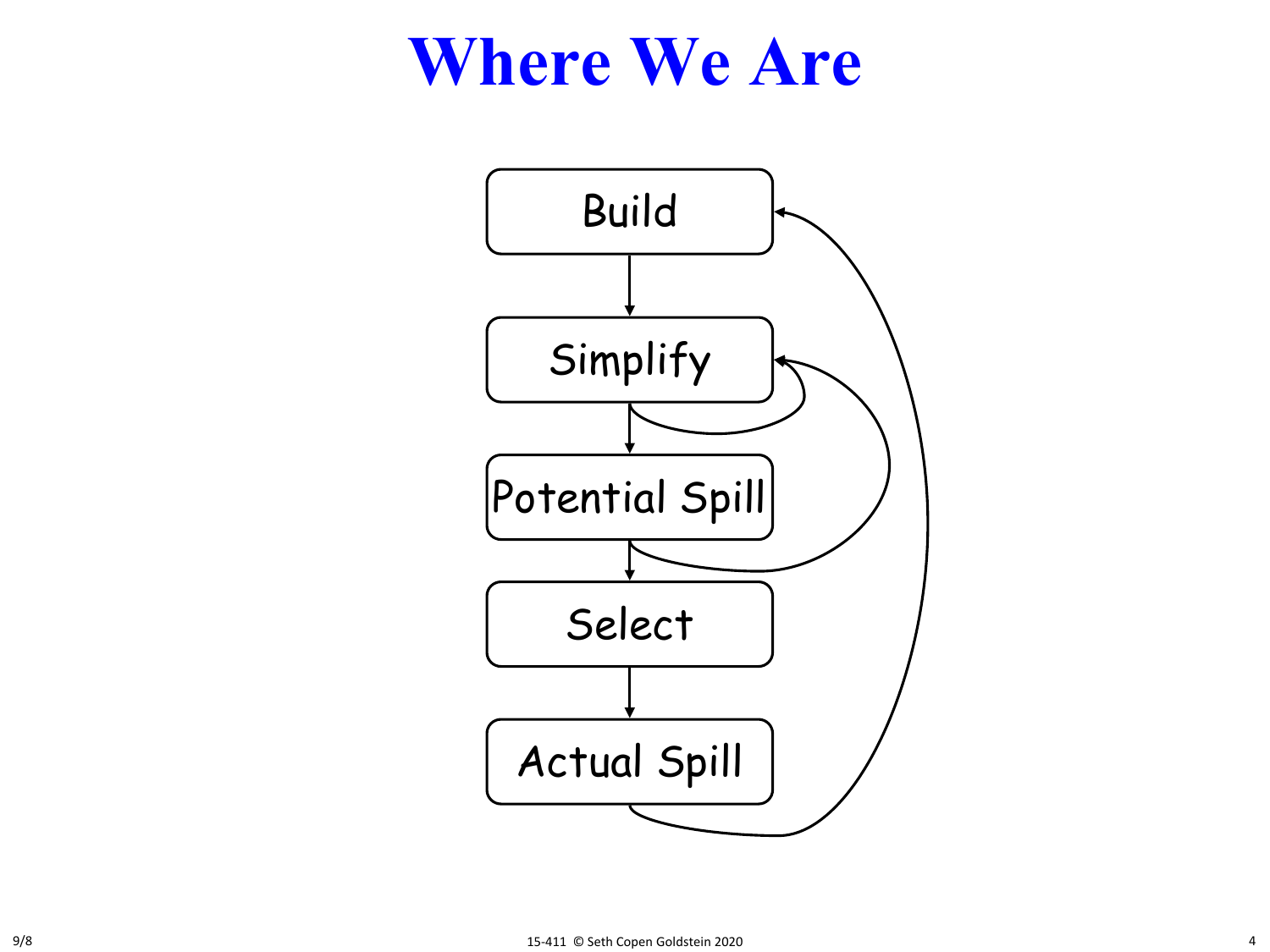# Where We Are

Build

Simplify

Potential Spill

Select

Actual Spill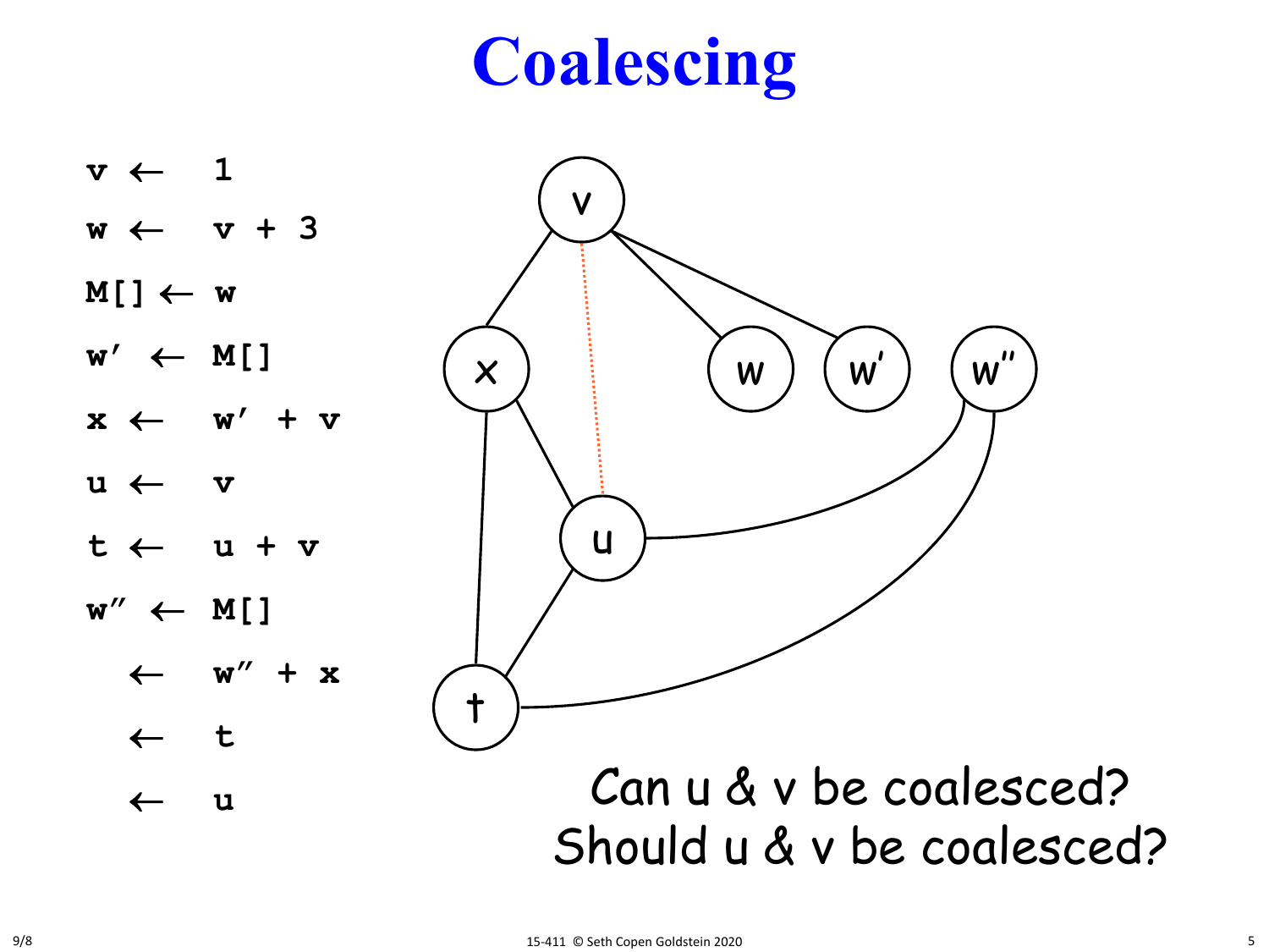# Coalescing

```
v   ←  1
w   ←  v + 3
M[] ← w
w′  ← M[]
x   ←  w′ + v
u   ←  v
t   ←  u + v
w″  ← M[]
    ←  w″ + x
    ←  t
    ←  u
```

Can u & v be coalesced?
Should u & v be coalesced?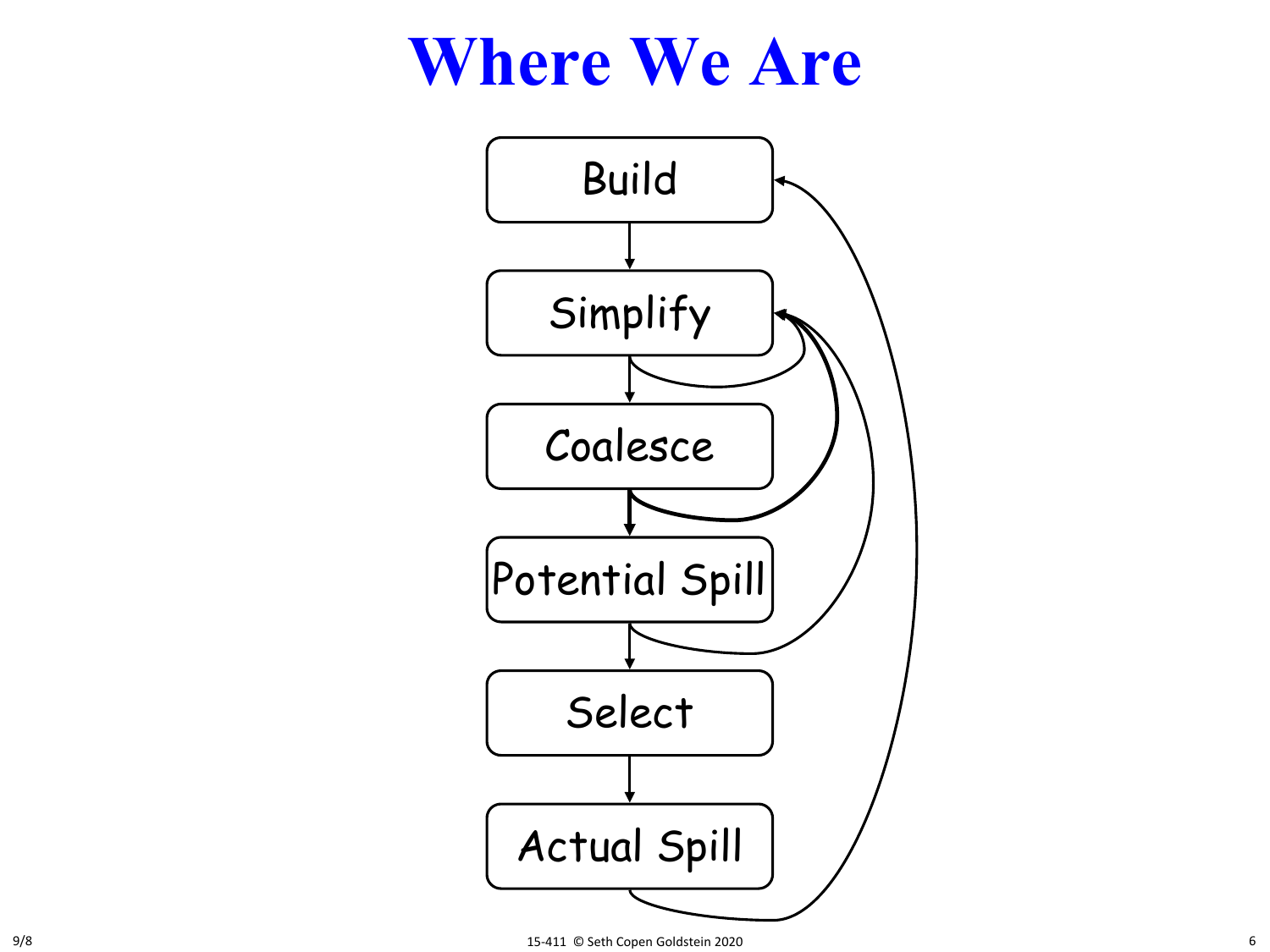# Where We Are

Build

Simplify

Coalesce

Potential Spill

Select

Actual Spill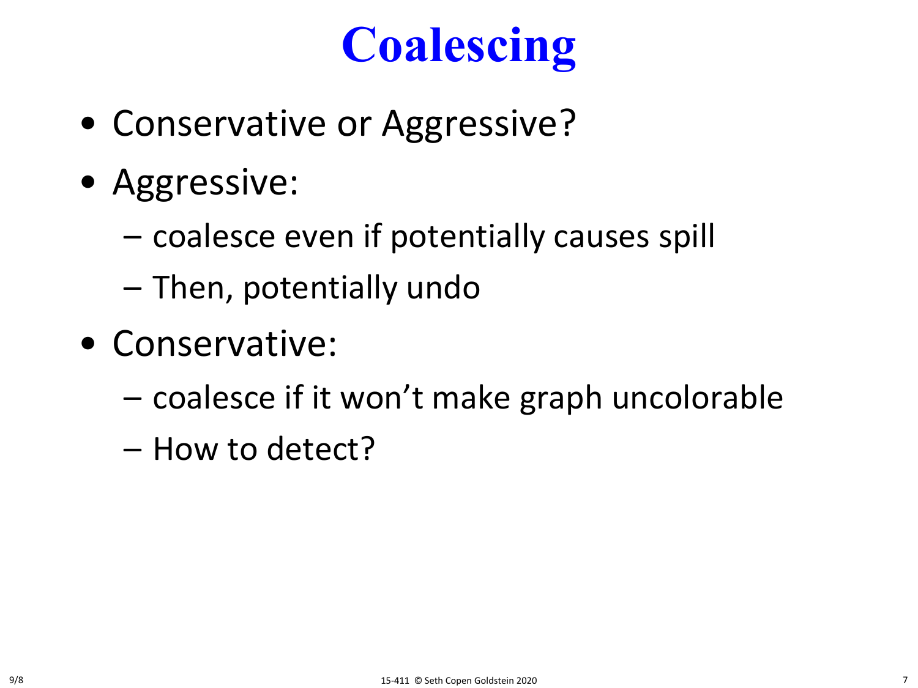# Coalescing

- Conservative or Aggressive?
- Aggressive:
  - coalesce even if potentially causes spill
  - Then, potentially undo
- Conservative:
  - coalesce if it won't make graph uncolorable
  - How to detect?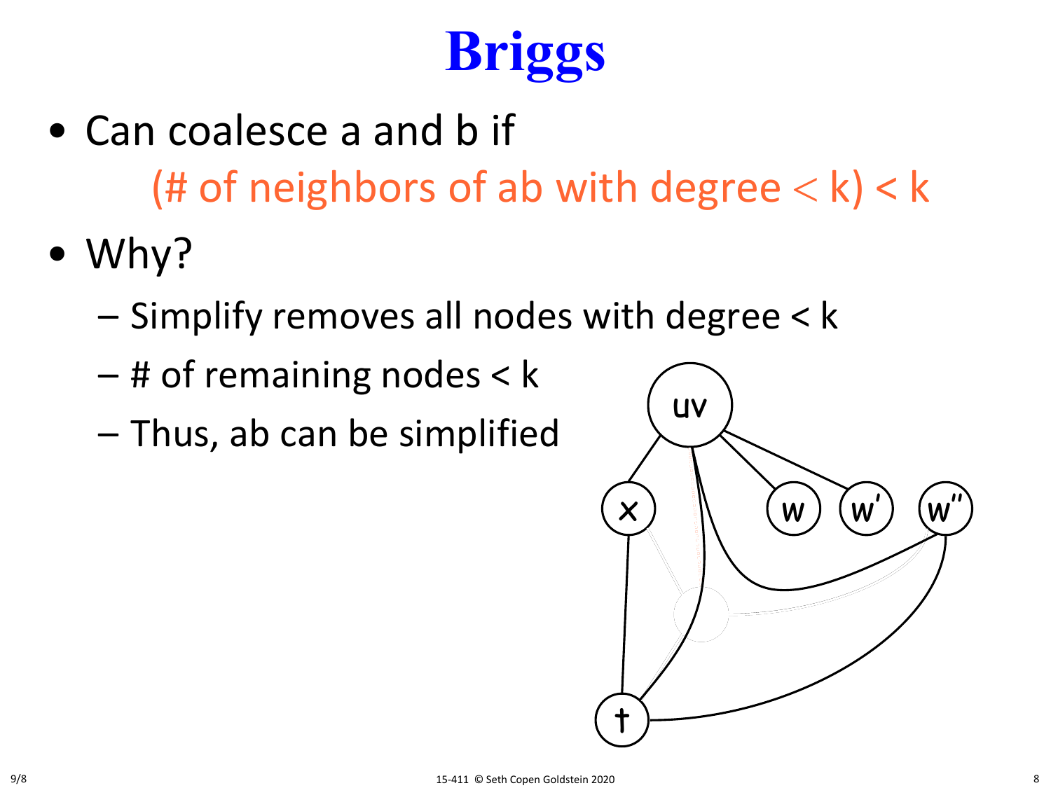# Briggs

- Can coalesce a and b if

  (# of neighbors of ab with degree < k) < k

- Why?
  - Simplify removes all nodes with degree < k
  - # of remaining nodes < k
  - Thus, ab can be simplified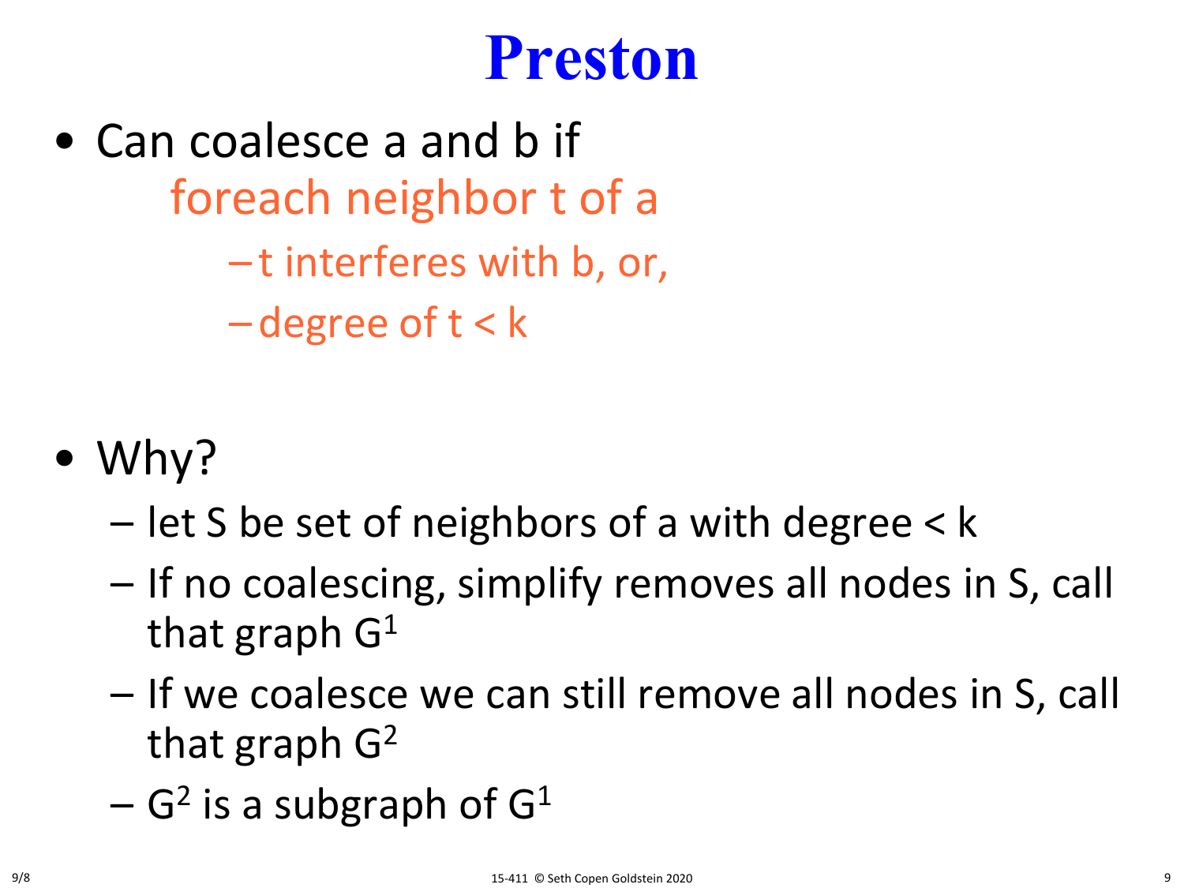# Preston

- Can coalesce a and b if
  foreach neighbor t of a
  - t interferes with b, or,
  - degree of t < k

- Why?
  - let S be set of neighbors of a with degree < k
  - If no coalescing, simplify removes all nodes in S, call that graph $G^1$
  - If we coalesce we can still remove all nodes in S, call that graph $G^2$
  - $G^2$ is a subgraph of $G^1$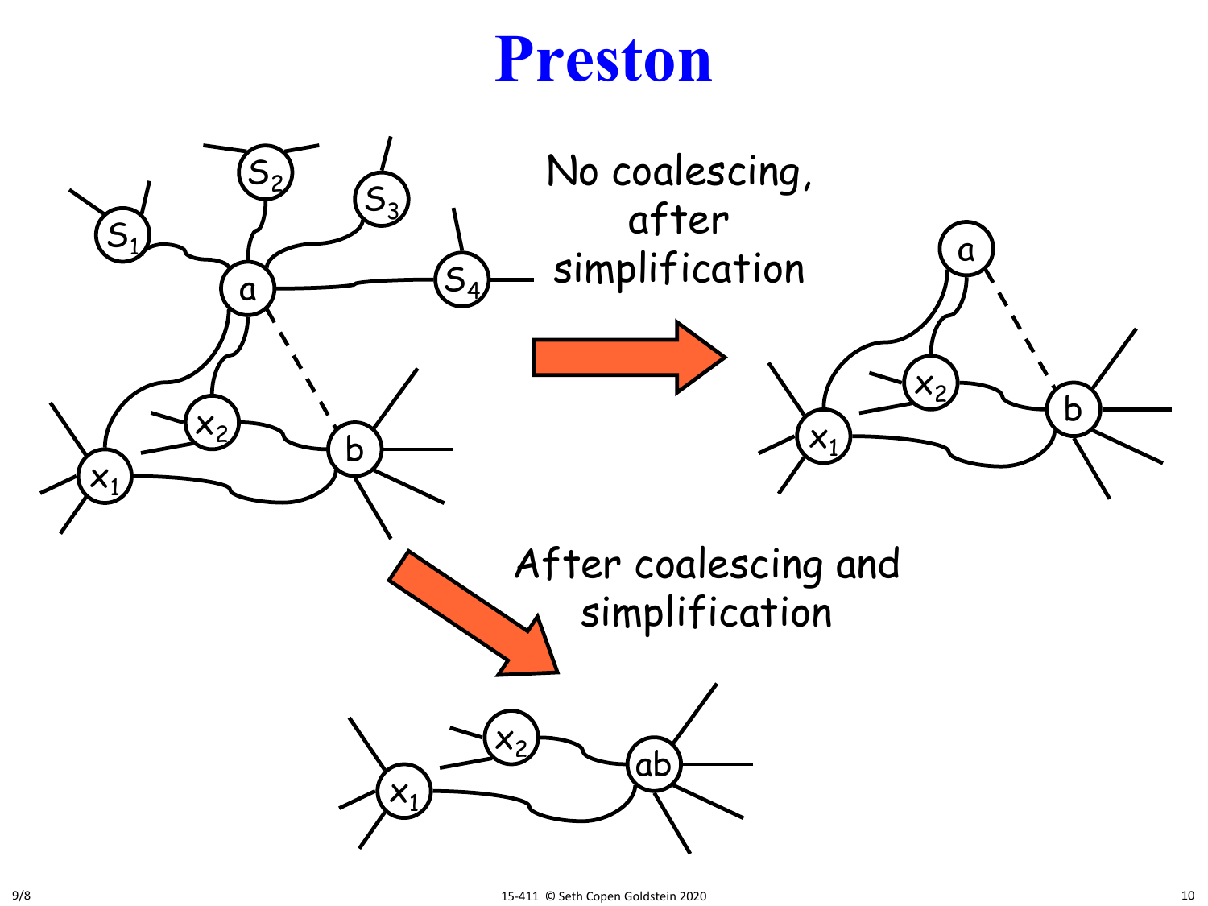# Preston

No coalescing, after simplification

After coalescing and simplification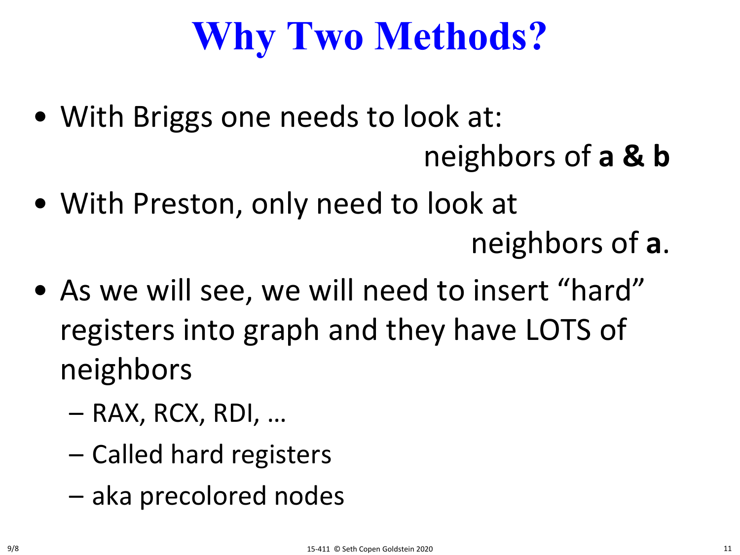# Why Two Methods?

- With Briggs one needs to look at: neighbors of **a & b**
- With Preston, only need to look at neighbors of **a**.
- As we will see, we will need to insert "hard" registers into graph and they have LOTS of neighbors
  - RAX, RCX, RDI, …
  - Called hard registers
  - aka precolored nodes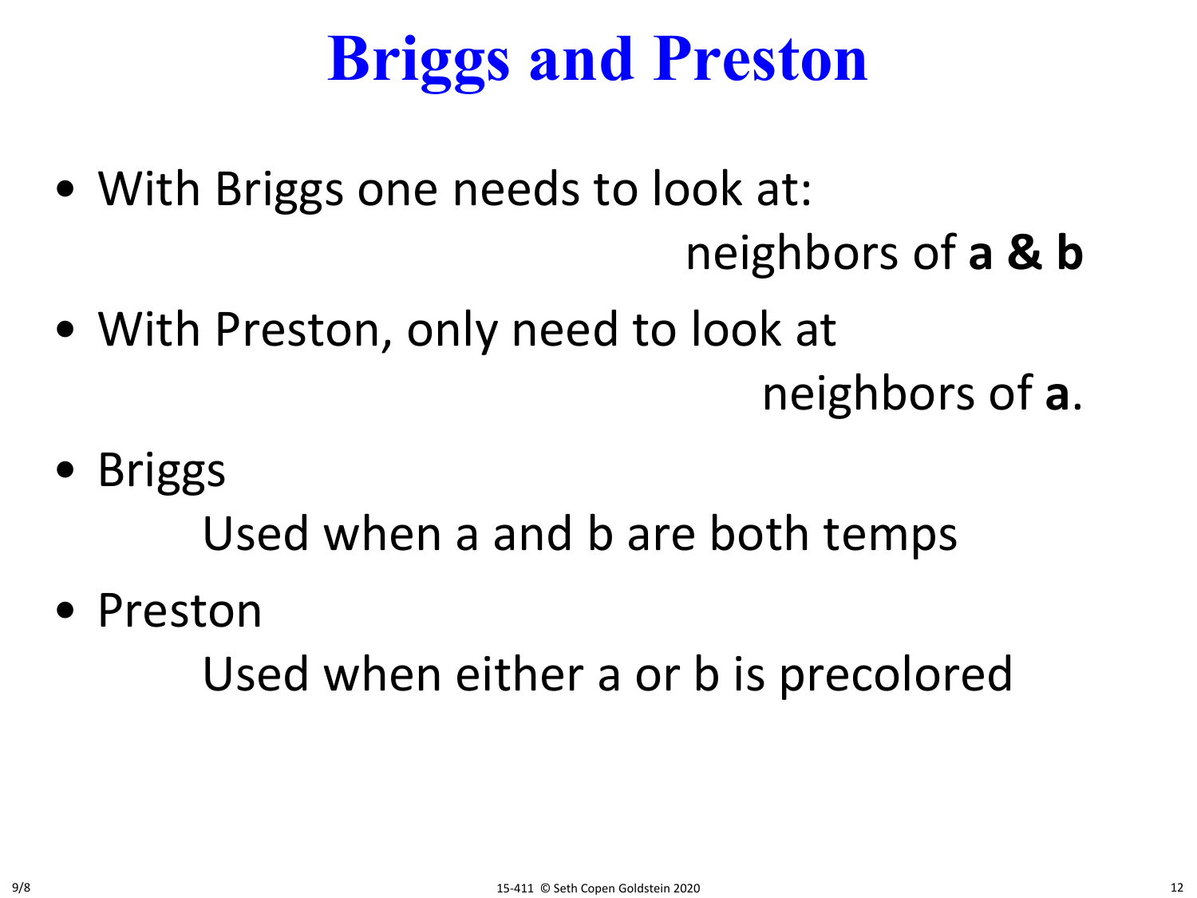# Briggs and Preston

- With Briggs one needs to look at:

  neighbors of **a & b**

- With Preston, only need to look at

  neighbors of **a**.

- Briggs

  Used when a and b are both temps

- Preston

  Used when either a or b is precolored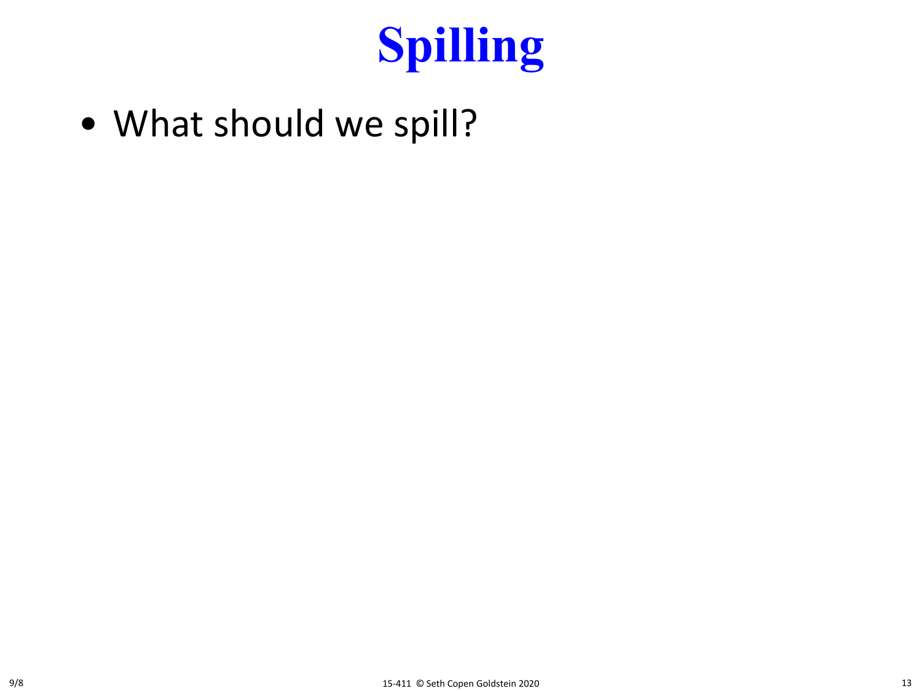# Spilling

- What should we spill?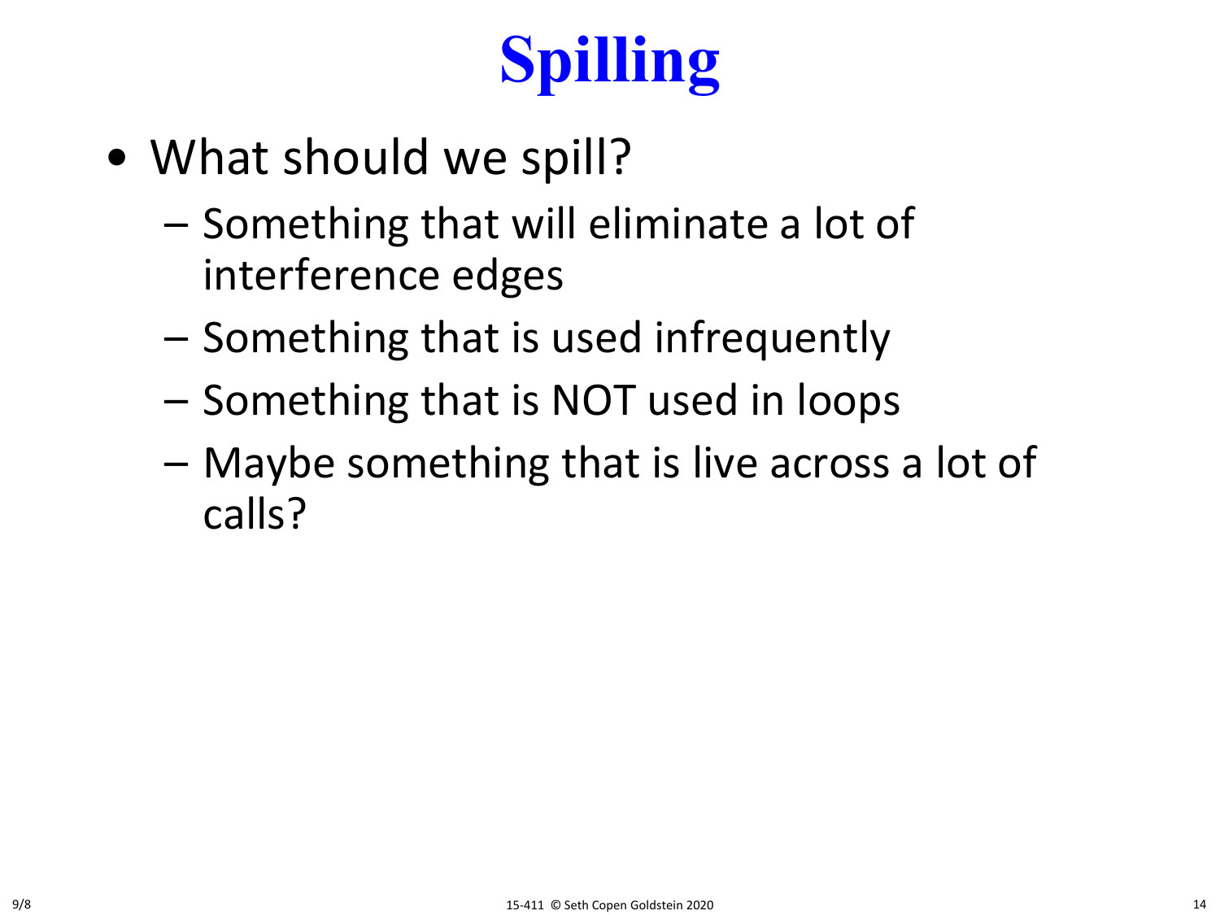# Spilling

- What should we spill?
  - Something that will eliminate a lot of interference edges
  - Something that is used infrequently
  - Something that is NOT used in loops
  - Maybe something that is live across a lot of calls?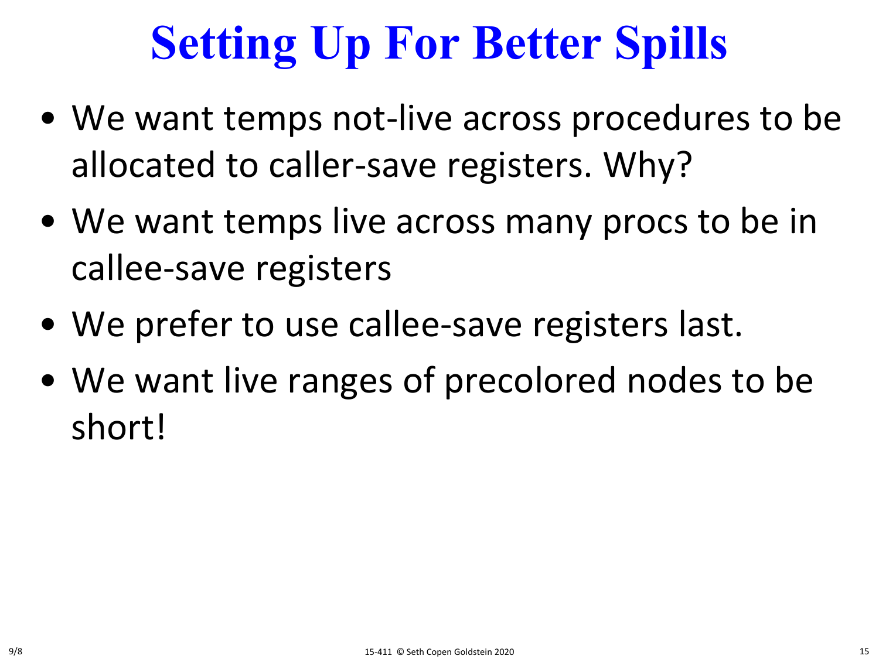# Setting Up For Better Spills

- We want temps not-live across procedures to be allocated to caller-save registers. Why?
- We want temps live across many procs to be in callee-save registers
- We prefer to use callee-save registers last.
- We want live ranges of precolored nodes to be short!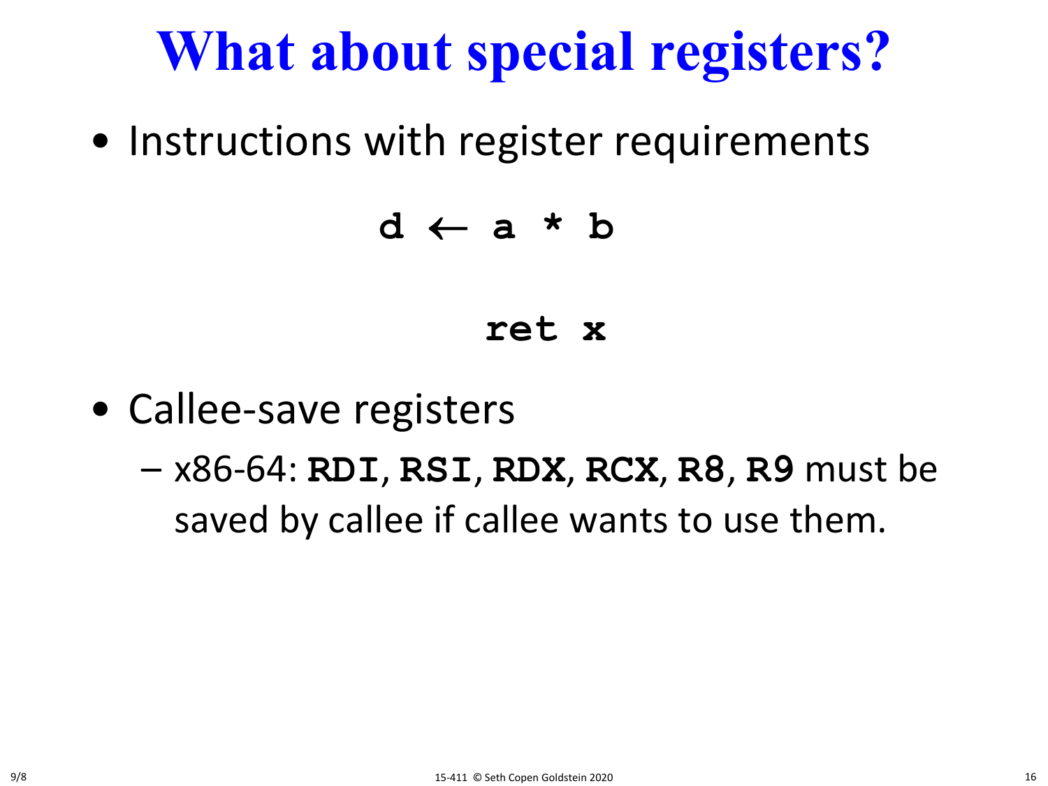# What about special registers?

- Instructions with register requirements

```
d ← a * b
```

```
ret x
```

- Callee-save registers
  - x86-64: **RDI**, **RSI**, **RDX**, **RCX**, **R8**, **R9** must be saved by callee if callee wants to use them.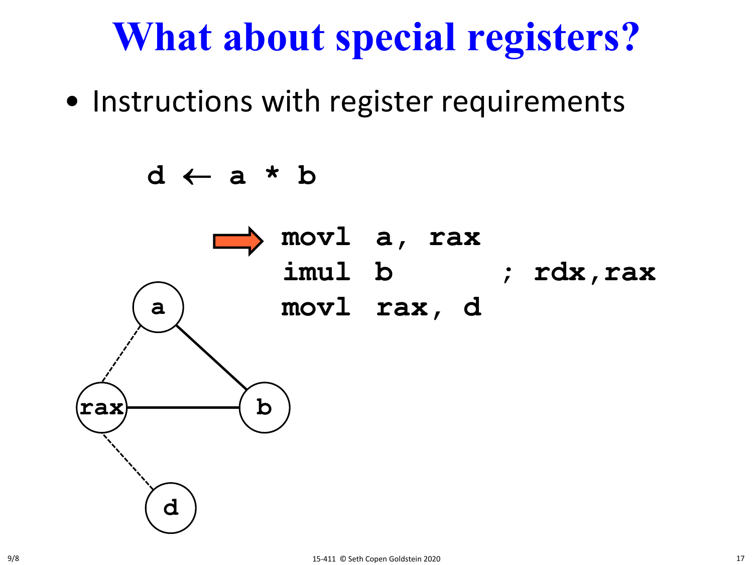# What about special registers?

- Instructions with register requirements

```
d ← a * b

movl  a, rax
imul  b         ; rdx,rax
movl  rax, d
```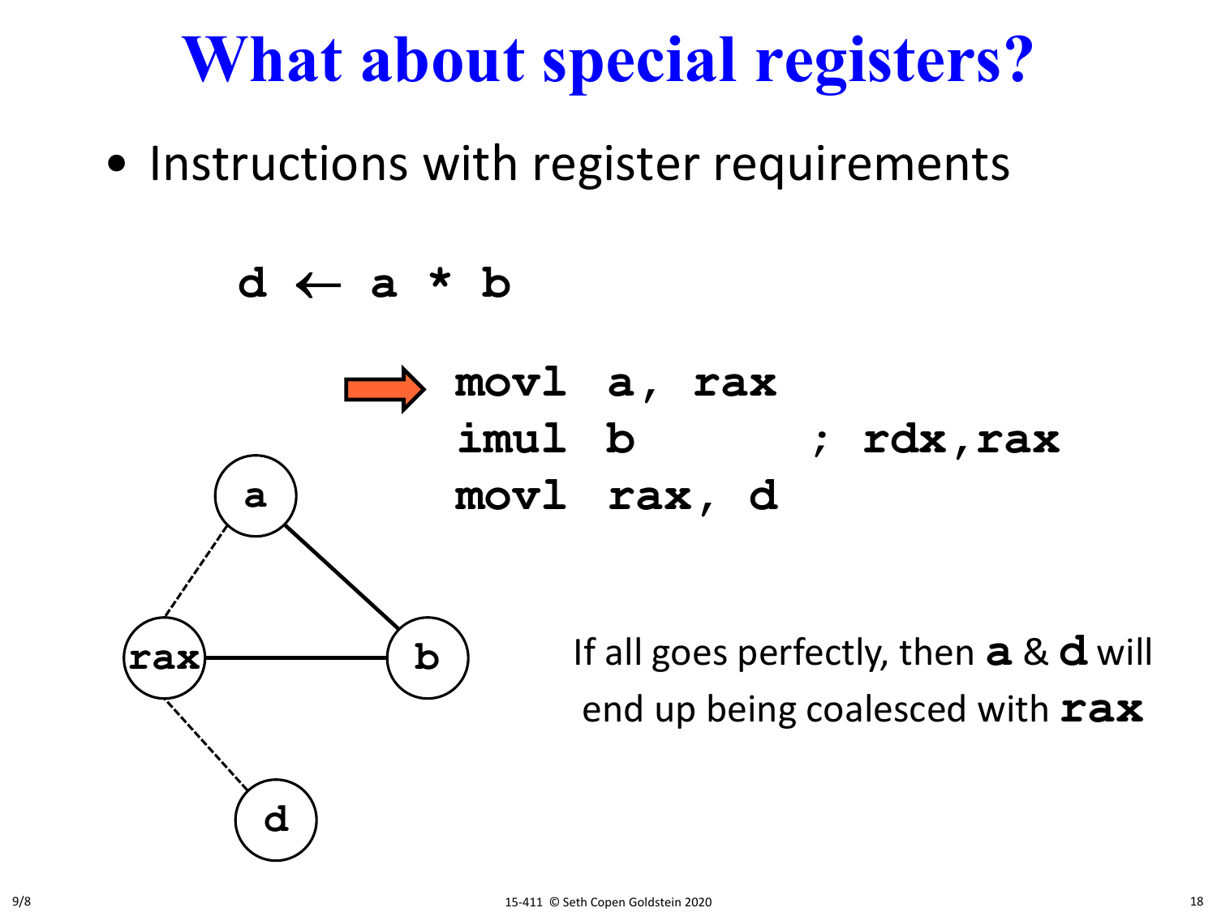# What about special registers?

- Instructions with register requirements

```
d ← a * b

movl  a, rax
imul  b        ; rdx,rax
movl  rax, d
```

If all goes perfectly, then **a** & **d** will end up being coalesced with **rax**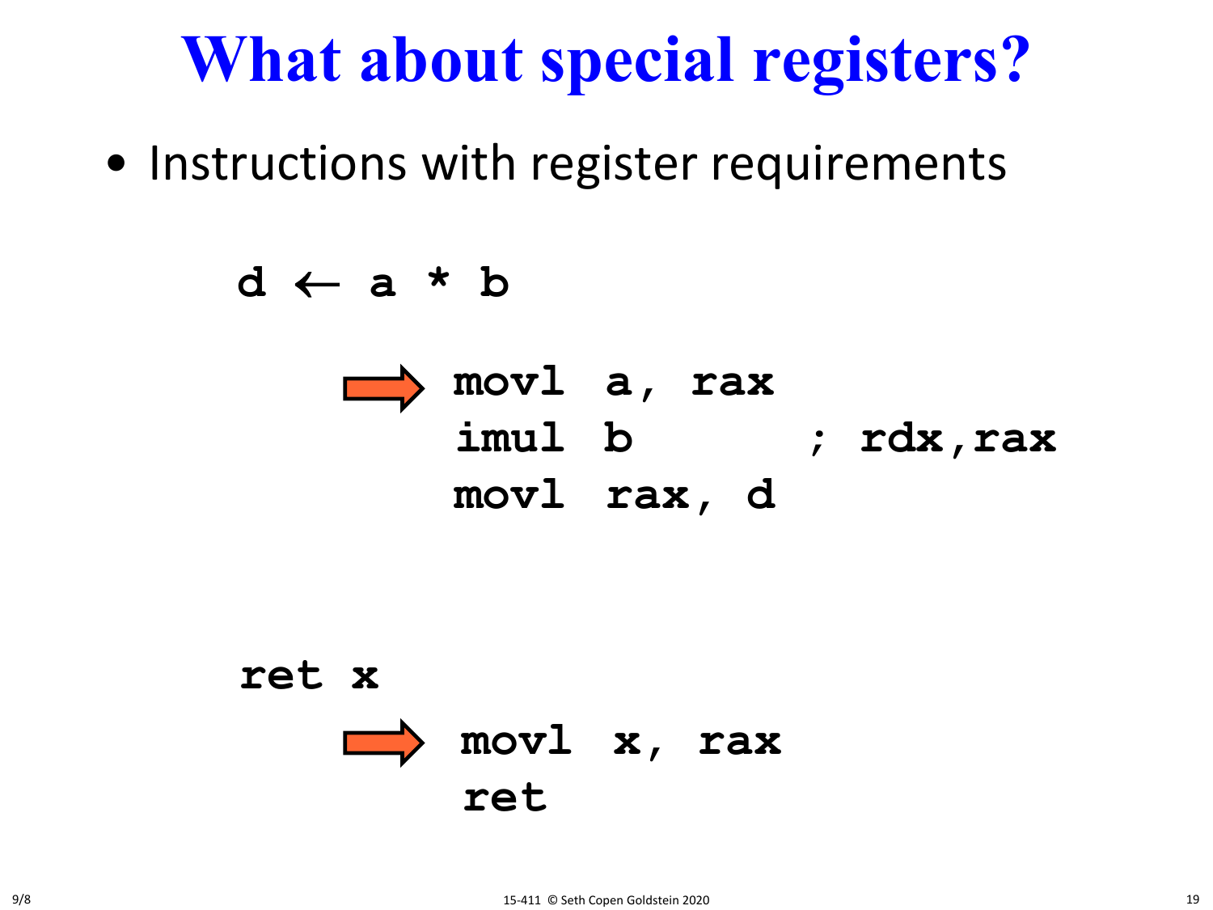# What about special registers?

- Instructions with register requirements

```
d ← a * b

    ⇒ movl  a, rax
      imul  b       ; rdx,rax
      movl  rax, d


ret x

    ⇒ movl  x, rax
      ret
```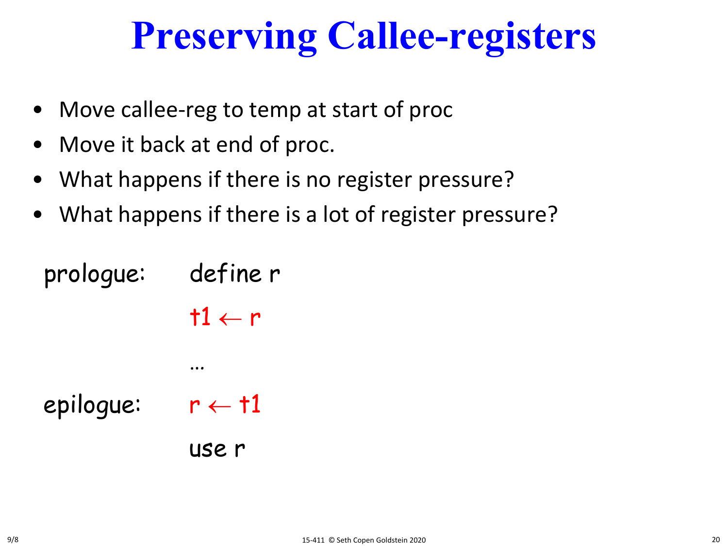# Preserving Callee-registers

- Move callee-reg to temp at start of proc
- Move it back at end of proc.
- What happens if there is no register pressure?
- What happens if there is a lot of register pressure?

```
prologue:   define r
            t1 ← r

            …
epilogue:   r ← t1
            use r
```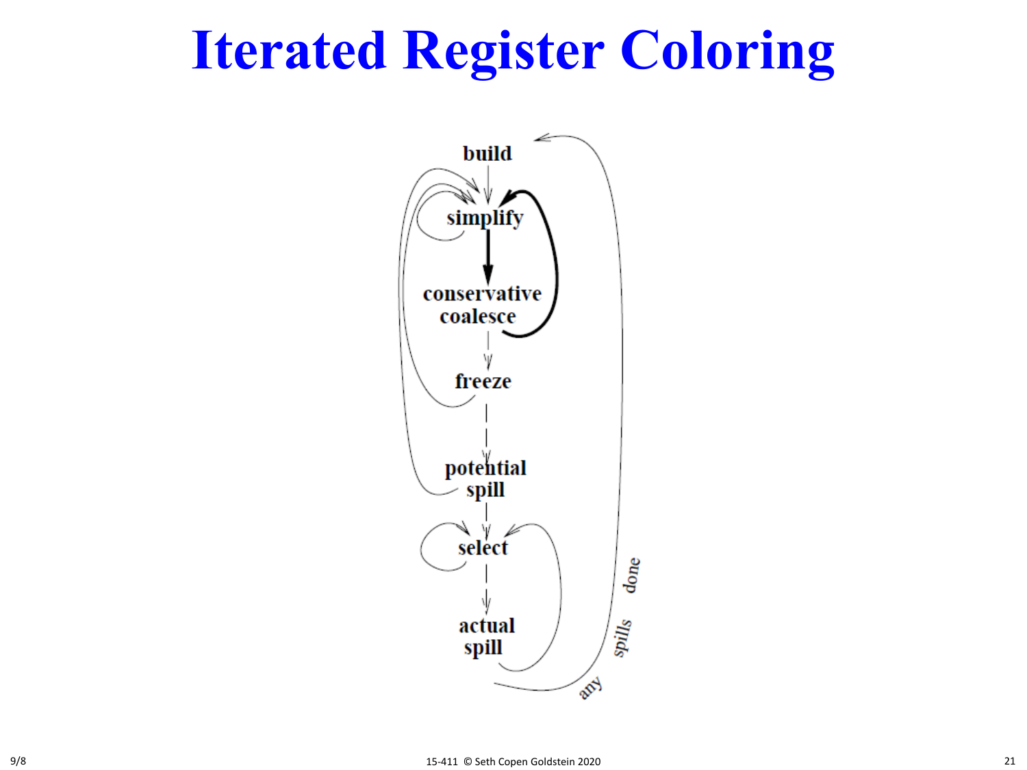# Iterated Register Coloring

build

simplify

conservative
coalesce

freeze

potential
spill

select

actual
spill

any spills done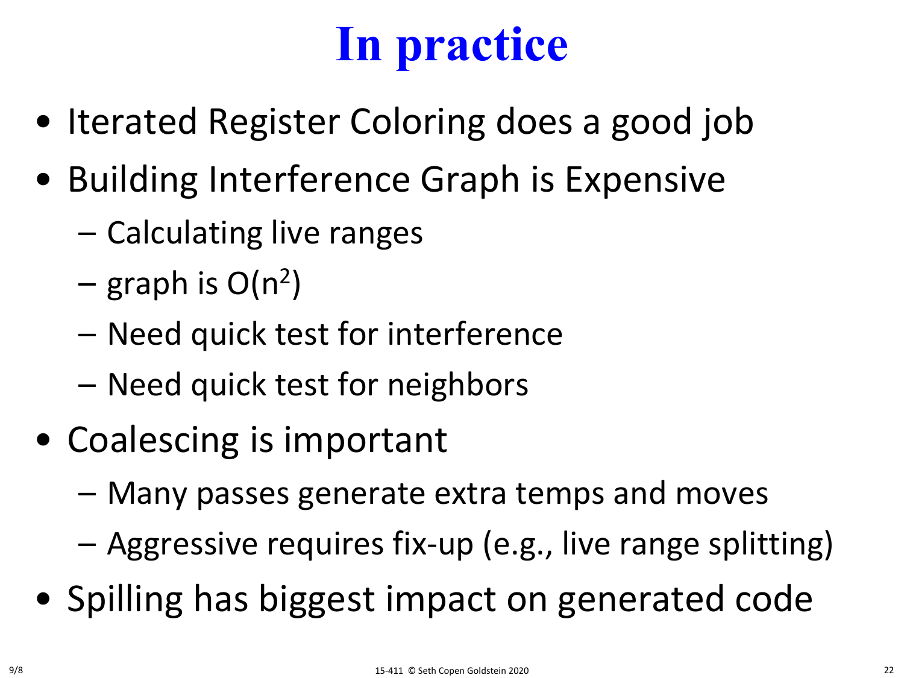# In practice

- Iterated Register Coloring does a good job
- Building Interference Graph is Expensive
  - Calculating live ranges
  - graph is $O(n^2)$
  - Need quick test for interference
  - Need quick test for neighbors
- Coalescing is important
  - Many passes generate extra temps and moves
  - Aggressive requires fix-up (e.g., live range splitting)
- Spilling has biggest impact on generated code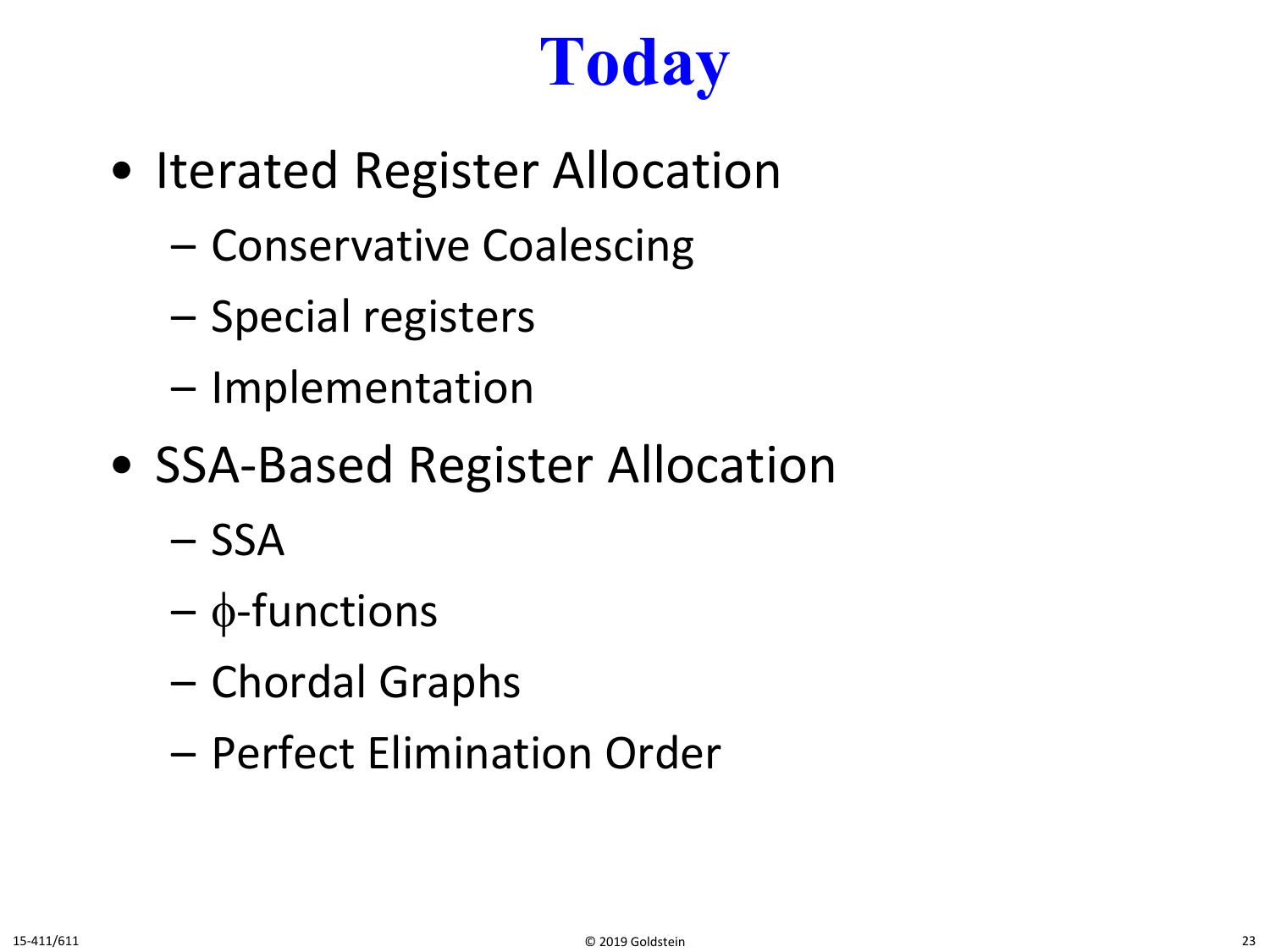# Today

- Iterated Register Allocation
  - Conservative Coalescing
  - Special registers
  - Implementation
- SSA-Based Register Allocation
  - SSA
  - $\phi$-functions
  - Chordal Graphs
  - Perfect Elimination Order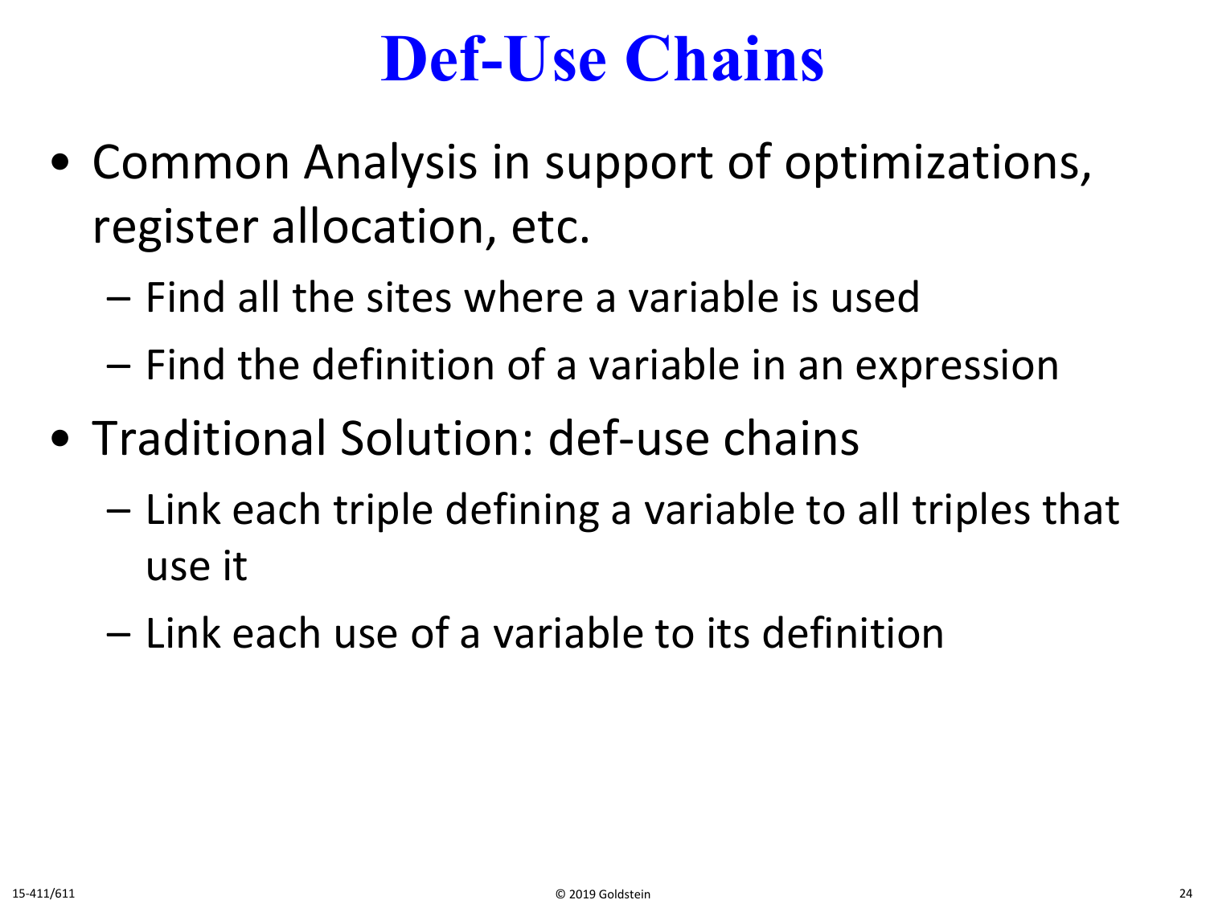# Def-Use Chains

- Common Analysis in support of optimizations, register allocation, etc.
  - Find all the sites where a variable is used
  - Find the definition of a variable in an expression
- Traditional Solution: def-use chains
  - Link each triple defining a variable to all triples that use it
  - Link each use of a variable to its definition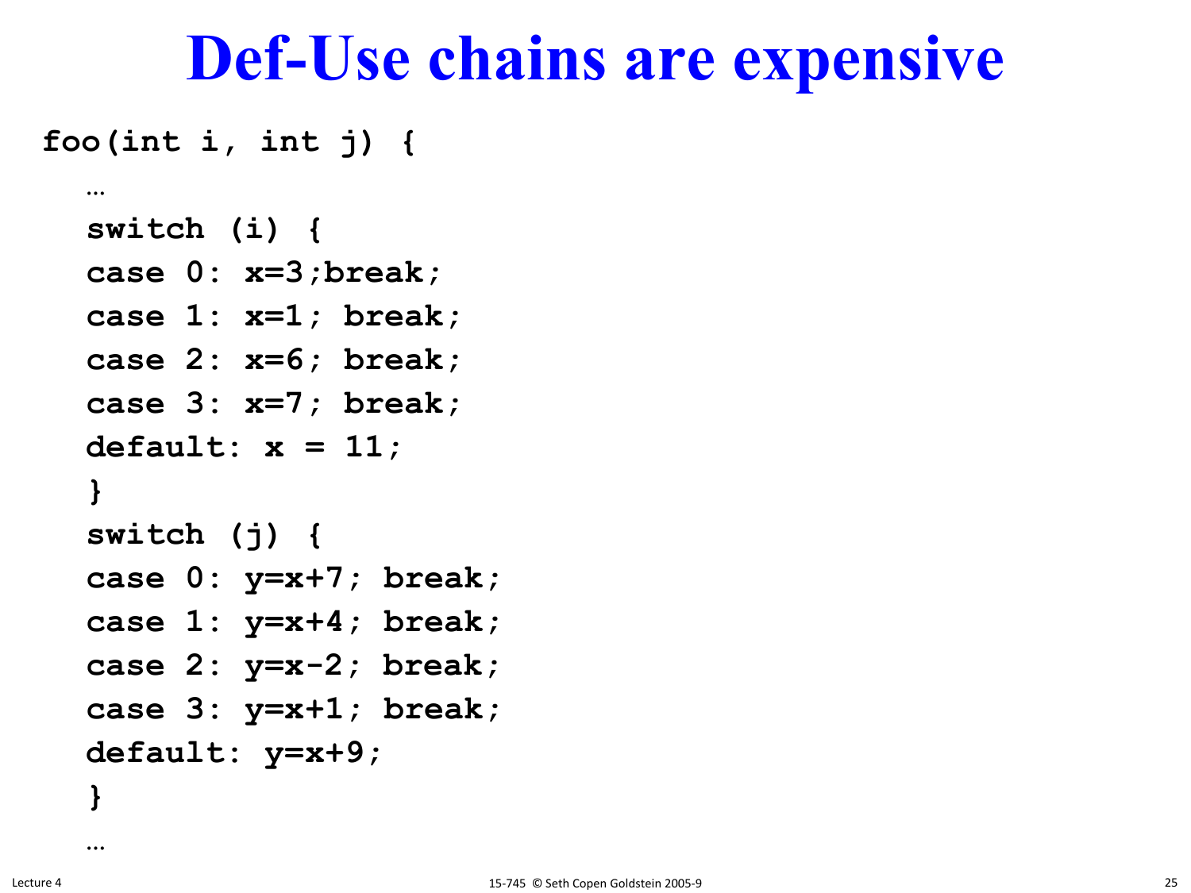# Def-Use chains are expensive

```
foo(int i, int j) {
  …
  switch (i) {
  case 0: x=3;break;
  case 1: x=1; break;
  case 2: x=6; break;
  case 3: x=7; break;
  default: x = 11;
  }
  switch (j) {
  case 0: y=x+7; break;
  case 1: y=x+4; break;
  case 2: y=x-2; break;
  case 3: y=x+1; break;
  default: y=x+9;
  }
  …
```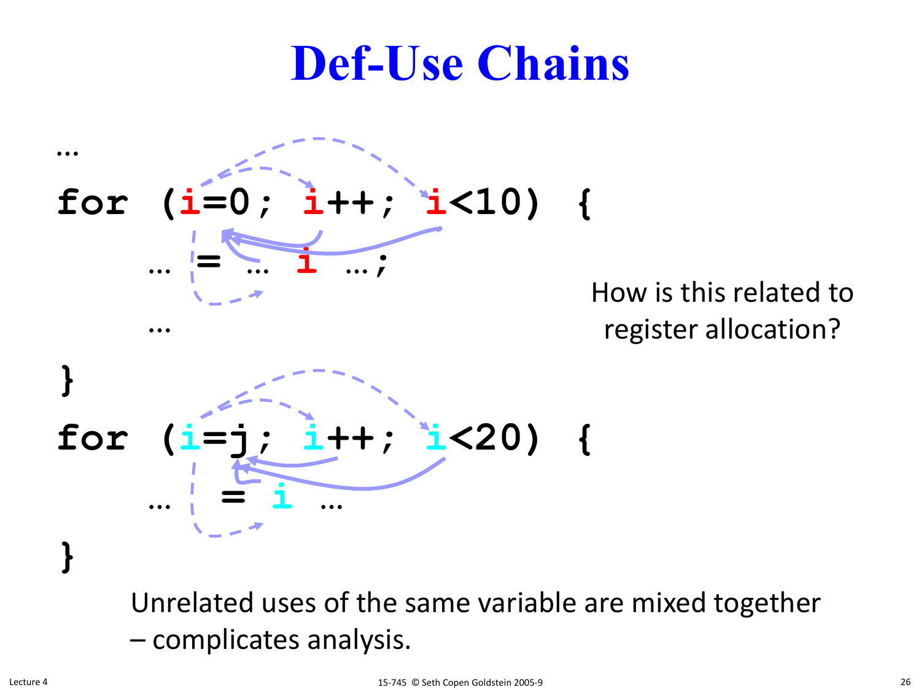# Def-Use Chains

```
...
for (i=0; i++; i<10)  {
      ... = ... i ...;
      ...
}
for (i=j; i++; i<20)  {
      ...  = i  ...
}
```

How is this related to register allocation?

Unrelated uses of the same variable are mixed together – complicates analysis.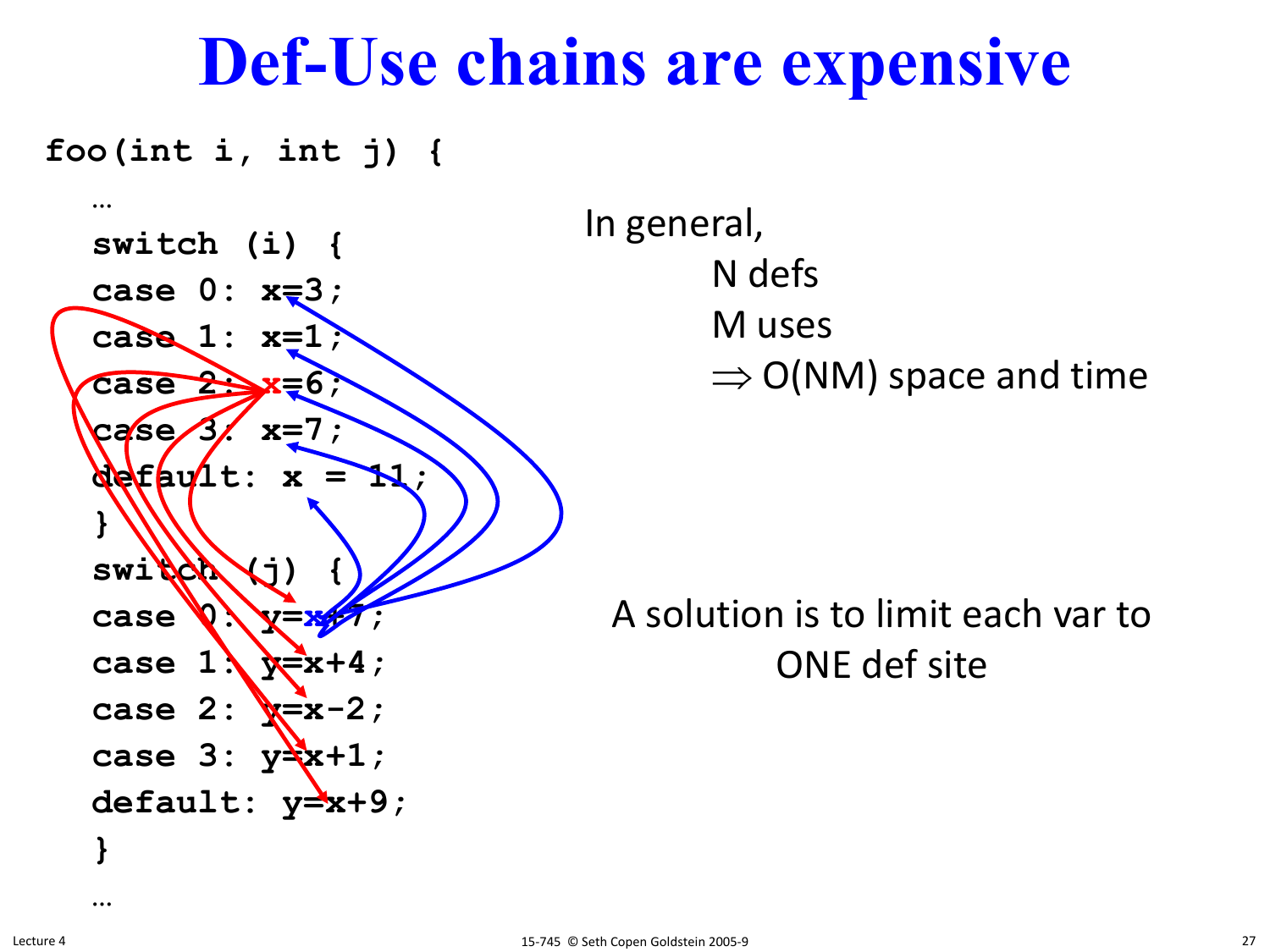# Def-Use chains are expensive

```
foo(int i, int j) {
  …
  switch (i) {
  case 0: x=3;
  case 1: x=1;
  case 2: x=6;
  case 3: x=7;
  default: x = 11;
  }
  switch (j) {
  case 0: y=x+7;
  case 1: y=x+4;
  case 2: y=x-2;
  case 3: y=x+1;
  default: y=x+9;
  }
  …
```

In general,

N defs

M uses

$\Rightarrow$ O(NM) space and time

A solution is to limit each var to ONE def site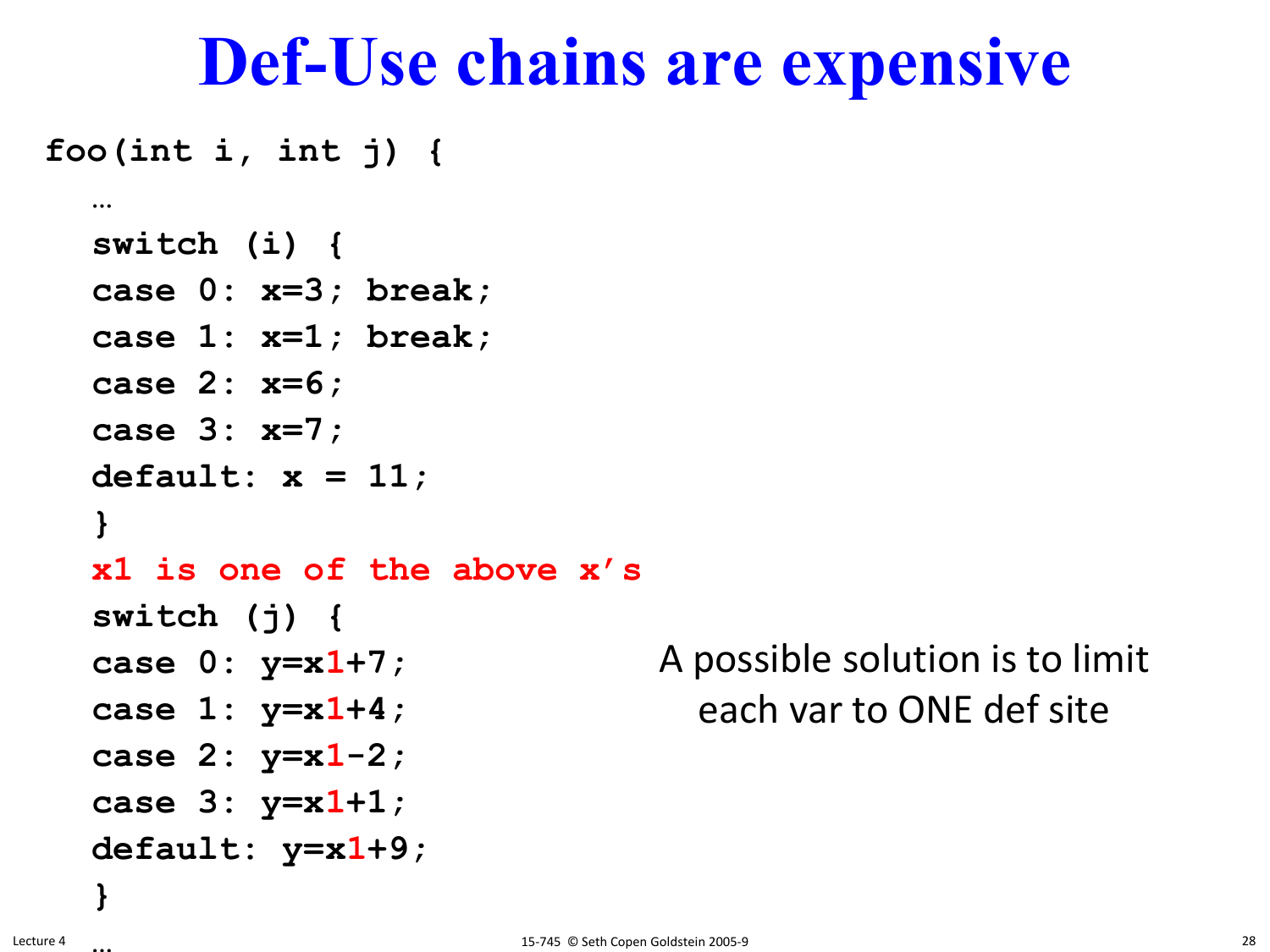# Def-Use chains are expensive

```
foo(int i, int j) {
  …
  switch (i) {
  case 0: x=3; break;
  case 1: x=1; break;
  case 2: x=6;
  case 3: x=7;
  default: x = 11;
  }
  x1 is one of the above x's
  switch (j) {
  case 0: y=x1+7;
  case 1: y=x1+4;
  case 2: y=x1-2;
  case 3: y=x1+1;
  default: y=x1+9;
  }
  …
```

A possible solution is to limit each var to ONE def site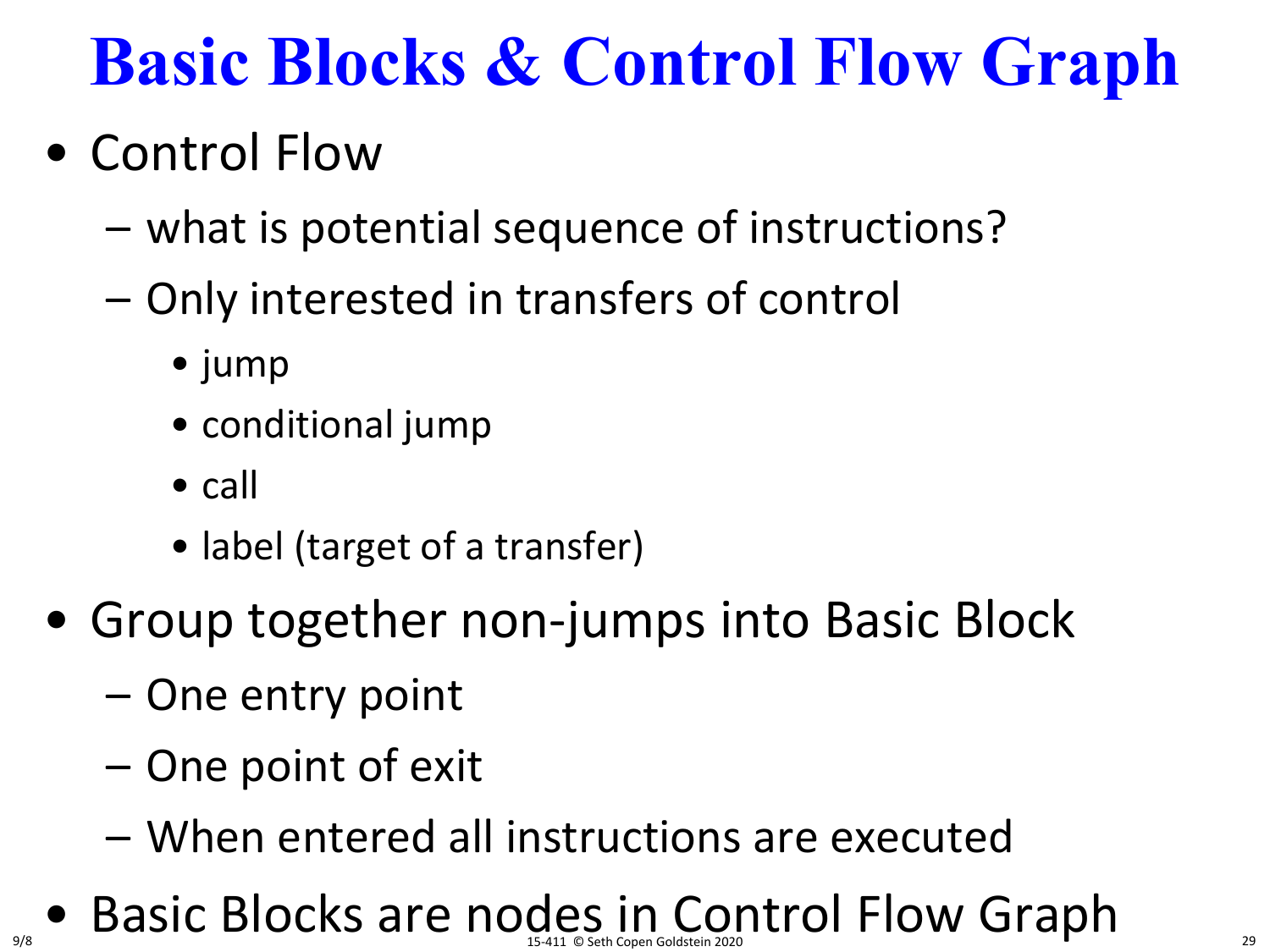# Basic Blocks & Control Flow Graph

- Control Flow
  - what is potential sequence of instructions?
  - Only interested in transfers of control
    - jump
    - conditional jump
    - call
    - label (target of a transfer)
- Group together non-jumps into Basic Block
  - One entry point
  - One point of exit
  - When entered all instructions are executed
- Basic Blocks are nodes in Control Flow Graph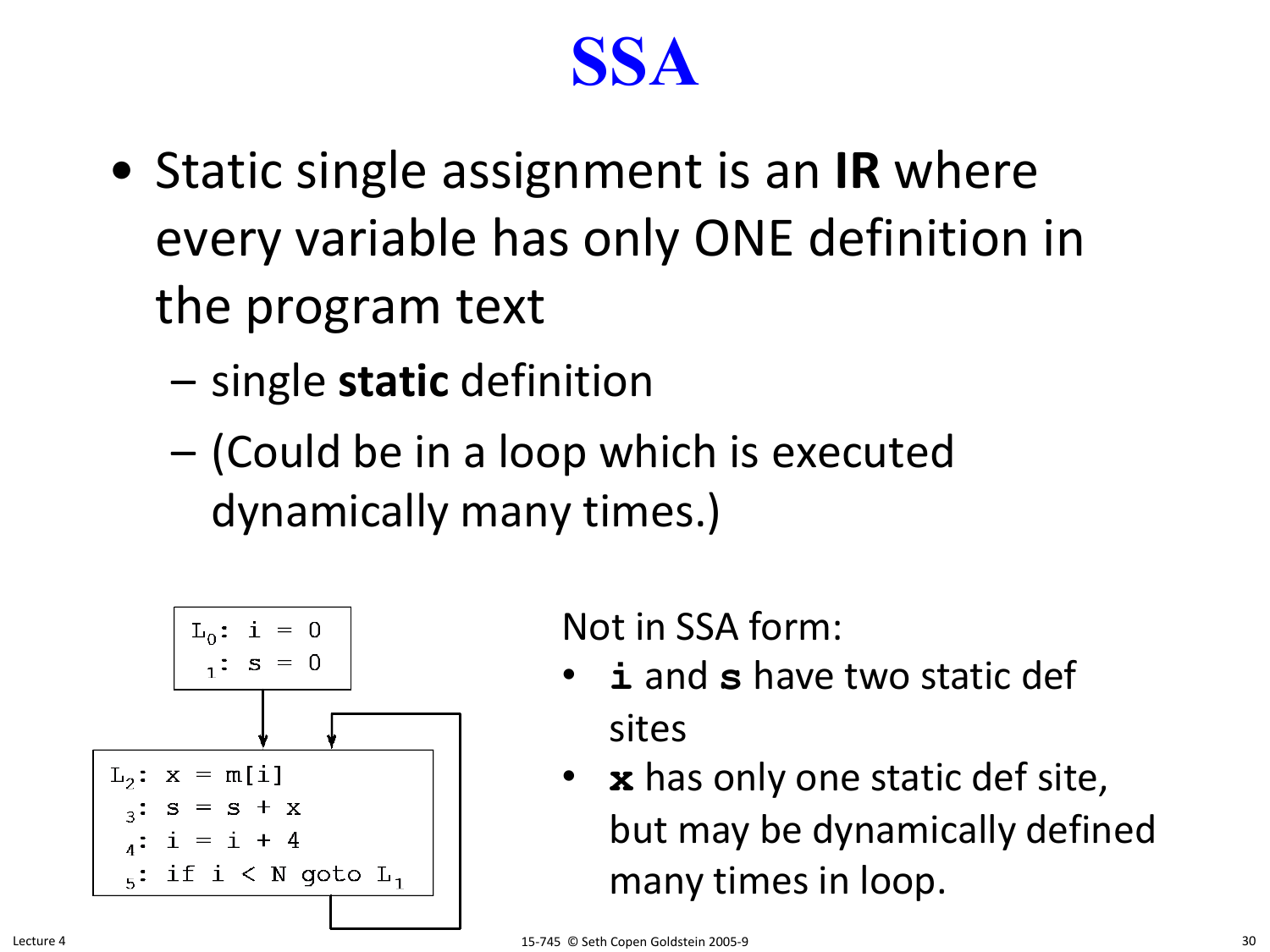# SSA

- Static single assignment is an **IR** where every variable has only ONE definition in the program text
  - single **static** definition
  - (Could be in a loop which is executed dynamically many times.)

```
L0: i = 0
 1: s = 0

L2: x = m[i]
 3: s = s + x
 4: i = i + 4
 5: if i < N goto L1
```

Not in SSA form:

- **i** and **s** have two static def sites
- **x** has only one static def site, but may be dynamically defined many times in loop.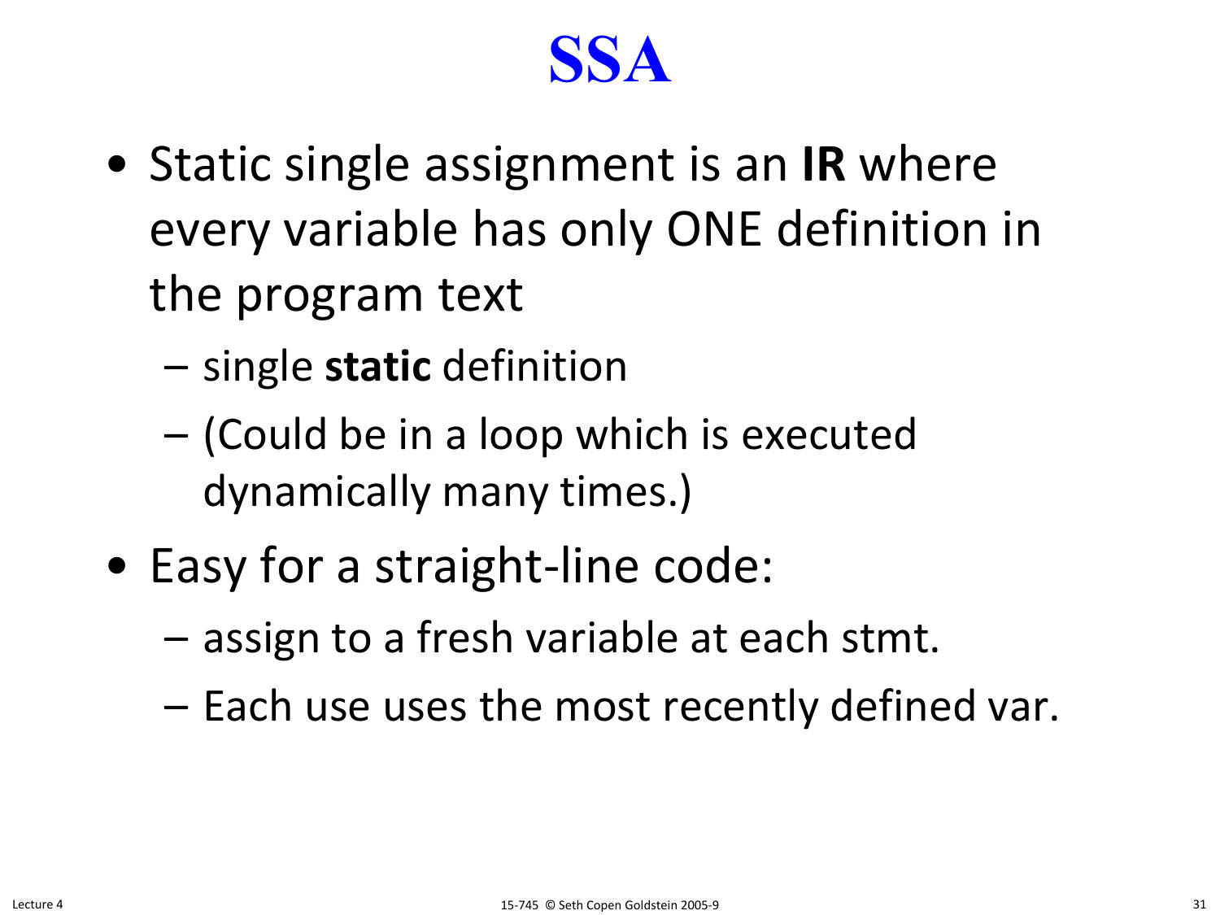# SSA

- Static single assignment is an **IR** where every variable has only ONE definition in the program text
  - single **static** definition
  - (Could be in a loop which is executed dynamically many times.)
- Easy for a straight-line code:
  - assign to a fresh variable at each stmt.
  - Each use uses the most recently defined var.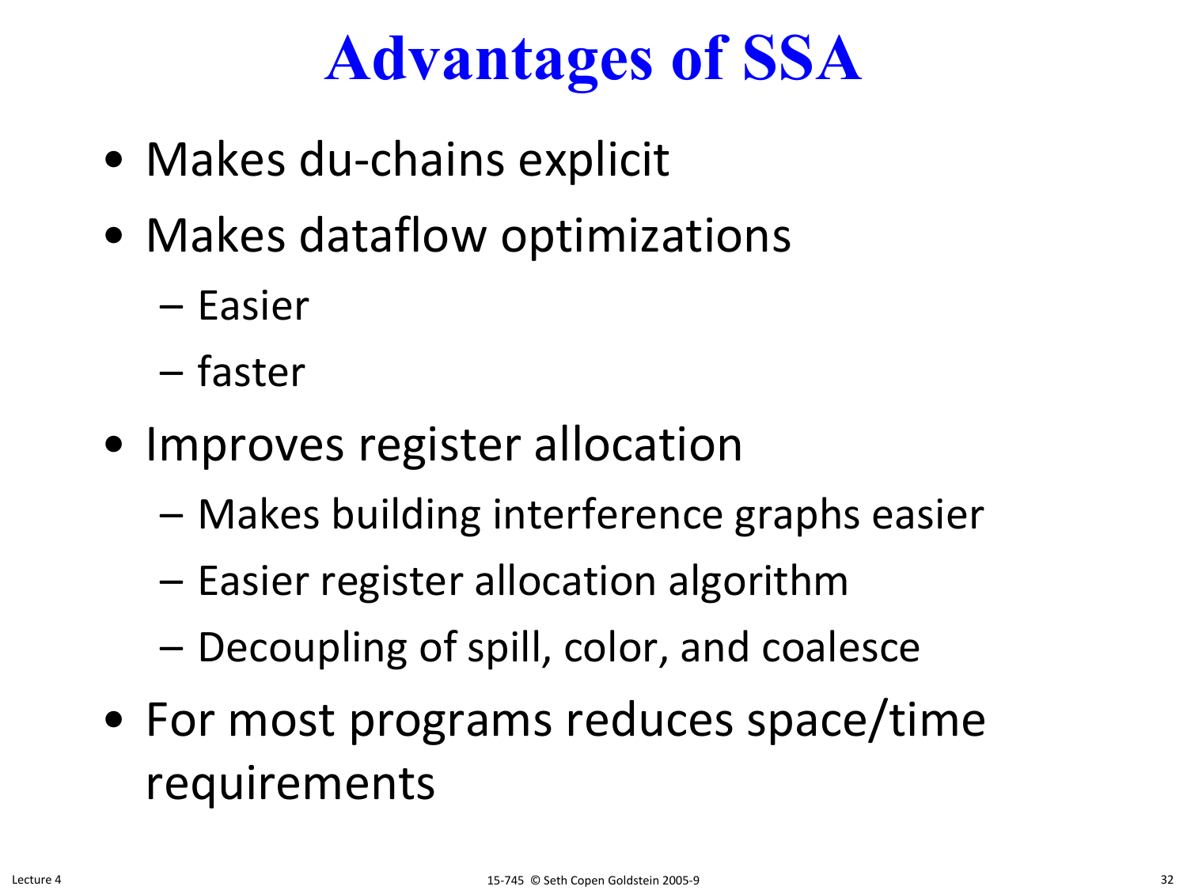# Advantages of SSA

- Makes du-chains explicit
- Makes dataflow optimizations
  - Easier
  - faster
- Improves register allocation
  - Makes building interference graphs easier
  - Easier register allocation algorithm
  - Decoupling of spill, color, and coalesce
- For most programs reduces space/time requirements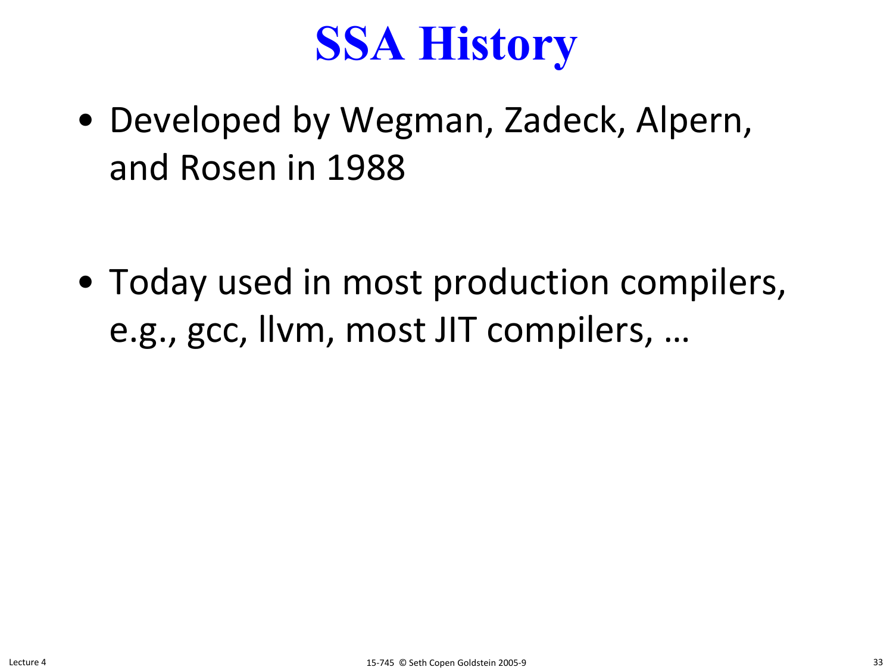# SSA History

- Developed by Wegman, Zadeck, Alpern, and Rosen in 1988

- Today used in most production compilers, e.g., gcc, llvm, most JIT compilers, …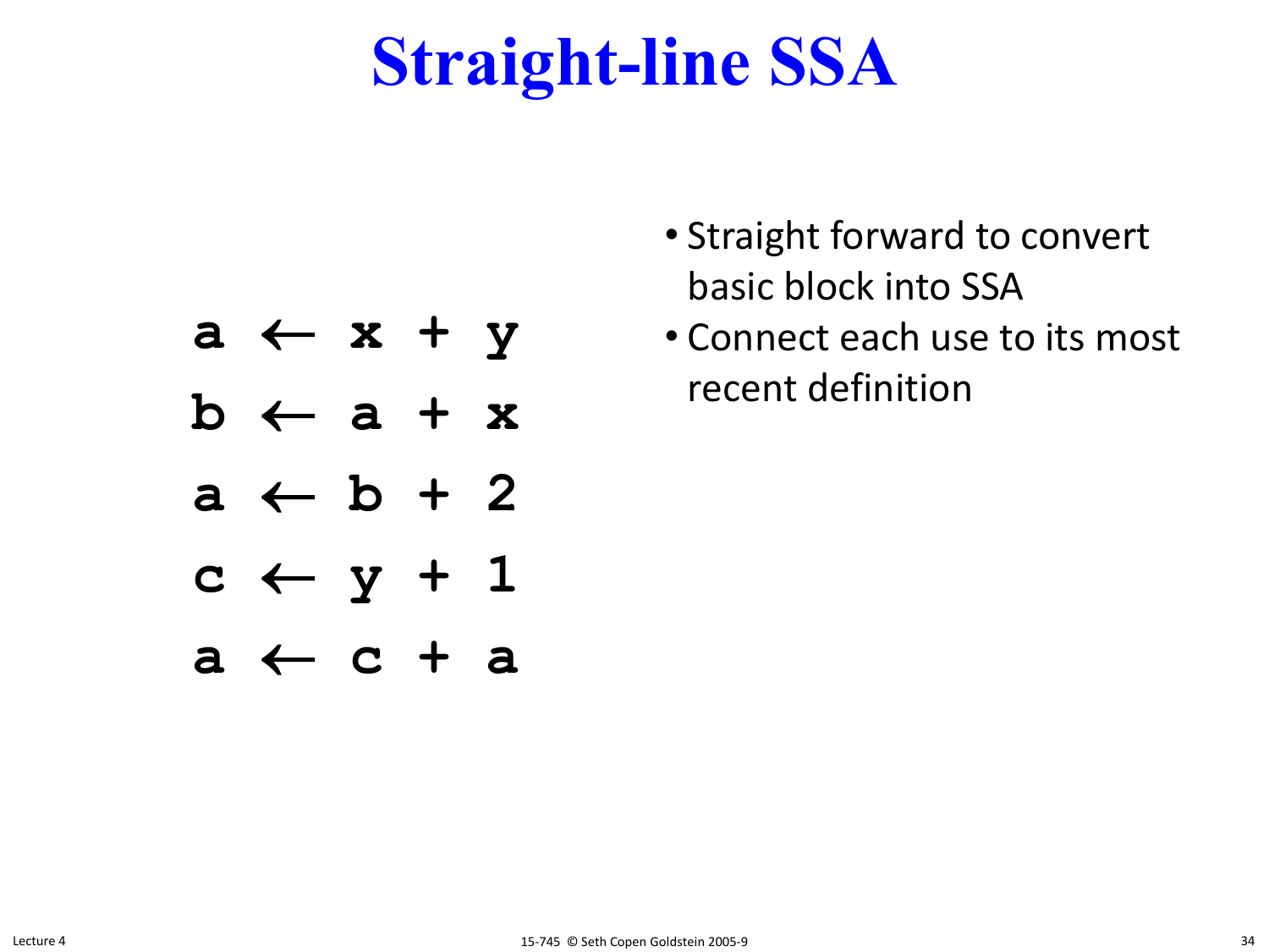# Straight-line SSA

```
a ← x + y
b ← a + x
a ← b + 2
c ← y + 1
a ← c + a
```

- Straight forward to convert basic block into SSA
- Connect each use to its most recent definition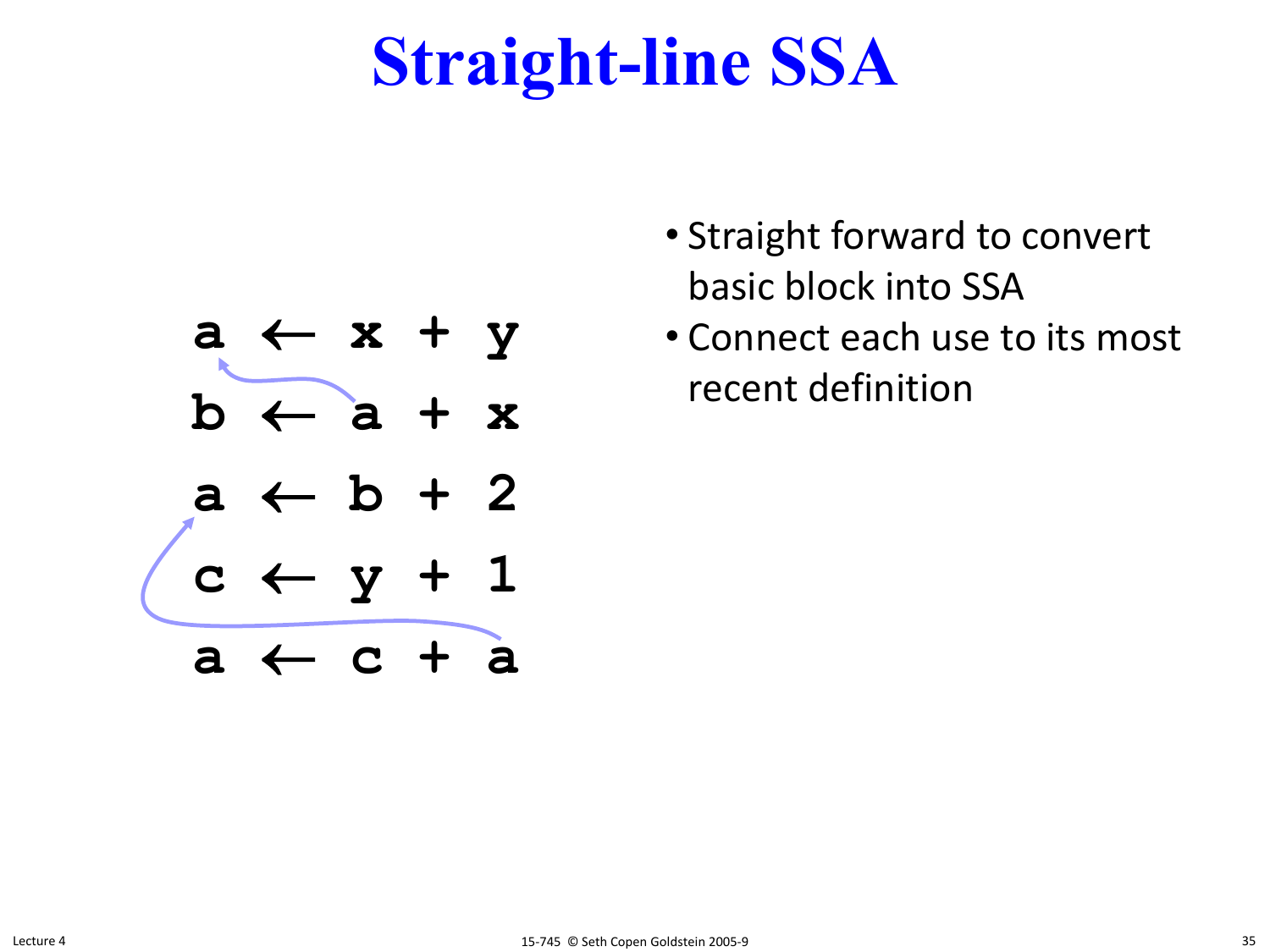# Straight-line SSA

```
a ← x + y
b ← a + x
a ← b + 2
c ← y + 1
a ← c + a
```

- Straight forward to convert basic block into SSA
- Connect each use to its most recent definition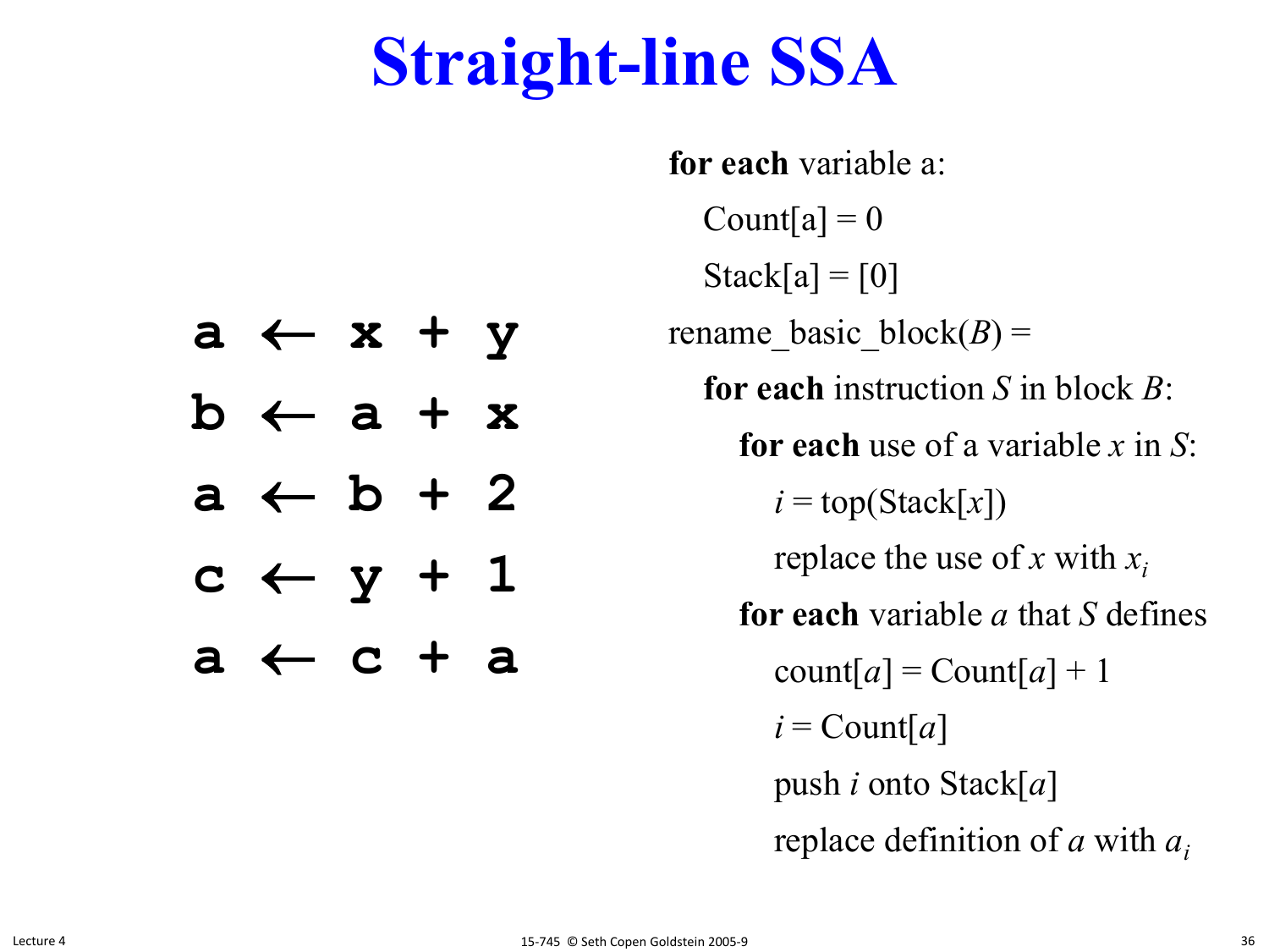# Straight-line SSA

```
a ← x + y
b ← a + x
a ← b + 2
c ← y + 1
a ← c + a
```

**for each** variable a:

  Count[a] = 0

  Stack[a] = [0]

rename_basic_block(*B*) =

  **for each** instruction *S* in block *B*:

    **for each** use of a variable *x* in *S*:

      *i* = top(Stack[*x*])

      replace the use of *x* with $x_i$

    **for each** variable *a* that *S* defines

      count[*a*] = Count[*a*] + 1

      *i* = Count[*a*]

      push *i* onto Stack[*a*]

      replace definition of *a* with $a_i$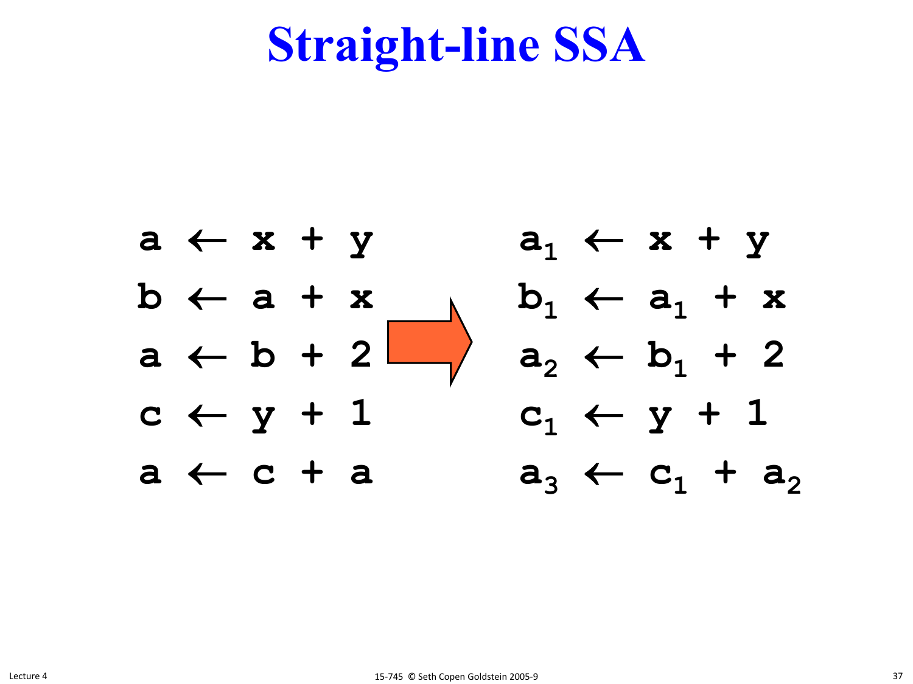# Straight-line SSA

$$
\begin{aligned}
a &\leftarrow x + y \\
b &\leftarrow a + x \\
a &\leftarrow b + 2 \\
c &\leftarrow y + 1 \\
a &\leftarrow c + a
\end{aligned}
\quad \Rightarrow \quad
\begin{aligned}
a_1 &\leftarrow x + y \\
b_1 &\leftarrow a_1 + x \\
a_2 &\leftarrow b_1 + 2 \\
c_1 &\leftarrow y + 1 \\
a_3 &\leftarrow c_1 + a_2
\end{aligned}
$$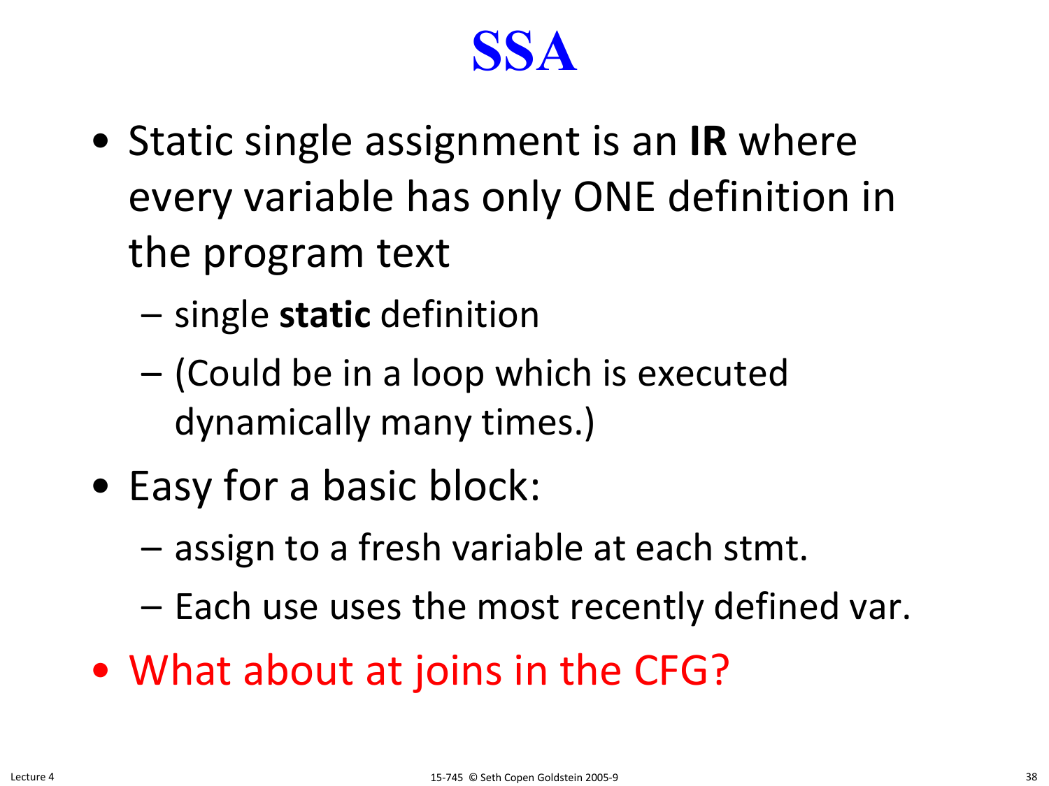# SSA

- Static single assignment is an **IR** where every variable has only ONE definition in the program text
  - single **static** definition
  - (Could be in a loop which is executed dynamically many times.)
- Easy for a basic block:
  - assign to a fresh variable at each stmt.
  - Each use uses the most recently defined var.
- What about at joins in the CFG?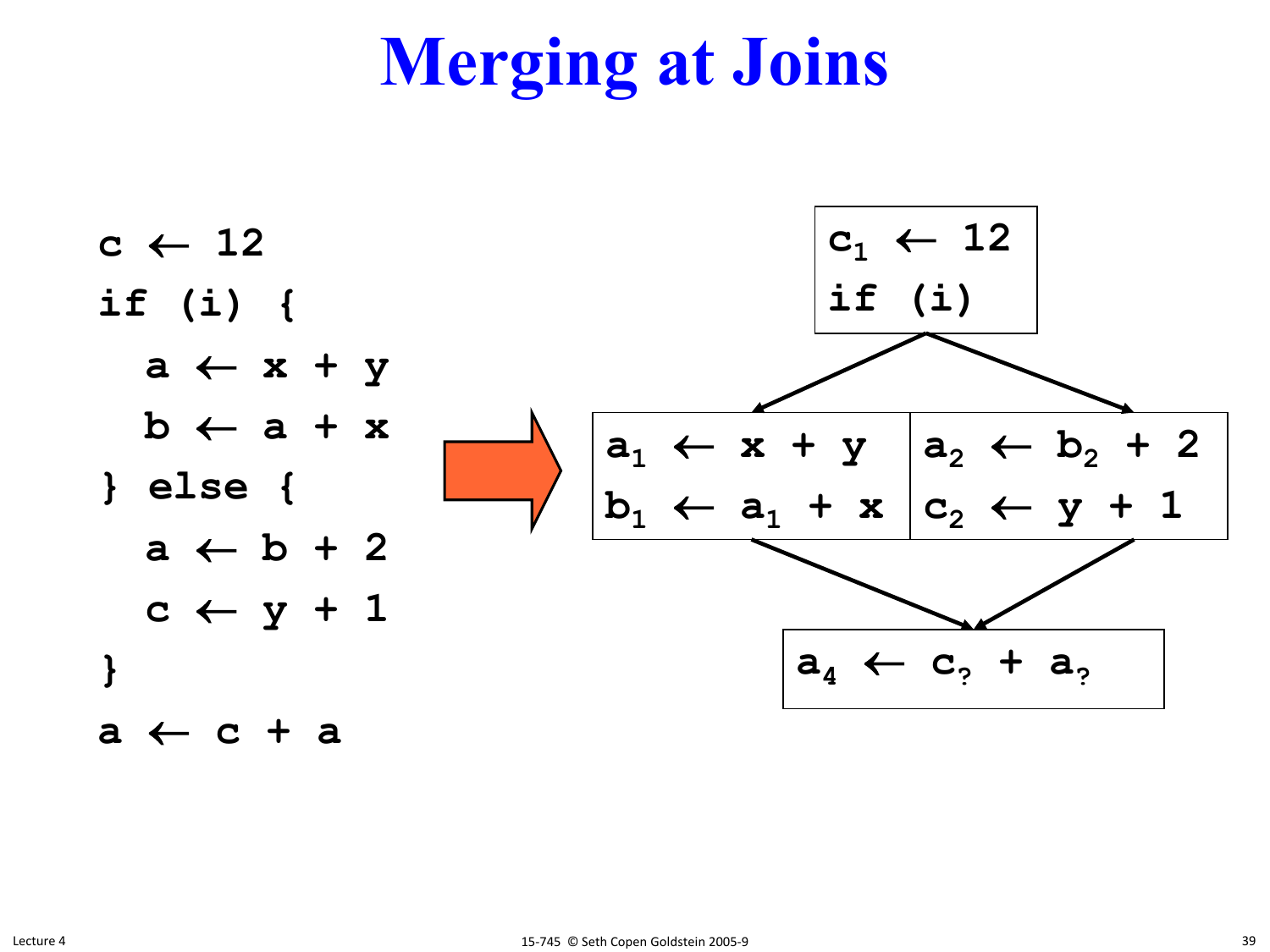# Merging at Joins

```
c ← 12
if (i) {
  a ← x + y
  b ← a + x
} else {
  a ← b + 2
  c ← y + 1
}
a ← c + a
```

⇒

Entry block:

$c_1 \leftarrow 12$
if (i)

Left branch:

$a_1 \leftarrow x + y$
$b_1 \leftarrow a_1 + x$

Right branch:

$a_2 \leftarrow b_2 + 2$
$c_2 \leftarrow y + 1$

Join block:

$a_4 \leftarrow c_? + a_?$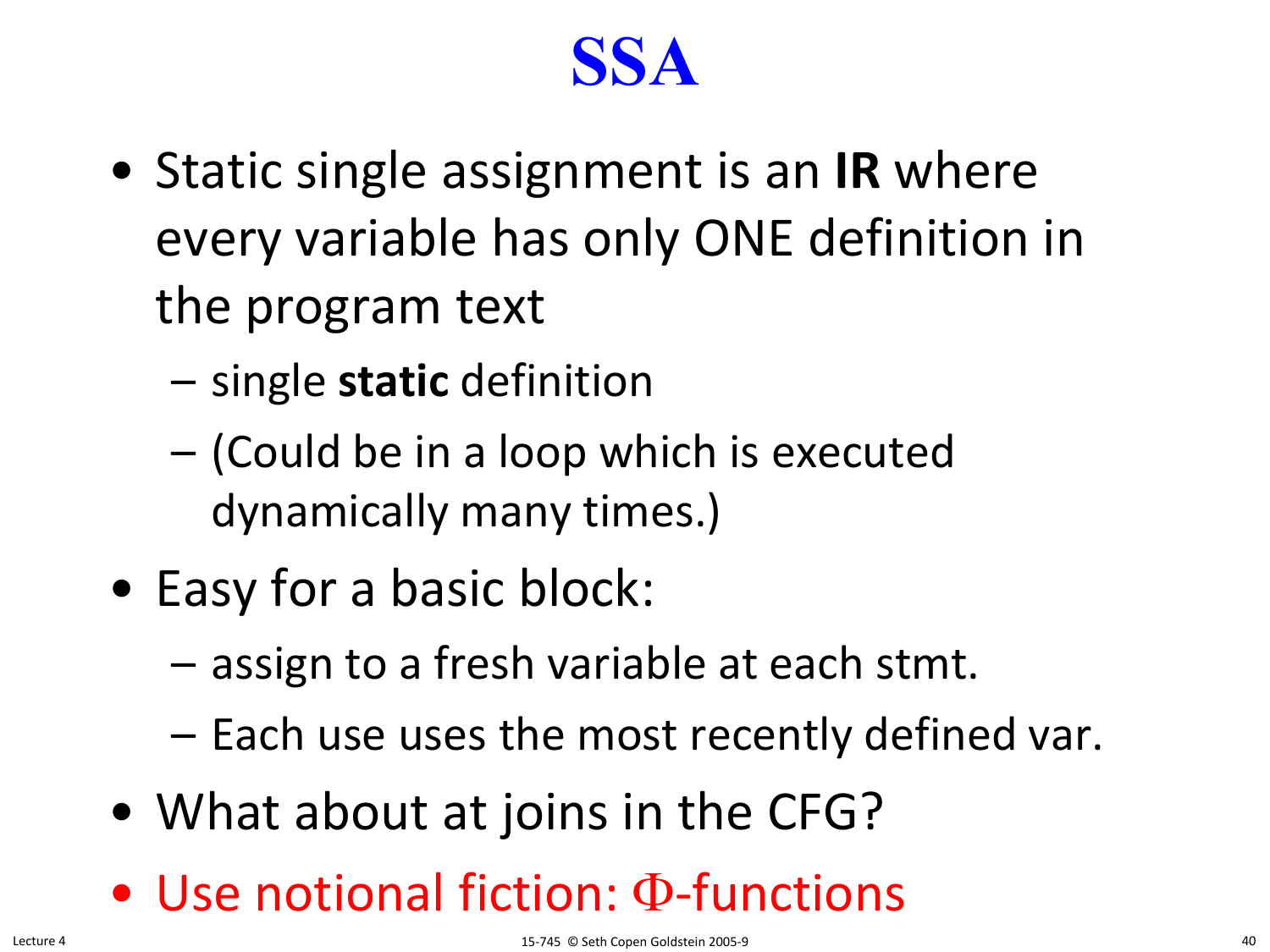# SSA

- Static single assignment is an **IR** where every variable has only ONE definition in the program text
  - single **static** definition
  - (Could be in a loop which is executed dynamically many times.)
- Easy for a basic block:
  - assign to a fresh variable at each stmt.
  - Each use uses the most recently defined var.
- What about at joins in the CFG?
- Use notional fiction: $\Phi$-functions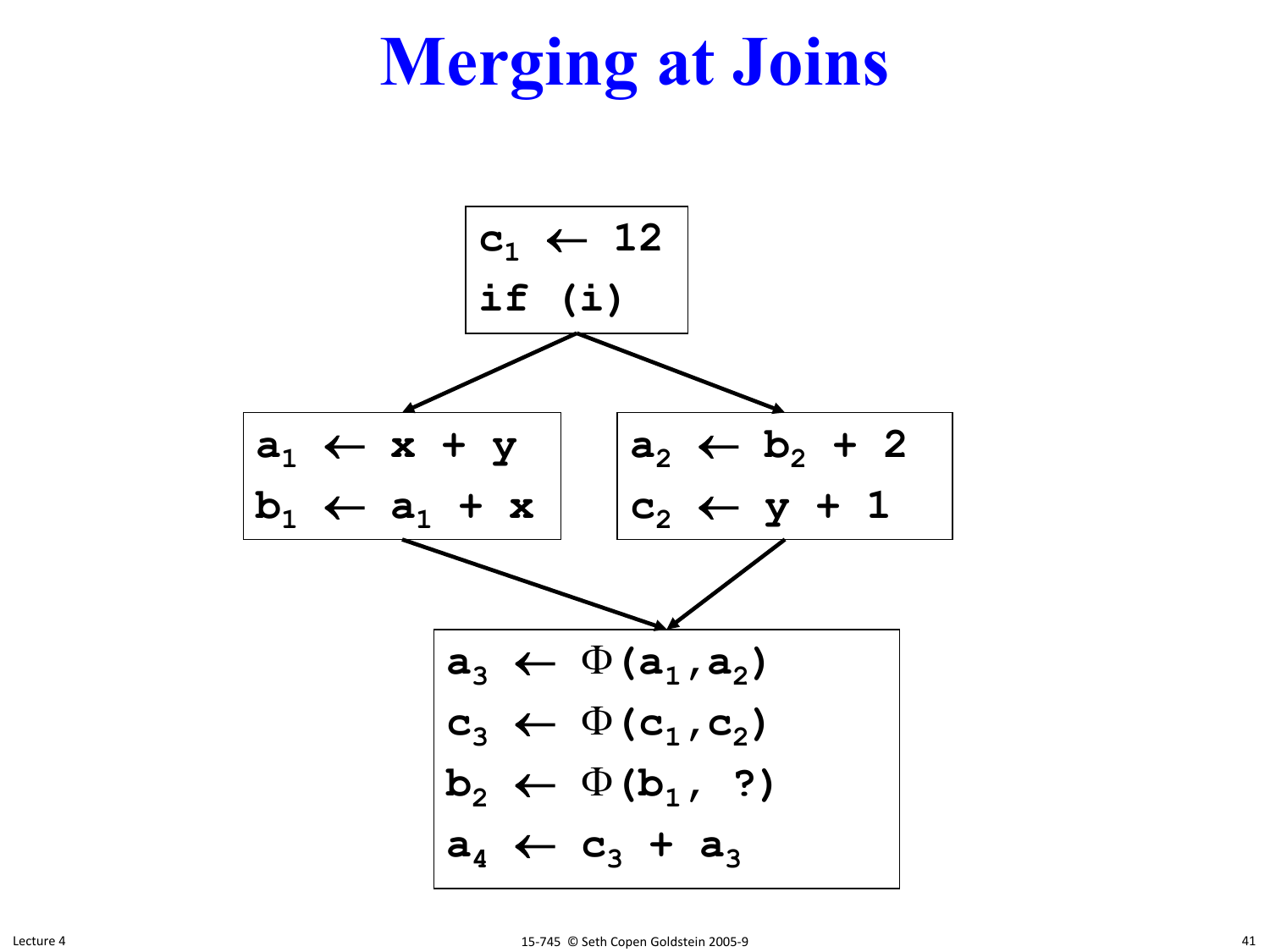# Merging at Joins

```
c1 ← 12
if (i)
```

```
a1 ← x + y
b1 ← a1 + x
```

```
a2 ← b2 + 2
c2 ← y + 1
```

```
a3 ← Φ(a1,a2)
c3 ← Φ(c1,c2)
b2 ← Φ(b1, ?)
a4 ← c3 + a3
```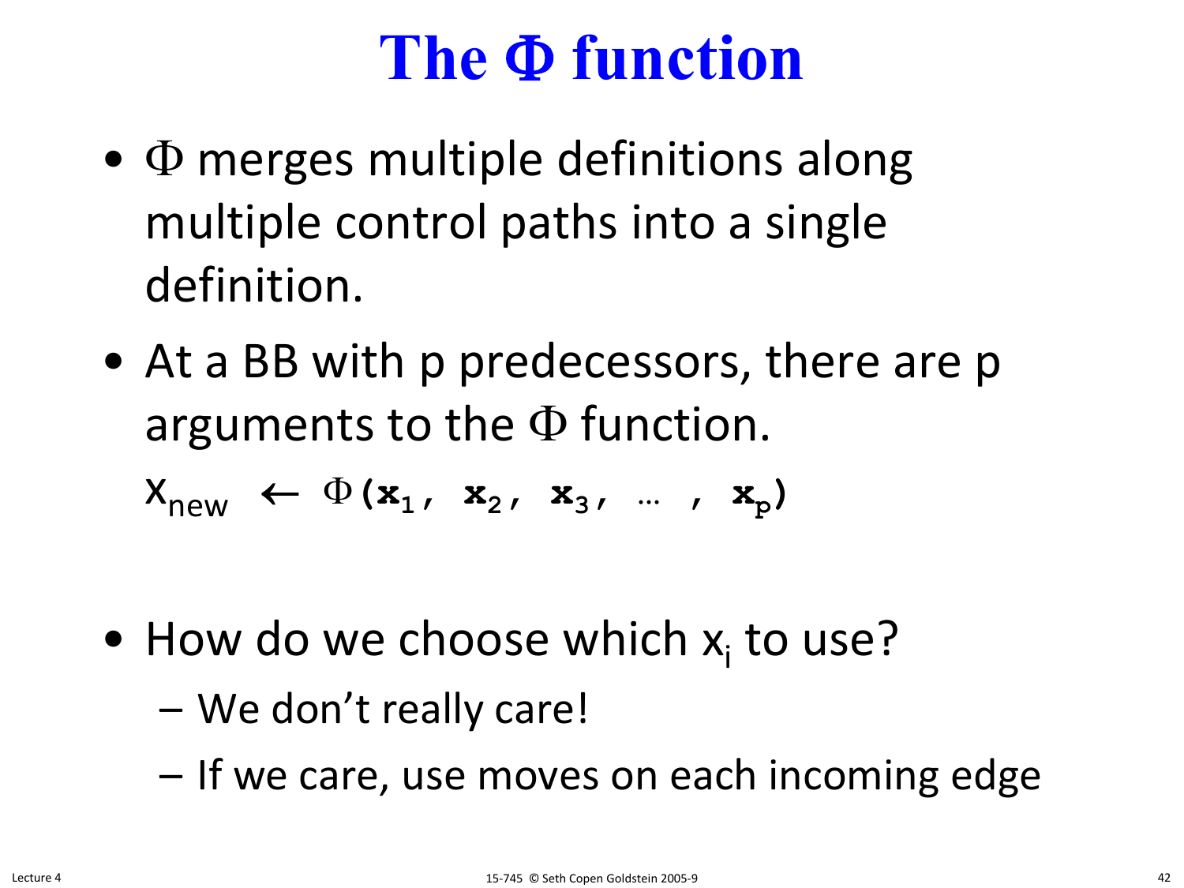# The $\Phi$ function

- $\Phi$ merges multiple definitions along multiple control paths into a single definition.
- At a BB with p predecessors, there are p arguments to the $\Phi$ function.

  $x_{new} \leftarrow \Phi(x_1, x_2, x_3, \ldots, x_p)$

- How do we choose which $x_i$ to use?
  - We don't really care!
  - If we care, use moves on each incoming edge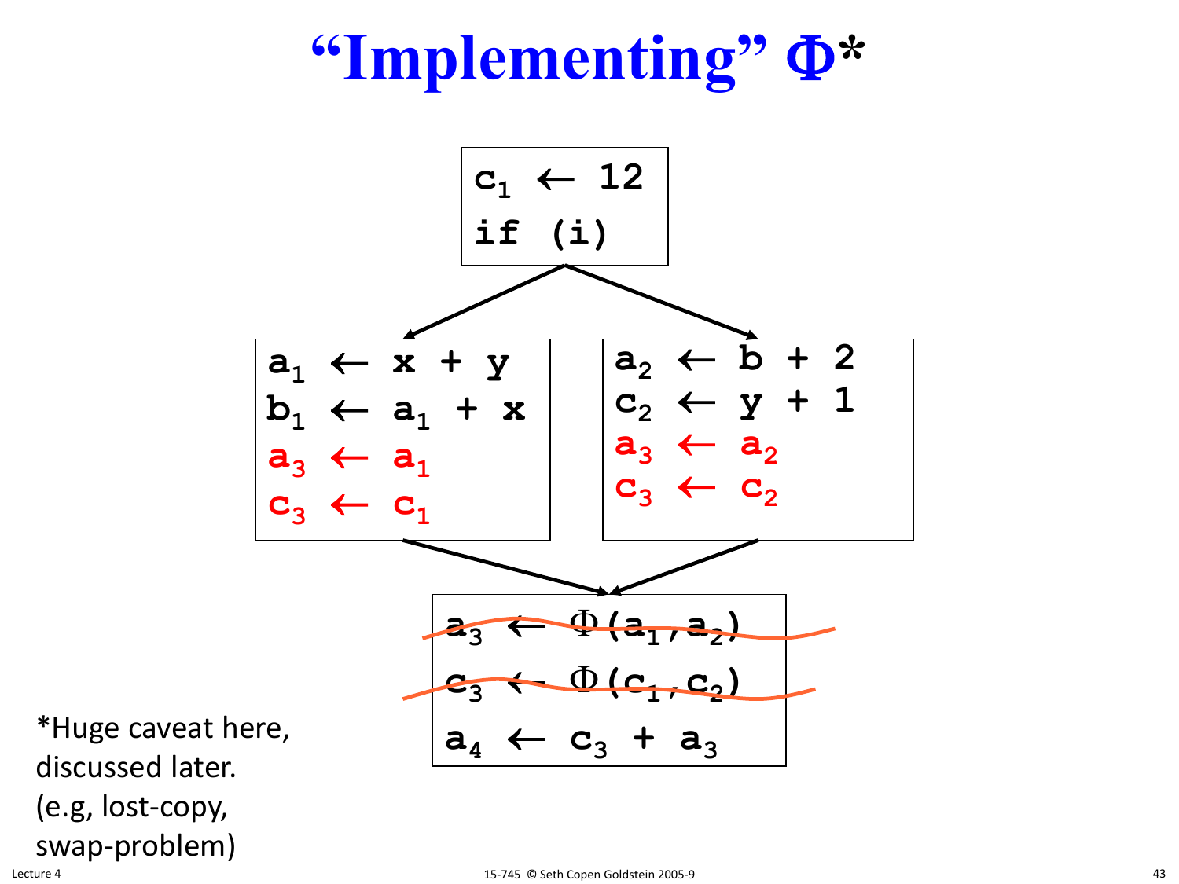# "Implementing" Φ*

```
c1 ← 12
if (i)
```

Left branch:

```
a1 ← x + y
b1 ← a1 + x
a3 ← a1
c3 ← c1
```

Right branch:

```
a2 ← b + 2
c2 ← y + 1
a3 ← a2
c3 ← c2
```

Join block:

```
a3 ← Φ(a1,a2)   (crossed out)
c3 ← Φ(c1,c2)   (crossed out)
a4 ← c3 + a3
```

*Huge caveat here, discussed later. (e.g, lost-copy, swap-problem)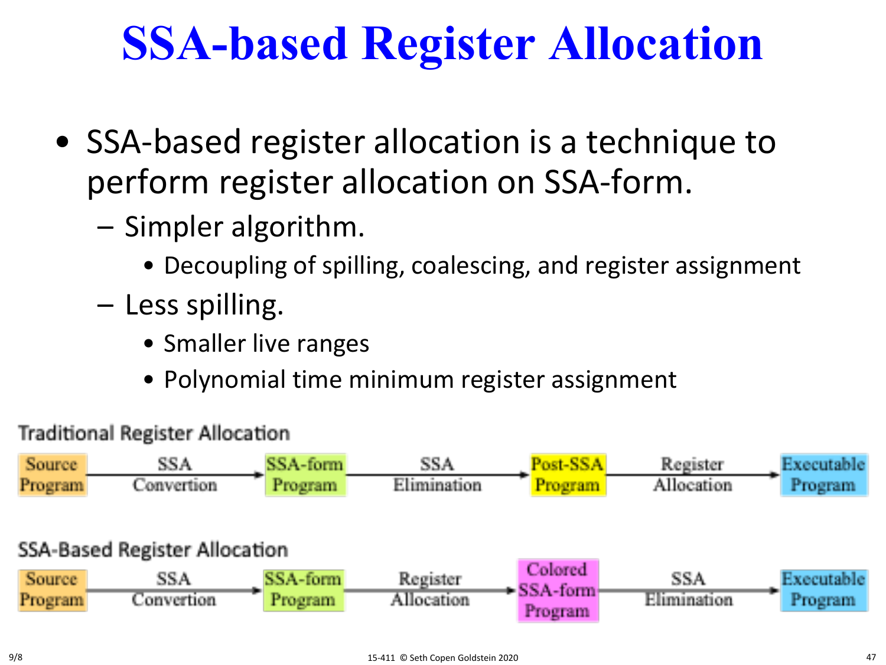# SSA-based Register Allocation

- SSA-based register allocation is a technique to perform register allocation on SSA-form.
  - Simpler algorithm.
    - Decoupling of spilling, coalescing, and register assignment
  - Less spilling.
    - Smaller live ranges
    - Polynomial time minimum register assignment

Traditional Register Allocation

Source Program → SSA Convertion → SSA-form Program → SSA Elimination → Post-SSA Program → Register Allocation → Executable Program

SSA-Based Register Allocation

Source Program → SSA Convertion → SSA-form Program → Register Allocation → Colored SSA-form Program → SSA Elimination → Executable Program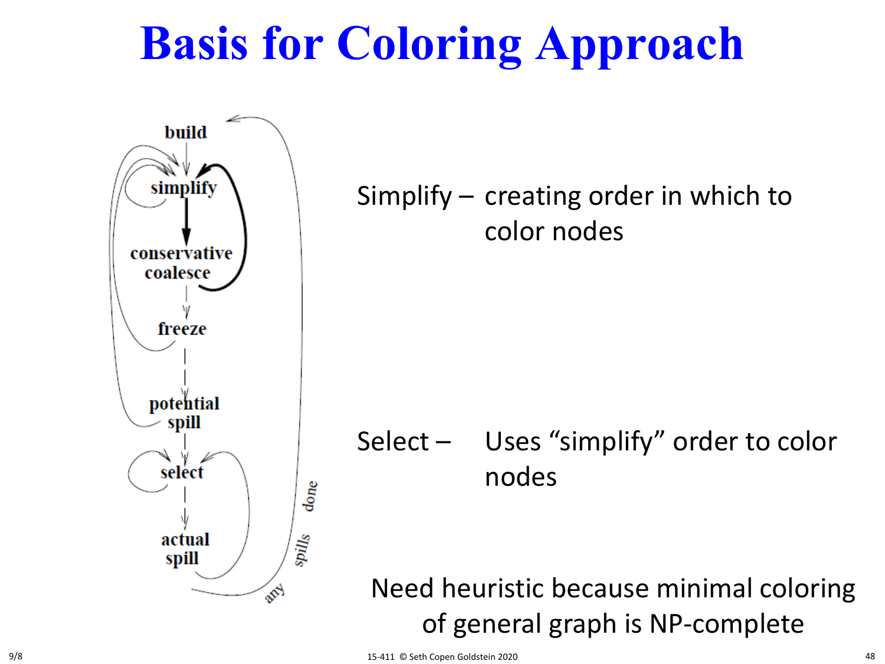# Basis for Coloring Approach

build

simplify

conservative coalesce

freeze

potential spill

select

actual spill

any spills done

Simplify – creating order in which to color nodes

Select – Uses "simplify" order to color nodes

Need heuristic because minimal coloring of general graph is NP-complete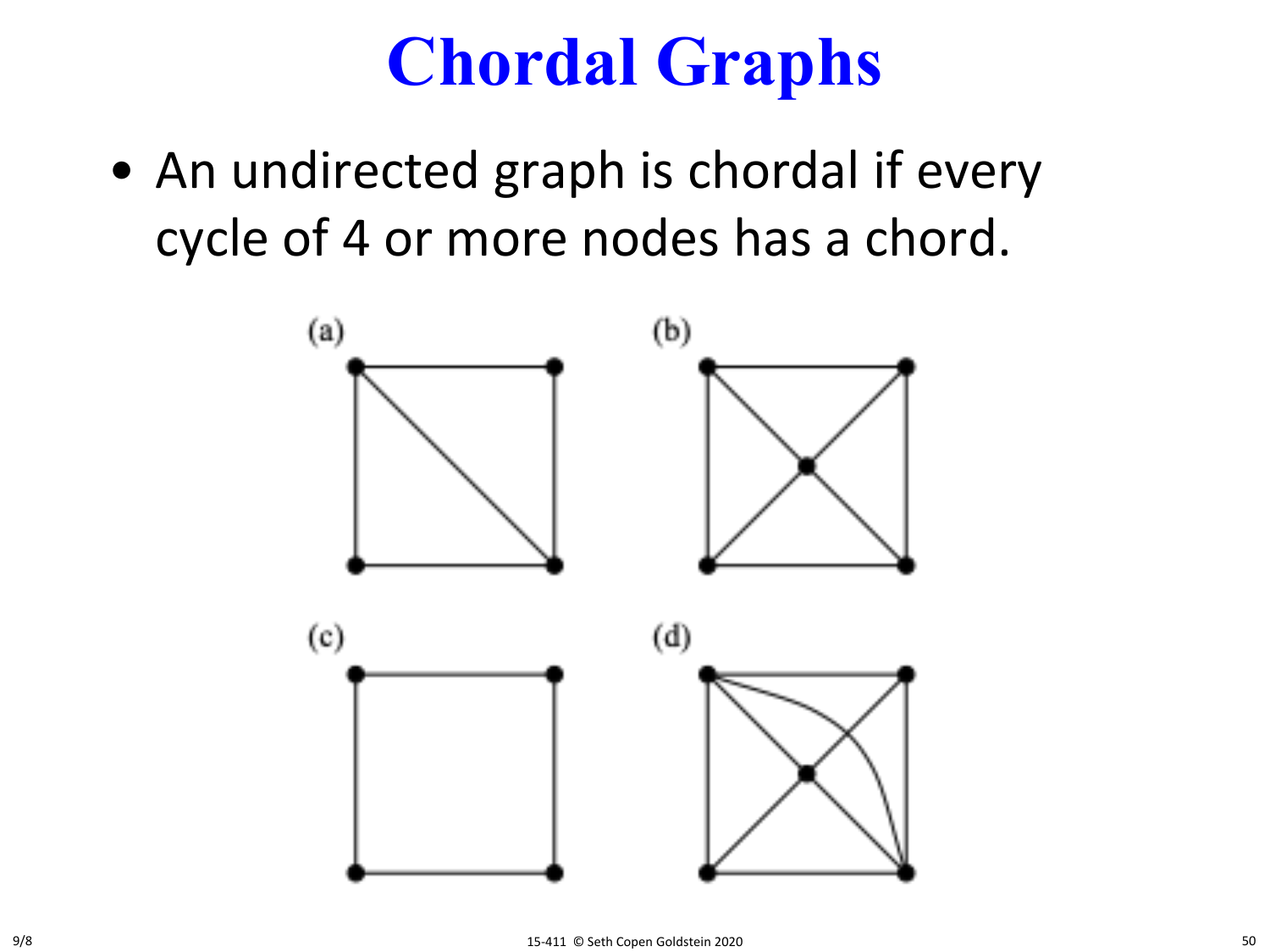# Chordal Graphs

- An undirected graph is chordal if every cycle of 4 or more nodes has a chord.

(a)

(b)

(c)

(d)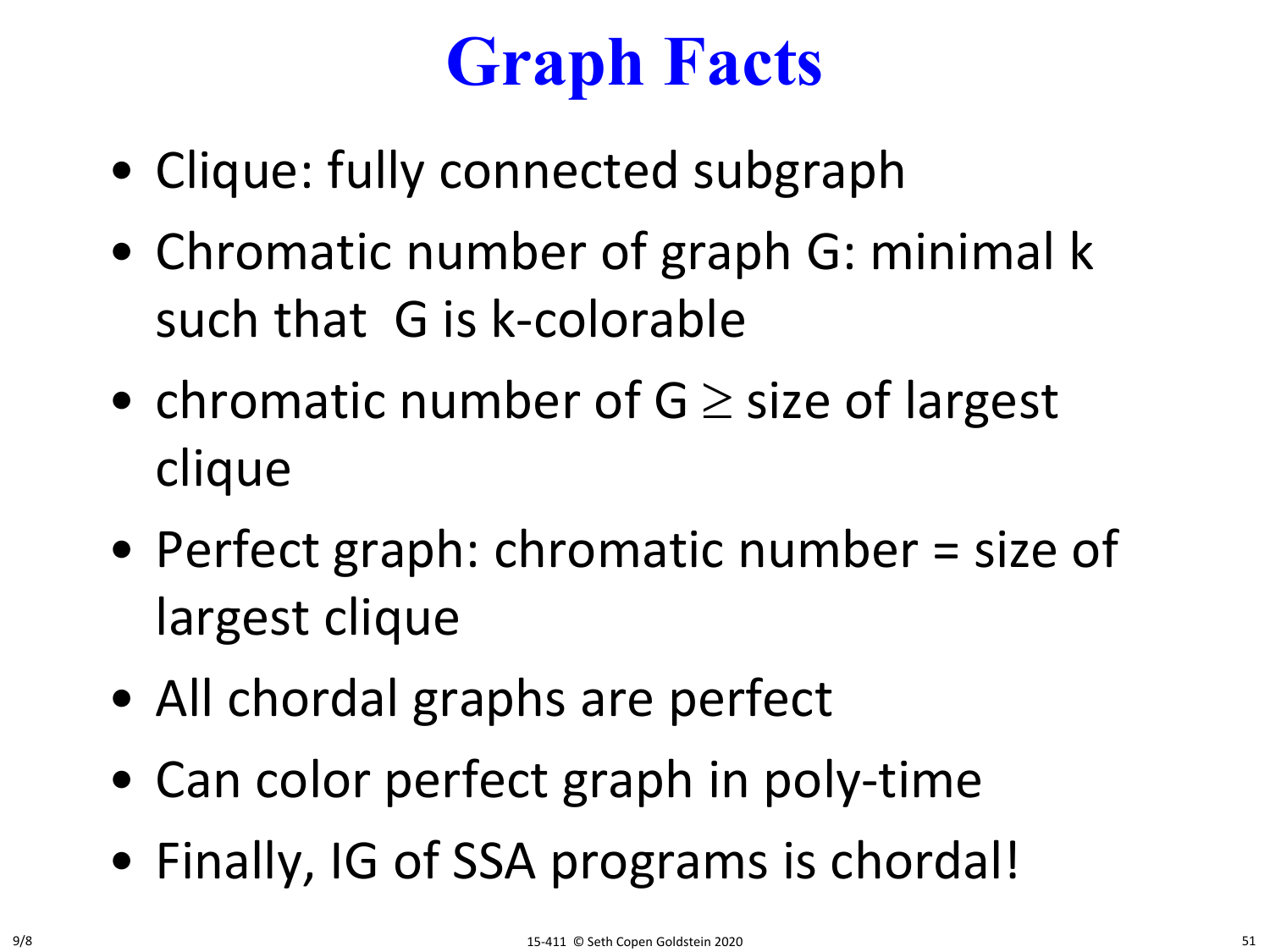# Graph Facts

- Clique: fully connected subgraph
- Chromatic number of graph G: minimal k such that G is k-colorable
- chromatic number of G $\geq$ size of largest clique
- Perfect graph: chromatic number = size of largest clique
- All chordal graphs are perfect
- Can color perfect graph in poly-time
- Finally, IG of SSA programs is chordal!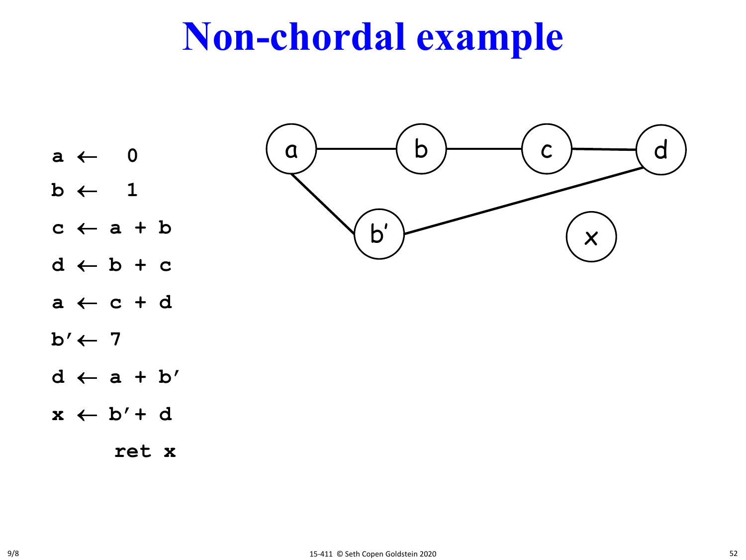# Non-chordal example

```
a ← 0
b ← 1
c ← a + b
d ← b + c
a ← c + d
b′← 7
d ← a + b′
x ← b′+ d
    ret x
```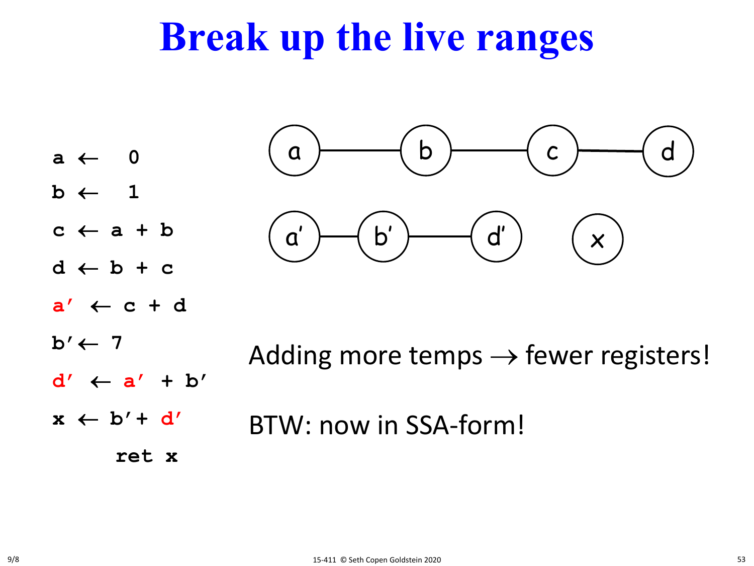# Break up the live ranges

```
a ← 0
b ← 1
c ← a + b
d ← b + c
a′ ← c + d
b′← 7
d′ ← a′ + b′
x ← b′+ d′
    ret x
```

Adding more temps → fewer registers!

BTW: now in SSA-form!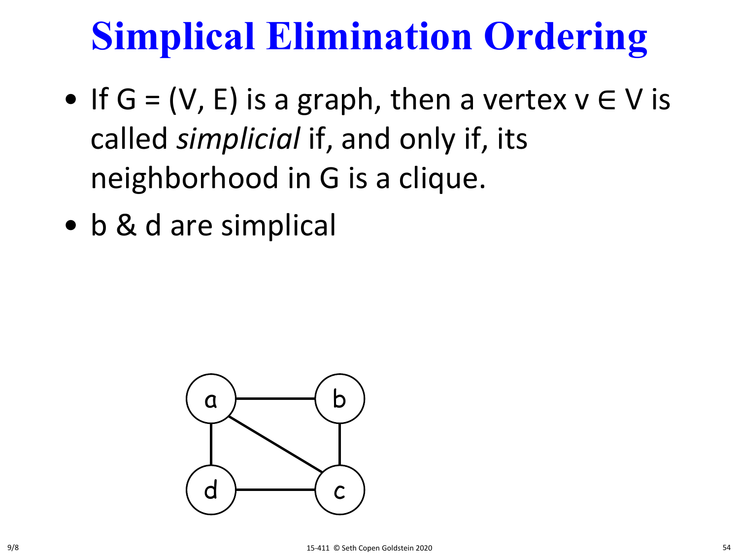# Simplical Elimination Ordering

- If G = (V, E) is a graph, then a vertex v ∈ V is called *simplicial* if, and only if, its neighborhood in G is a clique.
- b & d are simplical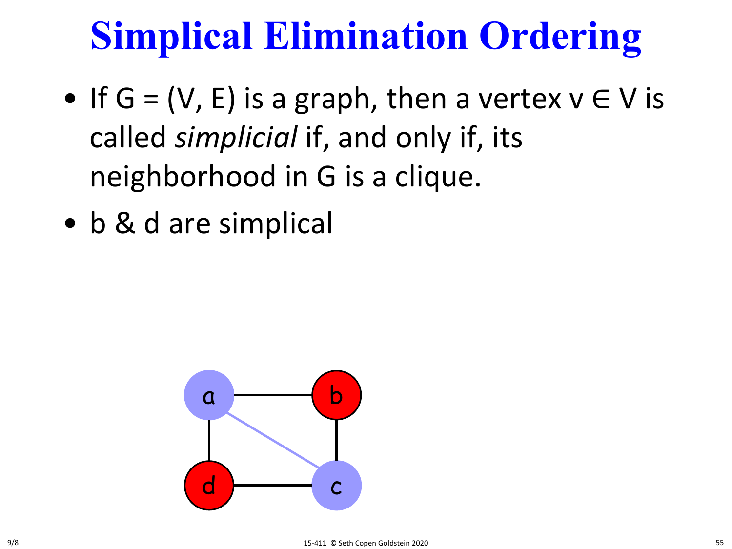# Simplical Elimination Ordering

- If G = (V, E) is a graph, then a vertex v ∈ V is called *simplicial* if, and only if, its neighborhood in G is a clique.
- b & d are simplical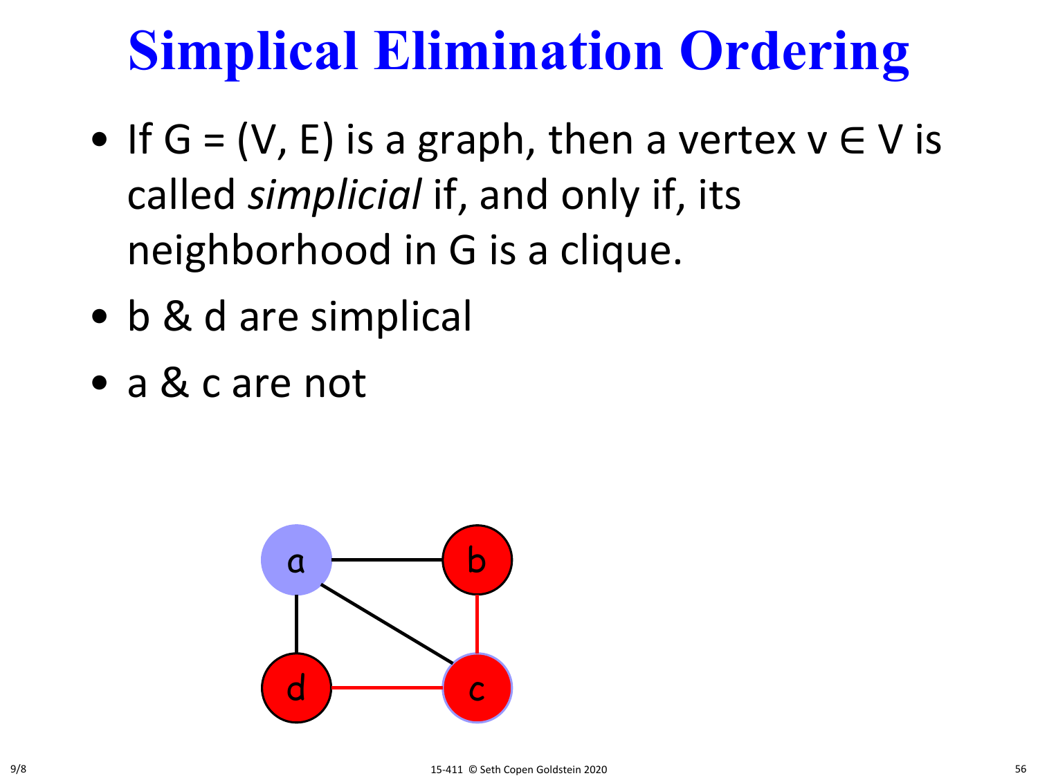# Simplical Elimination Ordering

- If G = (V, E) is a graph, then a vertex v ∈ V is called *simplicial* if, and only if, its neighborhood in G is a clique.
- b & d are simplical
- a & c are not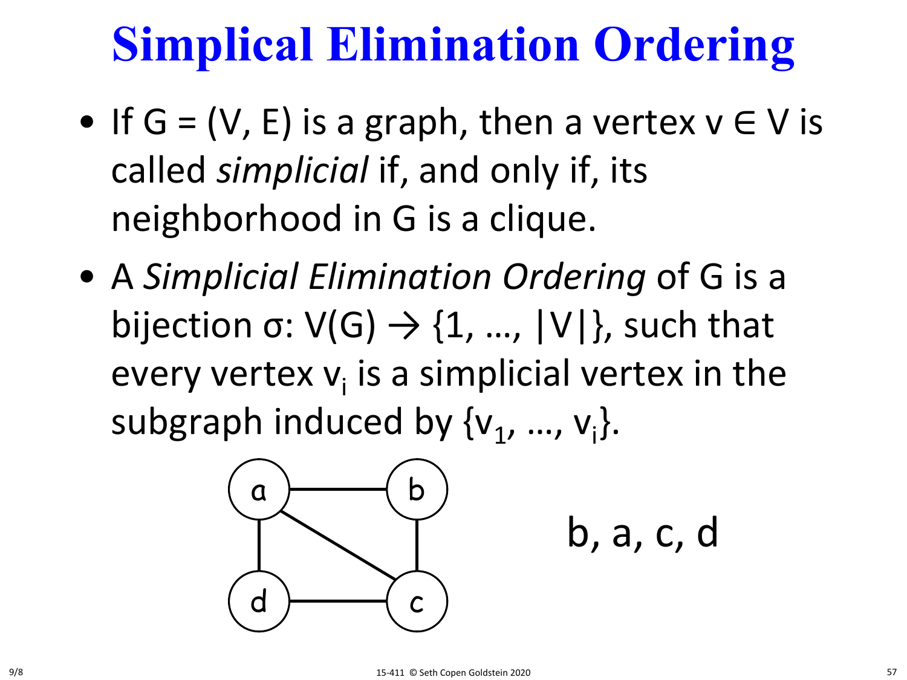# Simplical Elimination Ordering

- If G = (V, E) is a graph, then a vertex v ∈ V is called *simplicial* if, and only if, its neighborhood in G is a clique.
- A *Simplicial Elimination Ordering* of G is a bijection σ: V(G) → {1, …, |V|}, such that every vertex $v_i$ is a simplicial vertex in the subgraph induced by $\{v_1, \ldots, v_i\}$.

b, a, c, d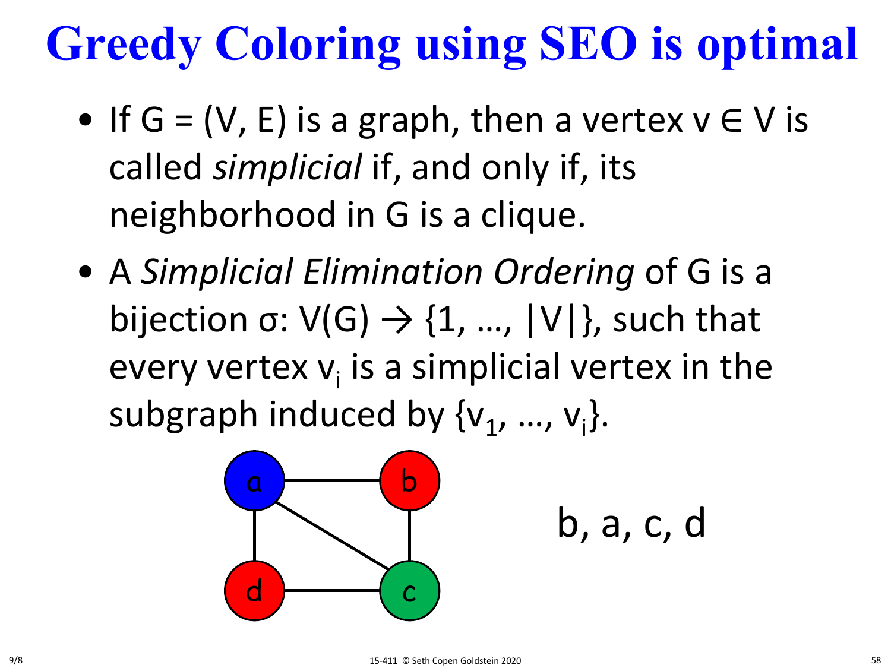# Greedy Coloring using SEO is optimal

- If G = (V, E) is a graph, then a vertex $v \in V$ is called *simplicial* if, and only if, its neighborhood in G is a clique.
- A *Simplicial Elimination Ordering* of G is a bijection $\sigma: V(G) \rightarrow \{1, \ldots, |V|\}$, such that every vertex $v_i$ is a simplicial vertex in the subgraph induced by $\{v_1, \ldots, v_i\}$.

b, a, c, d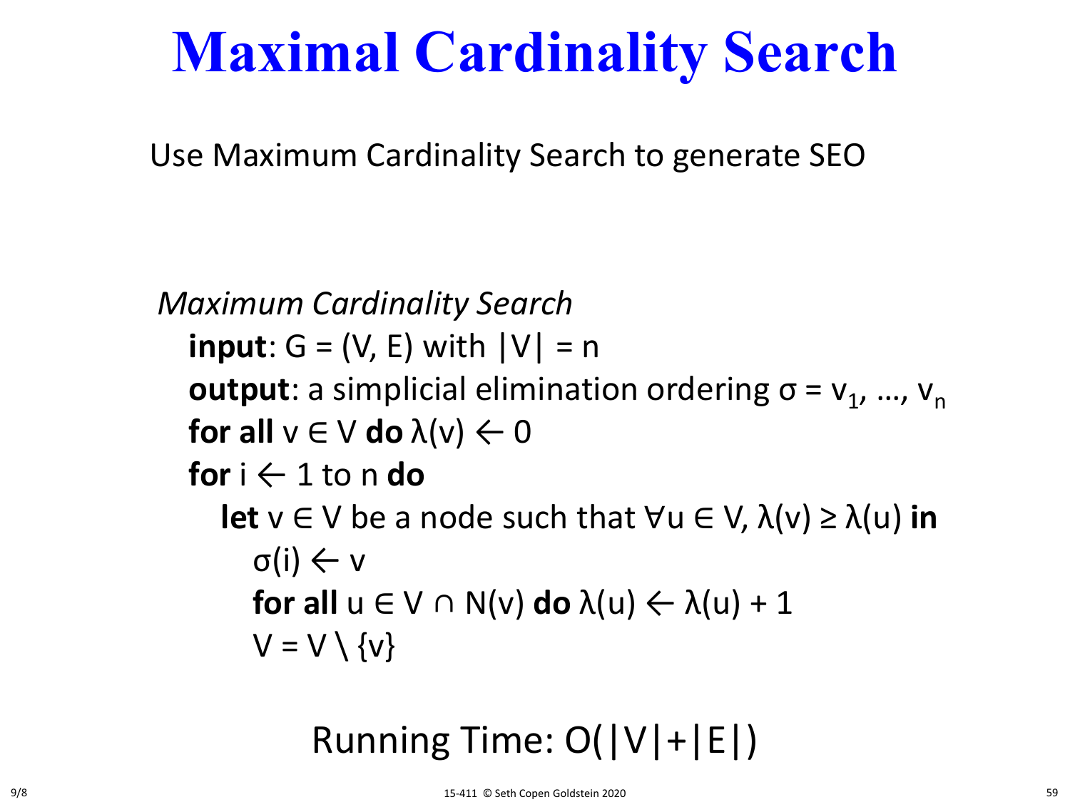# Maximal Cardinality Search

Use Maximum Cardinality Search to generate SEO

*Maximum Cardinality Search*

**input**: $G = (V, E)$ with $|V| = n$
**output**: a simplicial elimination ordering $\sigma = v_1, \ldots, v_n$
**for all** $v \in V$ **do** $\lambda(v) \leftarrow 0$
**for** $i \leftarrow 1$ to $n$ **do**
  **let** $v \in V$ be a node such that $\forall u \in V, \lambda(v) \geq \lambda(u)$ **in**
    $\sigma(i) \leftarrow v$
    **for all** $u \in V \cap N(v)$ **do** $\lambda(u) \leftarrow \lambda(u) + 1$
    $V = V \setminus \{v\}$

Running Time: $O(|V|+|E|)$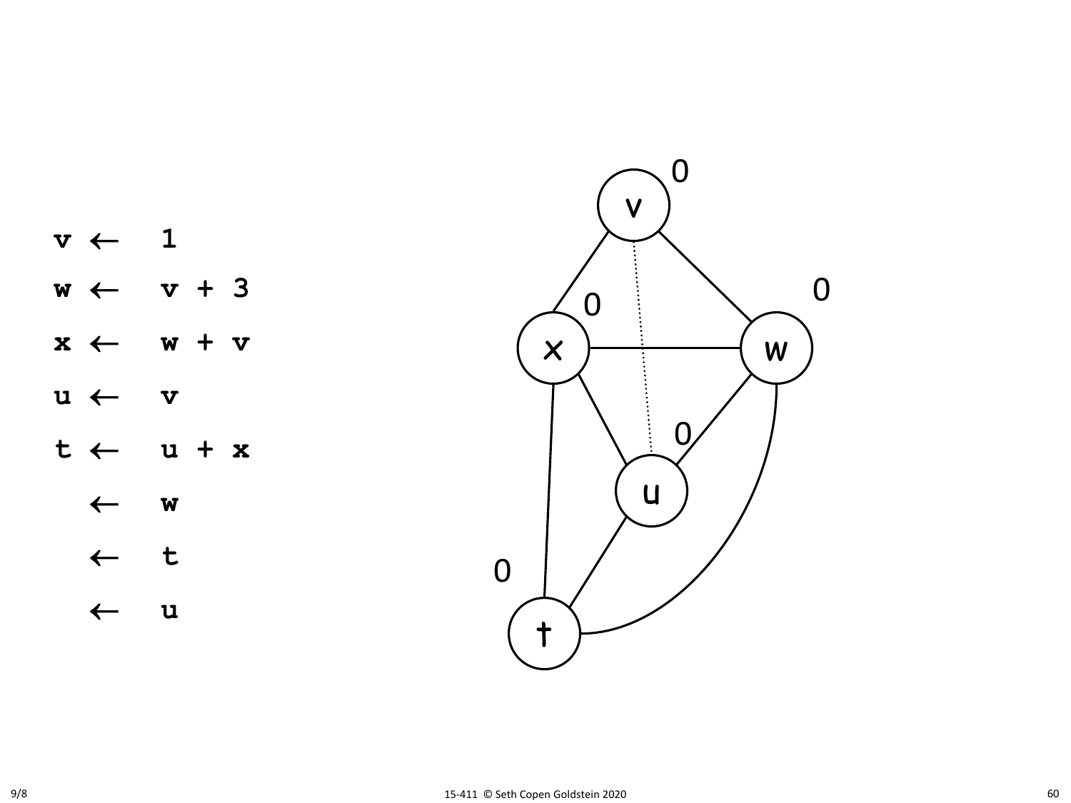```
v ← 1
w ← v + 3
x ← w + v
u ← v
t ← u + x
  ← w
  ← t
  ← u
```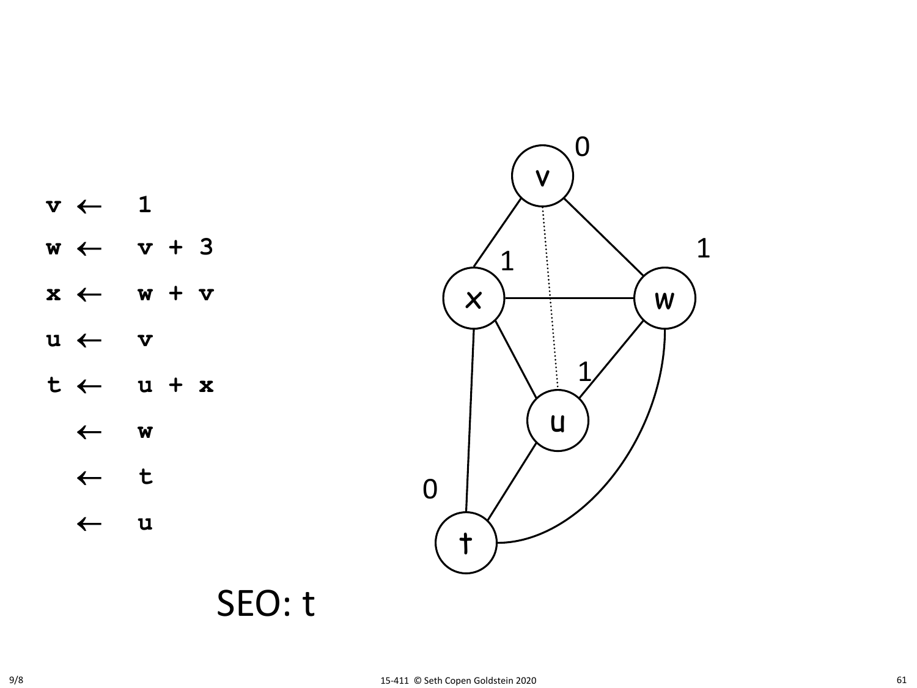```
v ←  1
w ←  v + 3
x ←  w + v
u ←  v
t ←  u + x
  ←  w
  ←  t
  ←  u
```

SEO: t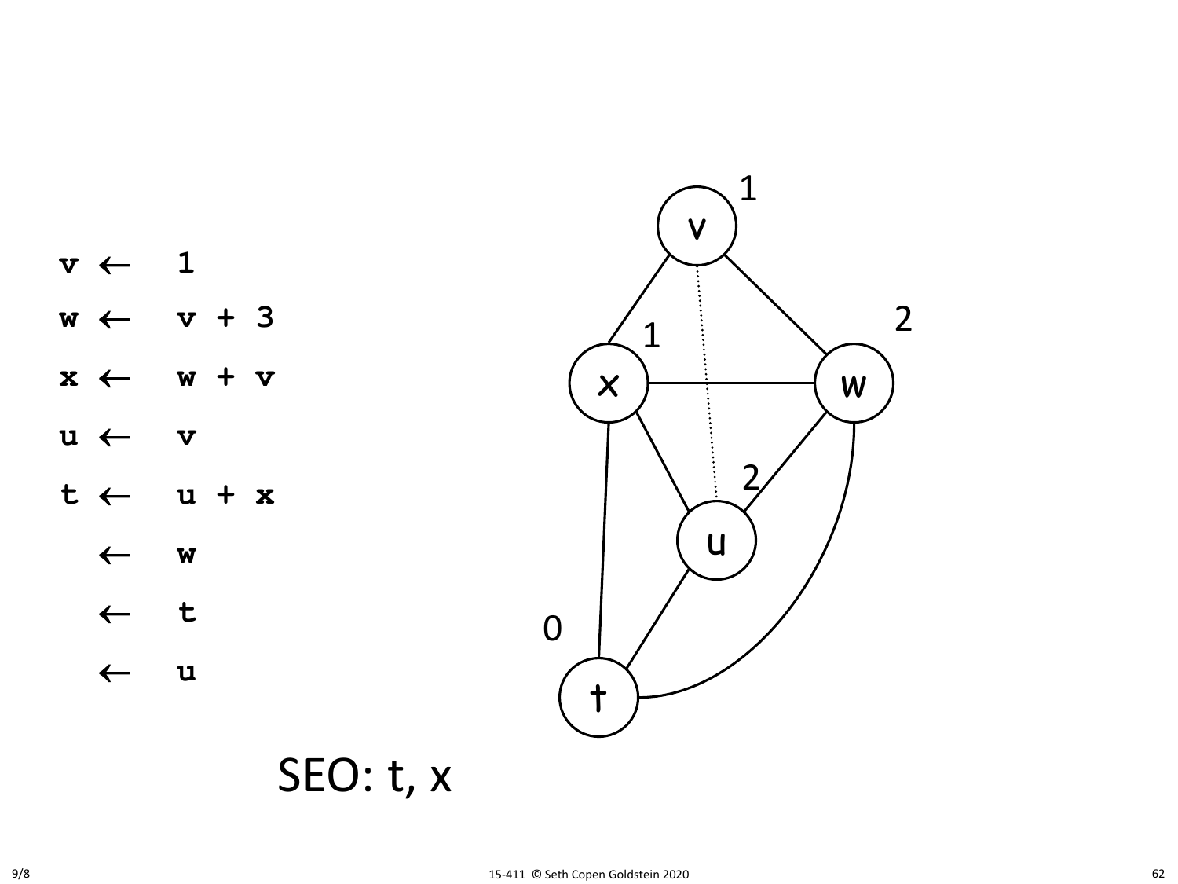```
v ←  1
w ←  v + 3
x ←  w + v
u ←  v
t ←  u + x
  ←  w
  ←  t
  ←  u
```

SEO: t, x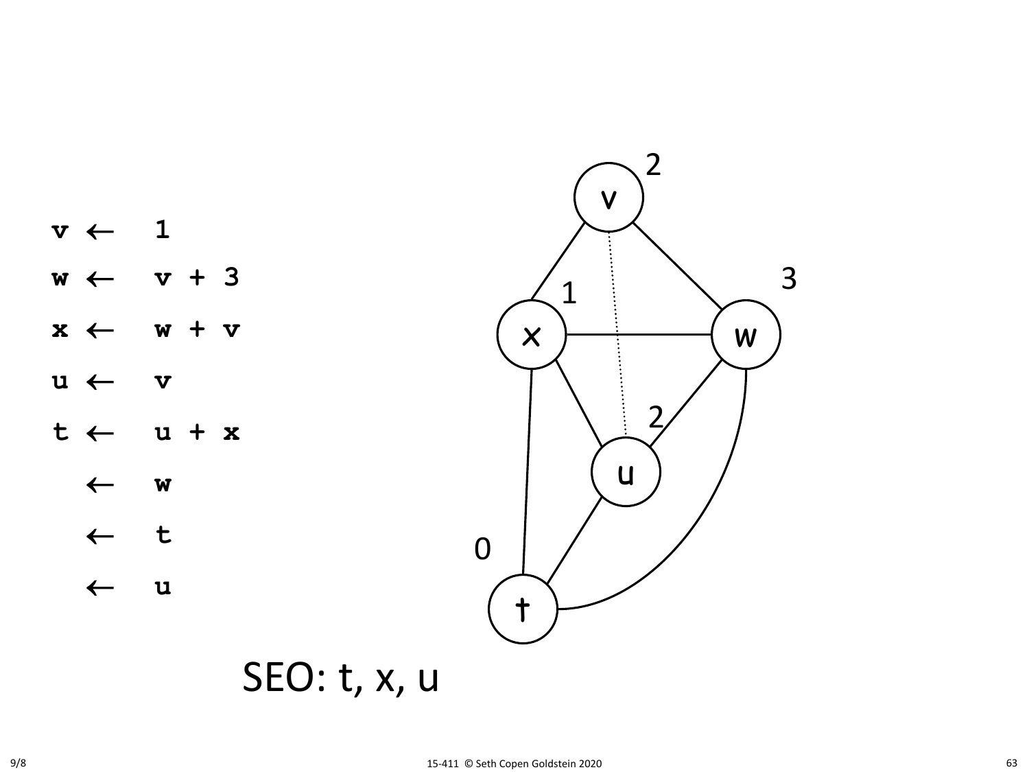```
v ← 1
w ← v + 3
x ← w + v
u ← v
t ← u + x
  ← w
  ← t
  ← u
```

SEO: t, x, u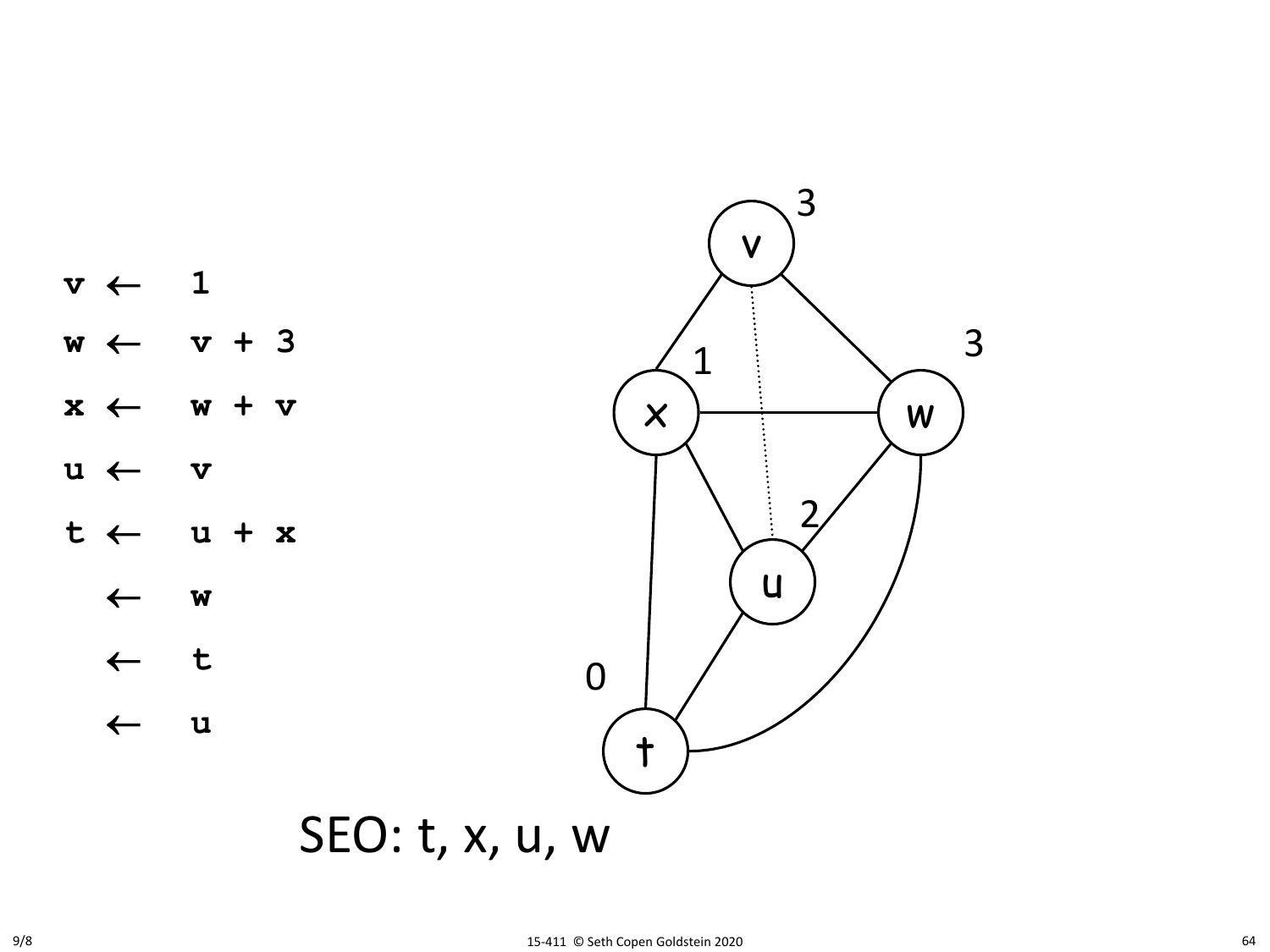```
v ←  1
w ←  v + 3
x ←  w + v
u ←  v
t ←  u + x
  ←  w
  ←  t
  ←  u
```

SEO: t, x, u, w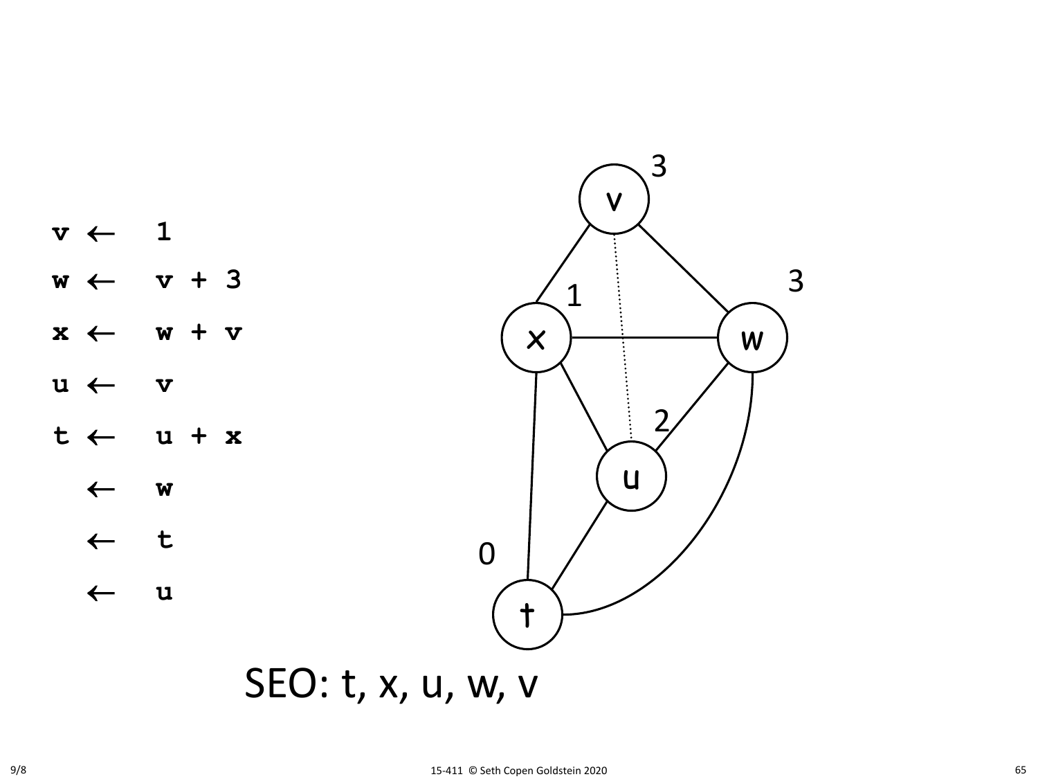```
v ←  1
w ←  v + 3
x ←  w + v
u ←  v
t ←  u + x
  ←  w
  ←  t
  ←  u
```

SEO: t, x, u, w, v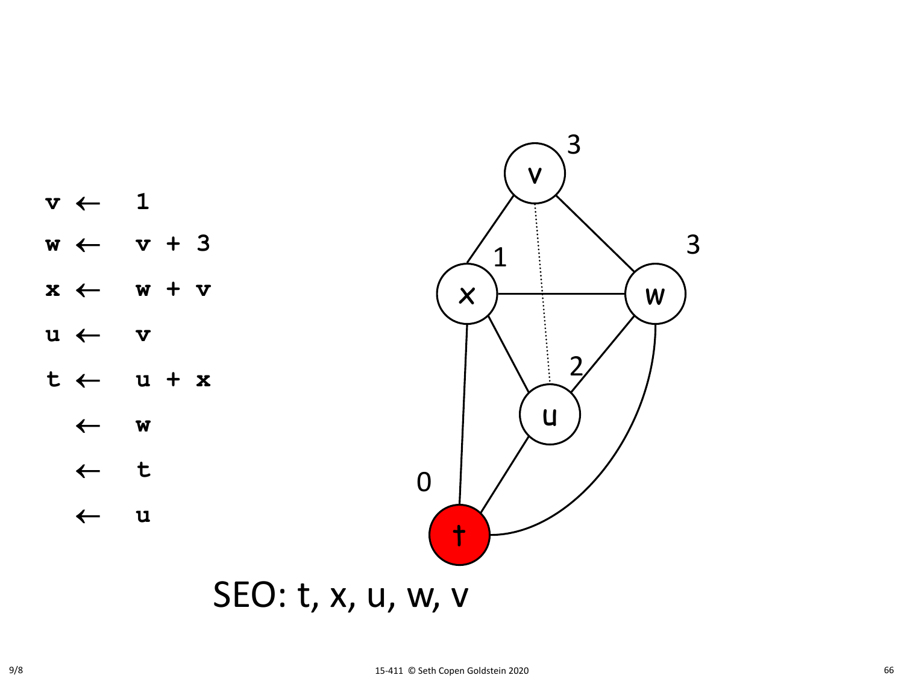```
v ←  1
w ←  v + 3
x ←  w + v
u ←  v
t ←  u + x
  ←  w
  ←  t
  ←  u
```

SEO: t, x, u, w, v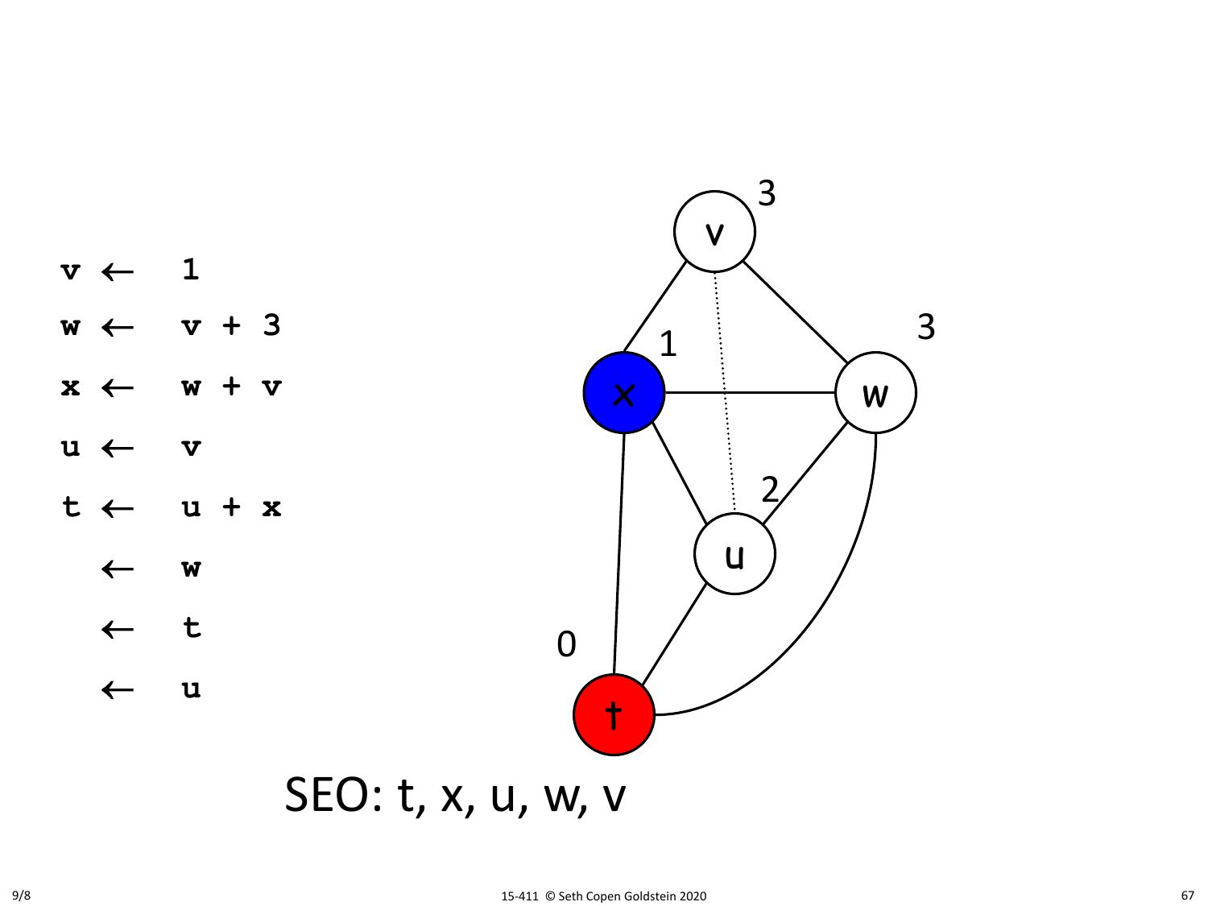```
v ←  1
w ←  v + 3
x ←  w + v
u ←  v
t ←  u + x
  ←  w
  ←  t
  ←  u
```

SEO: t, x, u, w, v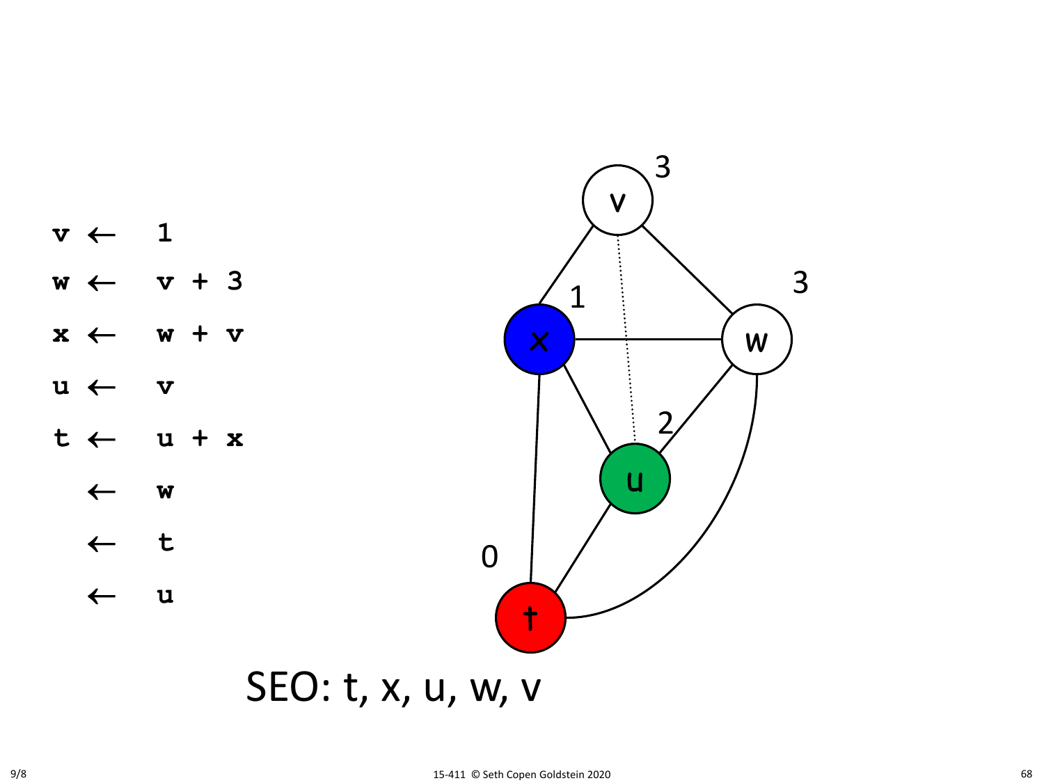```
v ←  1
w ←  v + 3
x ←  w + v
u ←  v
t ←  u + x
  ←  w
  ←  t
  ←  u
```

SEO: t, x, u, w, v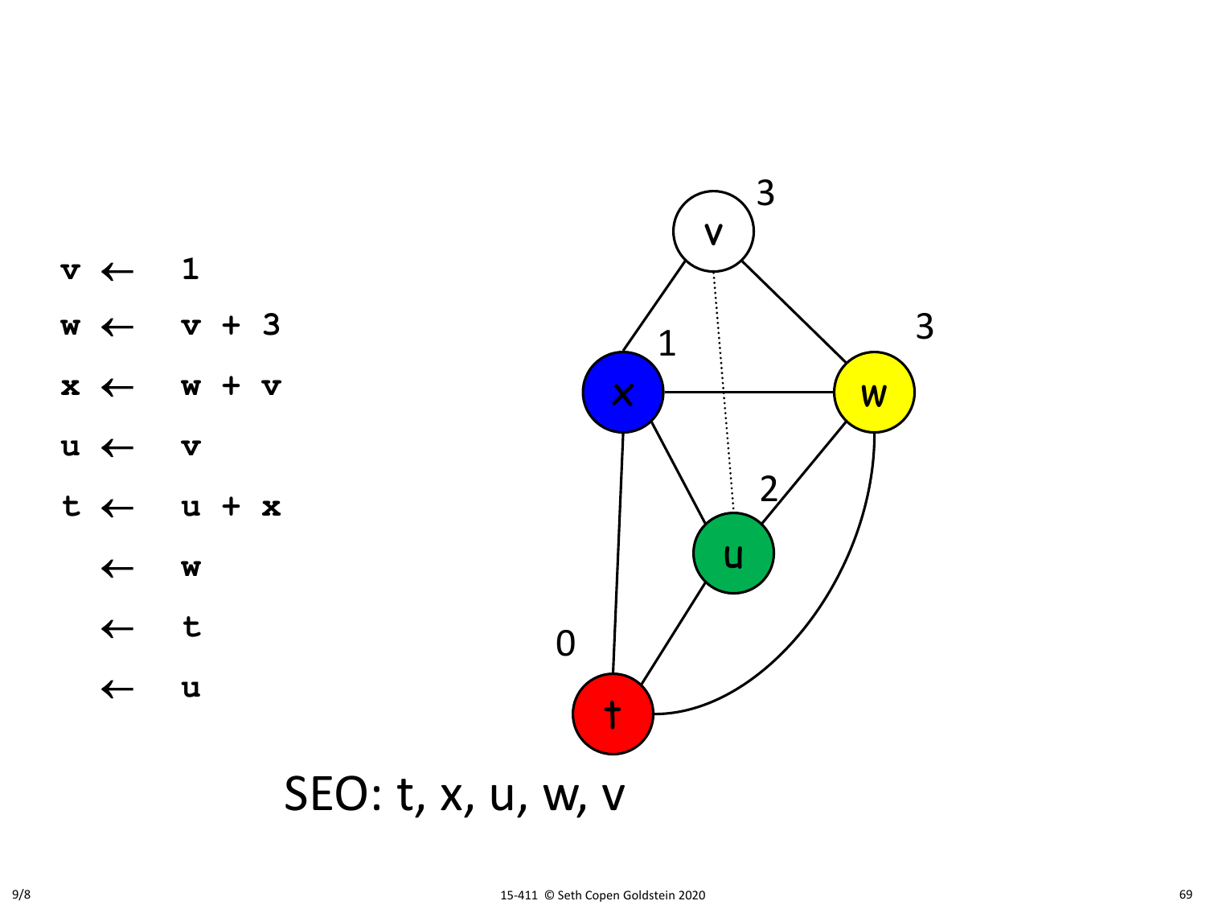```
v ←  1
w ←  v + 3
x ←  w + v
u ←  v
t ←  u + x
  ←  w
  ←  t
  ←  u
```

SEO: t, x, u, w, v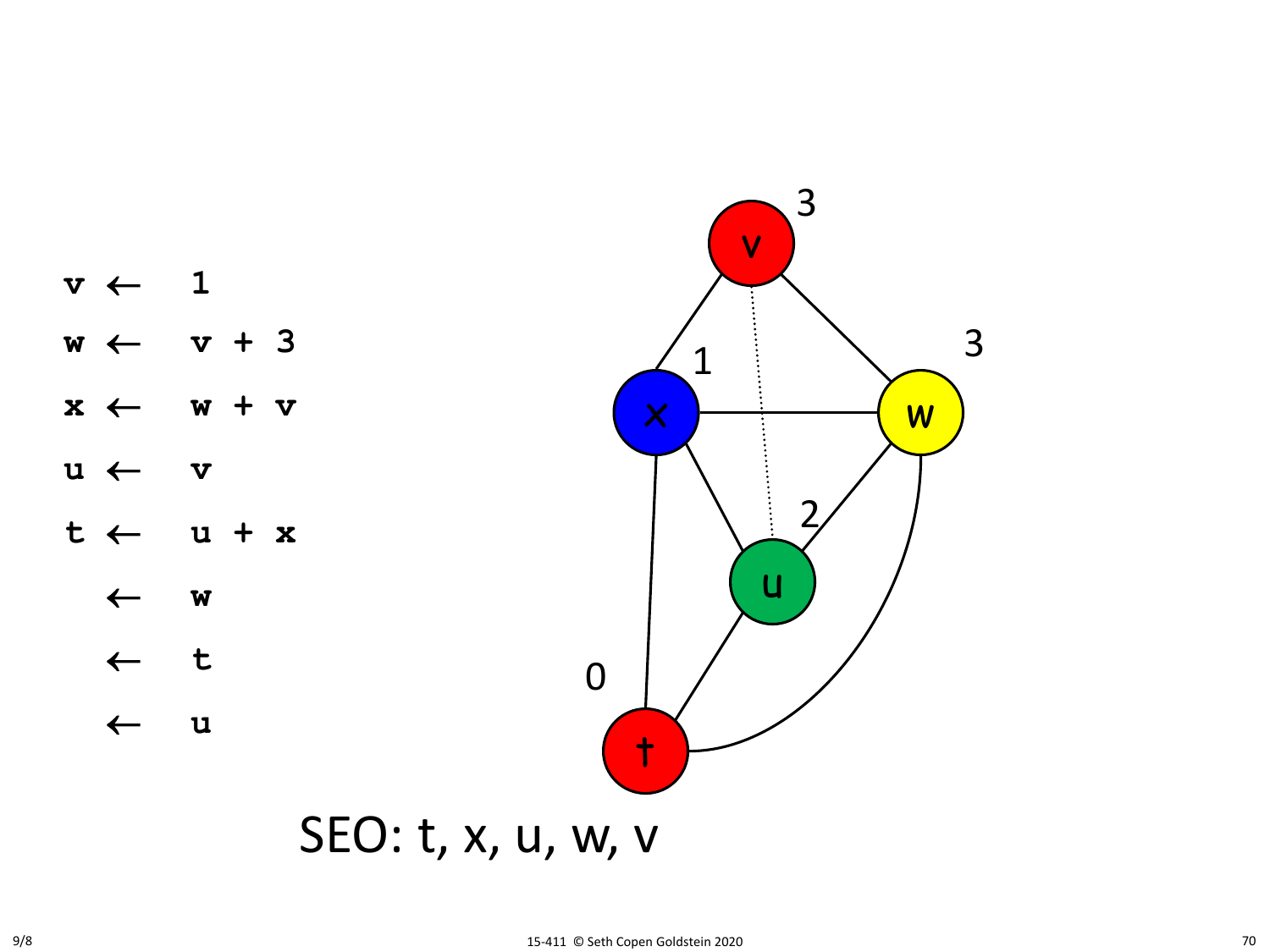```
v ← 1
w ← v + 3
x ← w + v
u ← v
t ← u + x
  ← w
  ← t
  ← u
```

SEO: t, x, u, w, v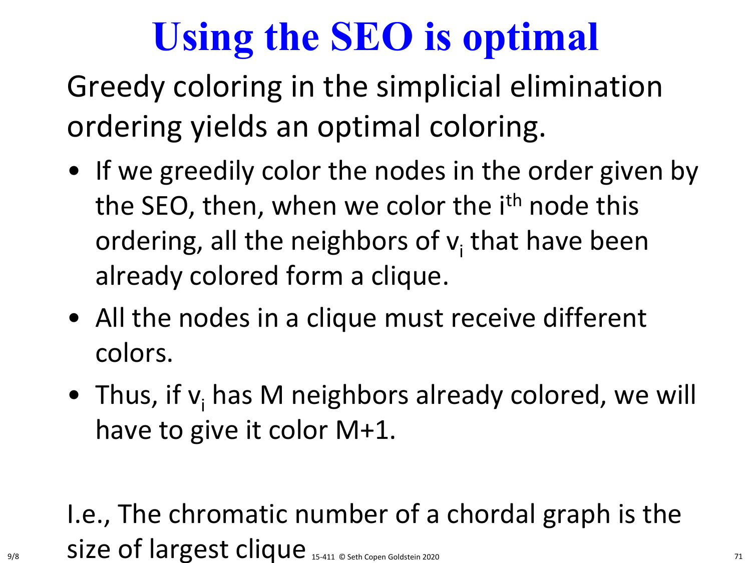# Using the SEO is optimal

Greedy coloring in the simplicial elimination ordering yields an optimal coloring.

- If we greedily color the nodes in the order given by the SEO, then, when we color the $i^{th}$ node this ordering, all the neighbors of $v_i$ that have been already colored form a clique.
- All the nodes in a clique must receive different colors.
- Thus, if $v_i$ has M neighbors already colored, we will have to give it color M+1.

I.e., The chromatic number of a chordal graph is the size of largest clique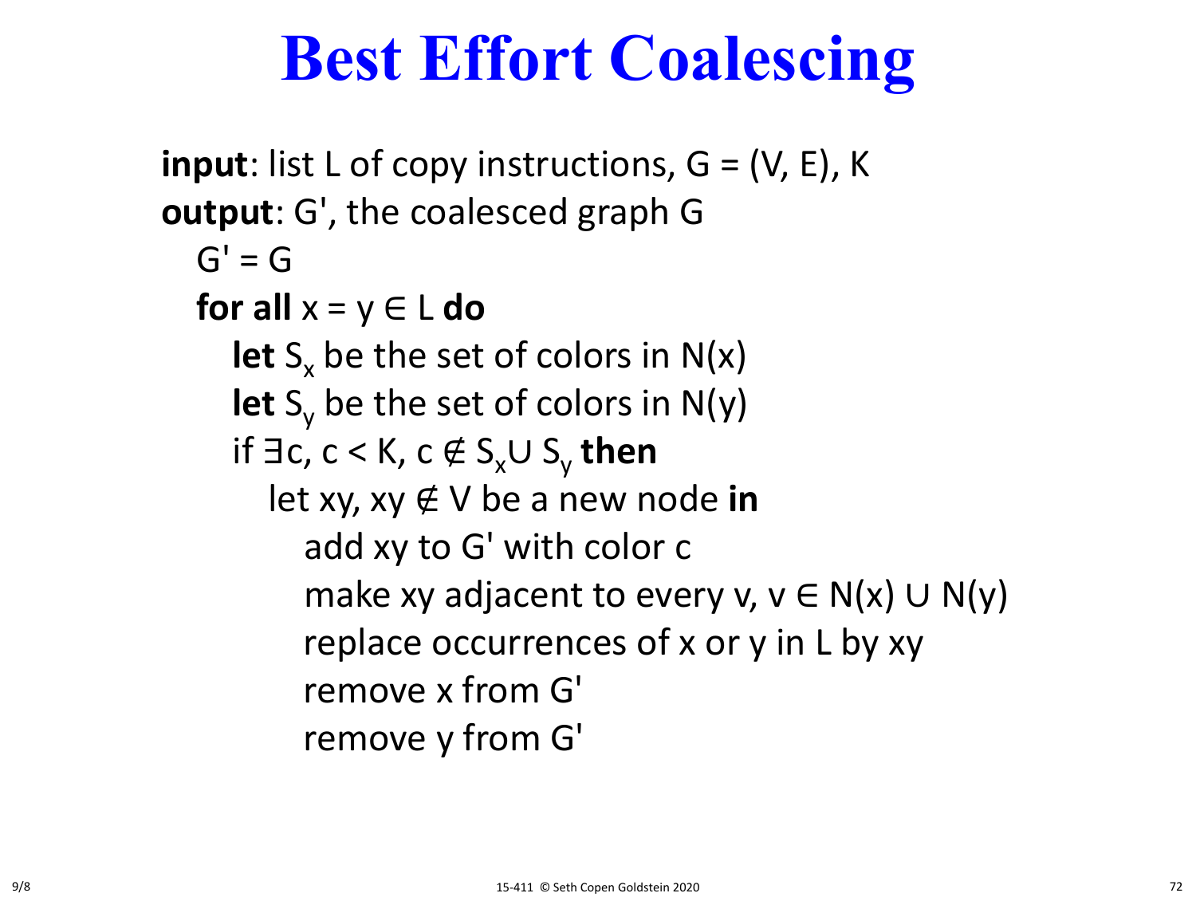# Best Effort Coalescing

**input**: list L of copy instructions, G = (V, E), K
**output**: G', the coalesced graph G

- G' = G
- **for all** $x = y \in L$ **do**
  - **let** $S_x$ be the set of colors in N(x)
  - **let** $S_y$ be the set of colors in N(y)
  - if $\exists c, c < K, c \notin S_x \cup S_y$ **then**
    - let xy, $xy \notin V$ be a new node **in**
      - add xy to G' with color c
      - make xy adjacent to every v, $v \in N(x) \cup N(y)$
      - replace occurrences of x or y in L by xy
      - remove x from G'
      - remove y from G'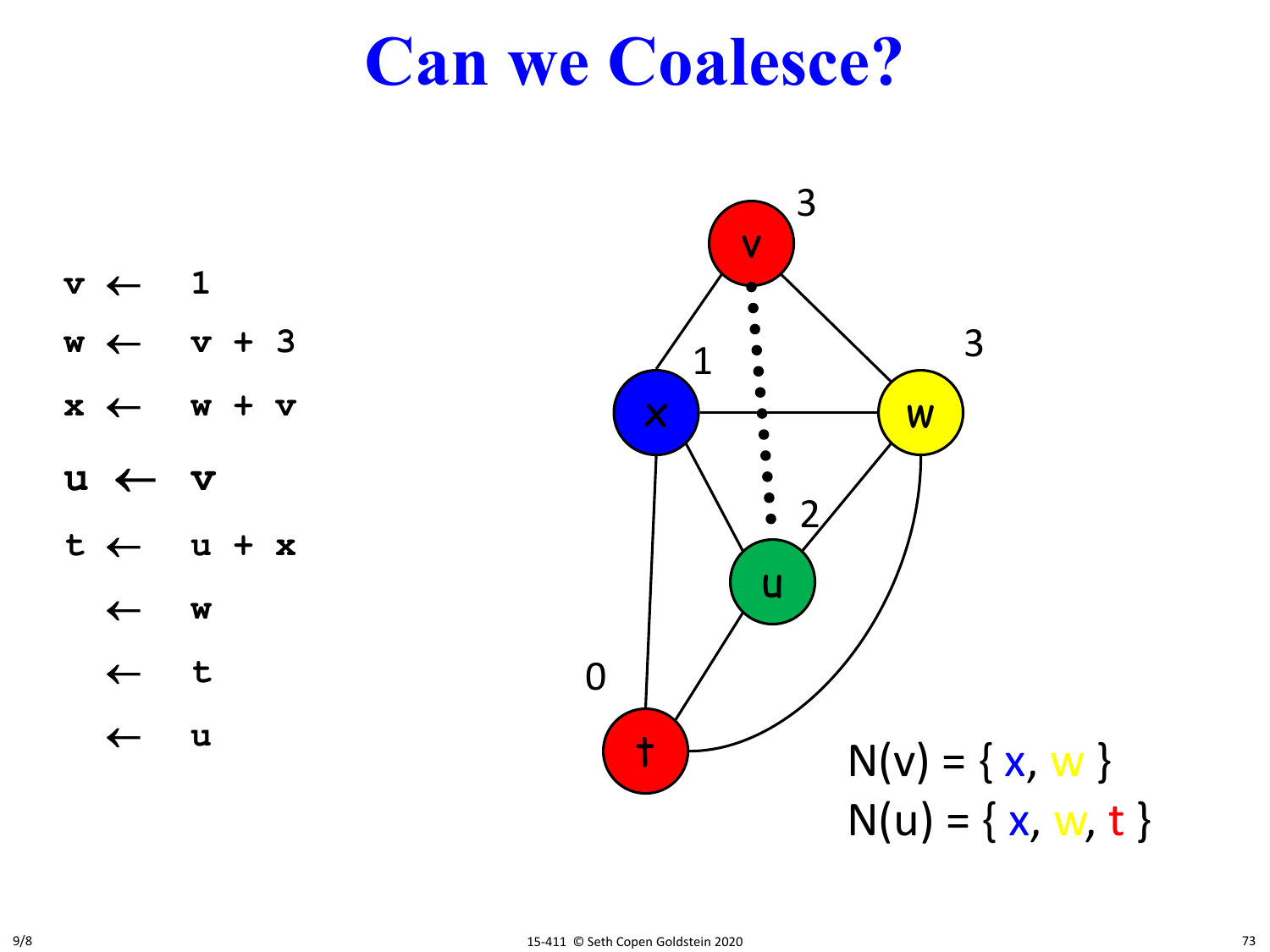# Can we Coalesce?

```
v ←  1
w ←  v + 3
x ←  w + v
u ←  v
t ←  u + x
  ←  w
  ←  t
  ←  u
```

$N(v) = \{ x, w \}$

$N(u) = \{ x, w, t \}$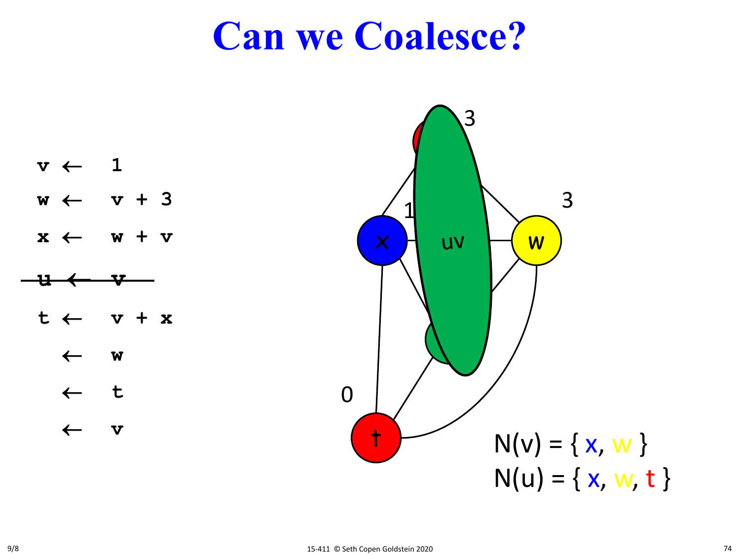# Can we Coalesce?

```
v ← 1
w ← v + 3
x ← w + v
u ← v
t ← v + x
  ← w
  ← t
  ← v
```

(The line `u ← v` is struck through.)

3

1

uv

x

w

3

0

t

N(v) = { x, w }

N(u) = { x, w, t }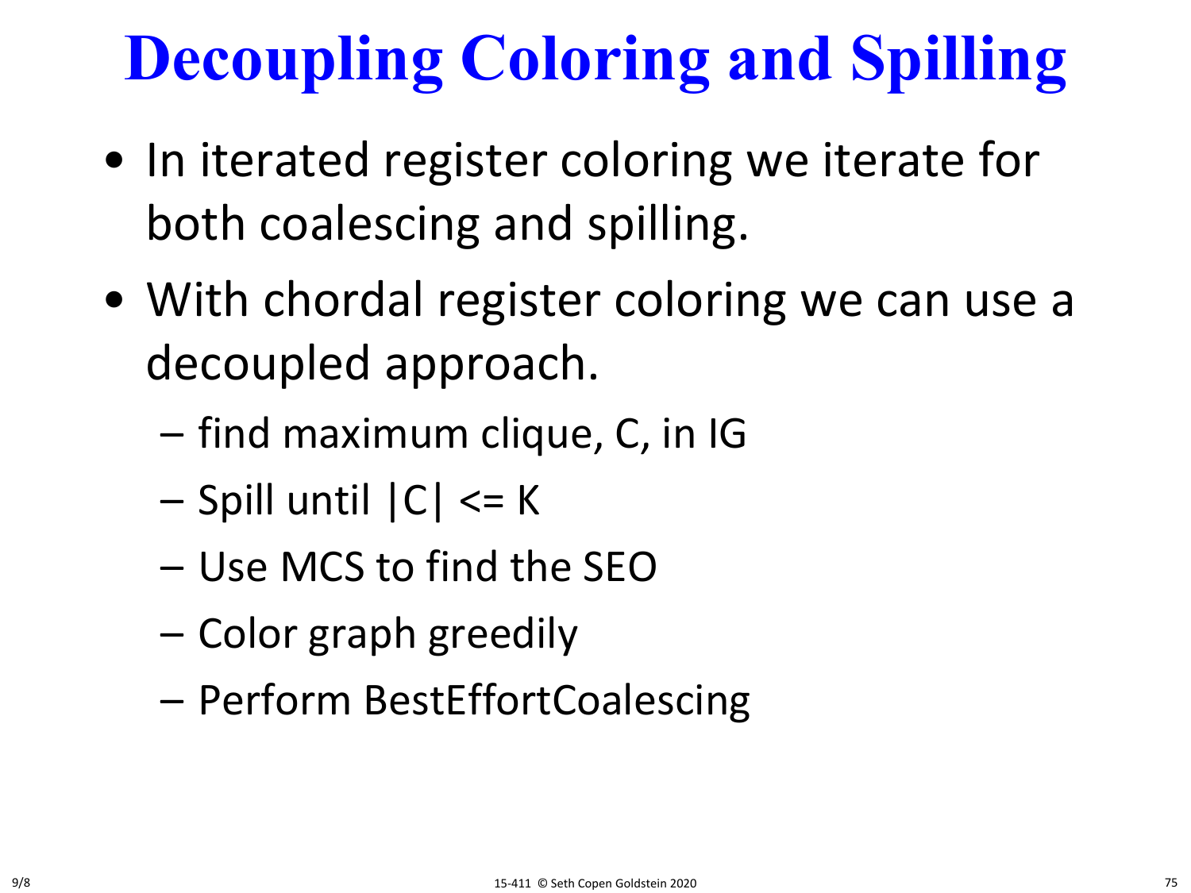# Decoupling Coloring and Spilling

- In iterated register coloring we iterate for both coalescing and spilling.
- With chordal register coloring we can use a decoupled approach.
  - find maximum clique, C, in IG
  - Spill until |C| <= K
  - Use MCS to find the SEO
  - Color graph greedily
  - Perform BestEffortCoalescing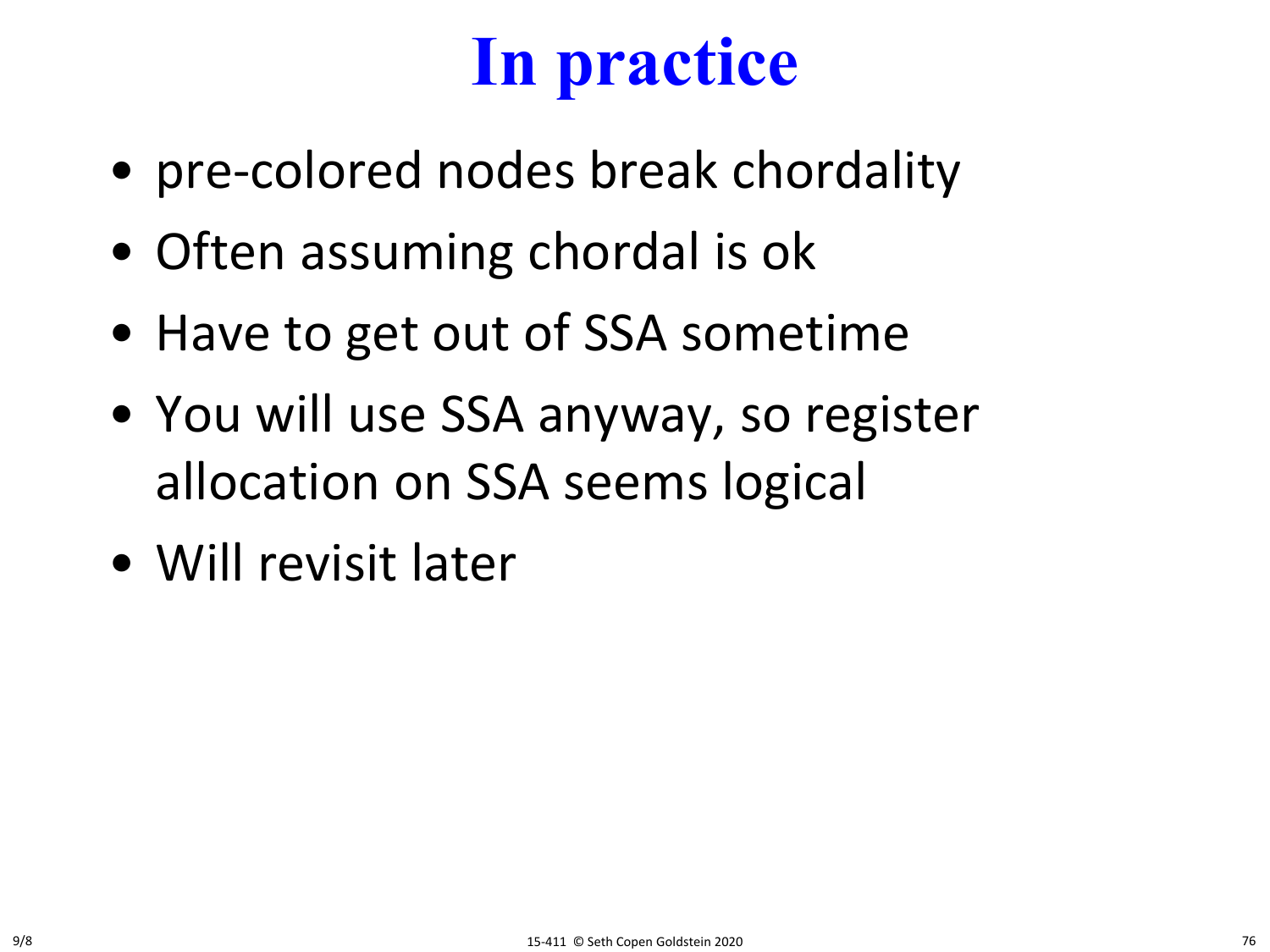# In practice

- pre-colored nodes break chordality
- Often assuming chordal is ok
- Have to get out of SSA sometime
- You will use SSA anyway, so register allocation on SSA seems logical
- Will revisit later